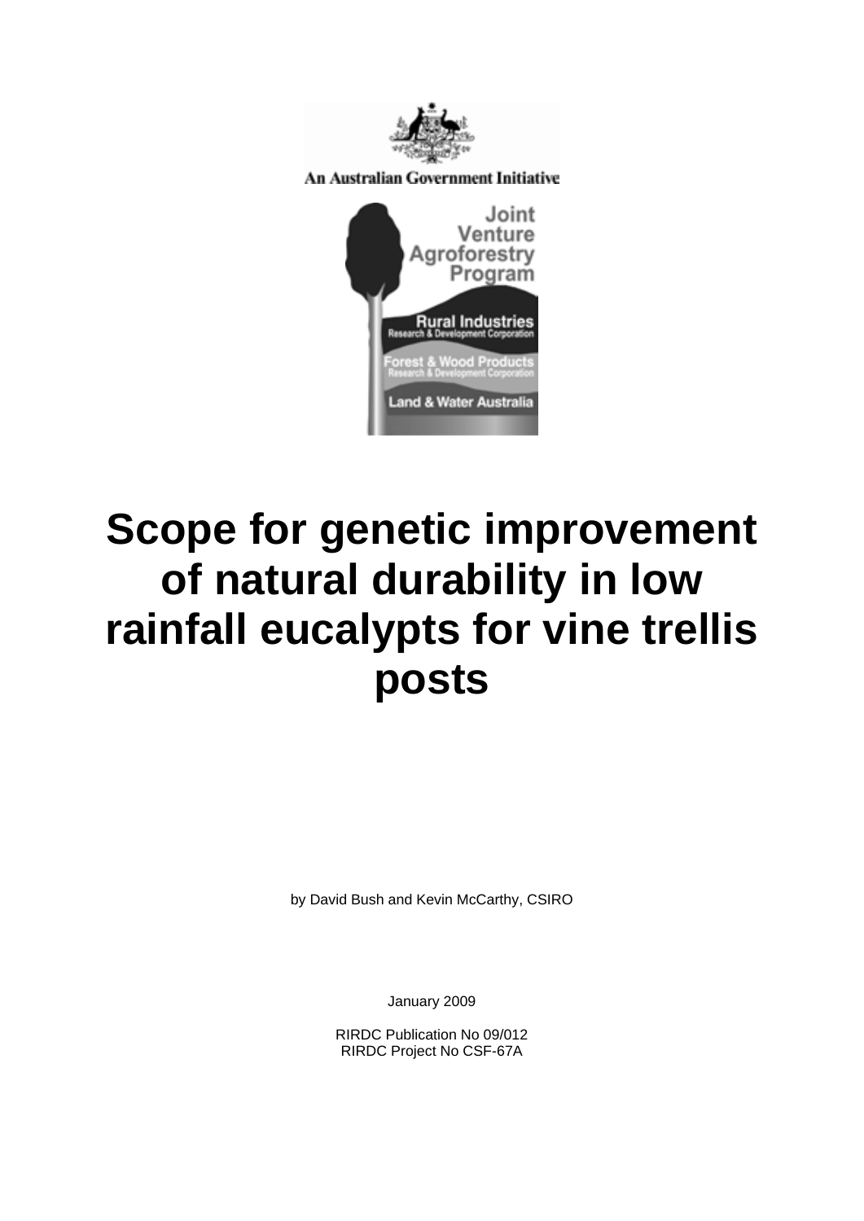An Australian Government Initiative

Joint Venture Agroforestry Program

Rural Industries Research & Development Corporation

Forest & Wood Products Research & Development Corporation

Land & Water Australia

# Scope for genetic improvement of natural durability in low rainfall eucalypts for vine trellis posts

by David Bush and Kevin McCarthy, CSIRO

January 2009

RIRDC Publication No 09/012
RIRDC Project No CSF-67A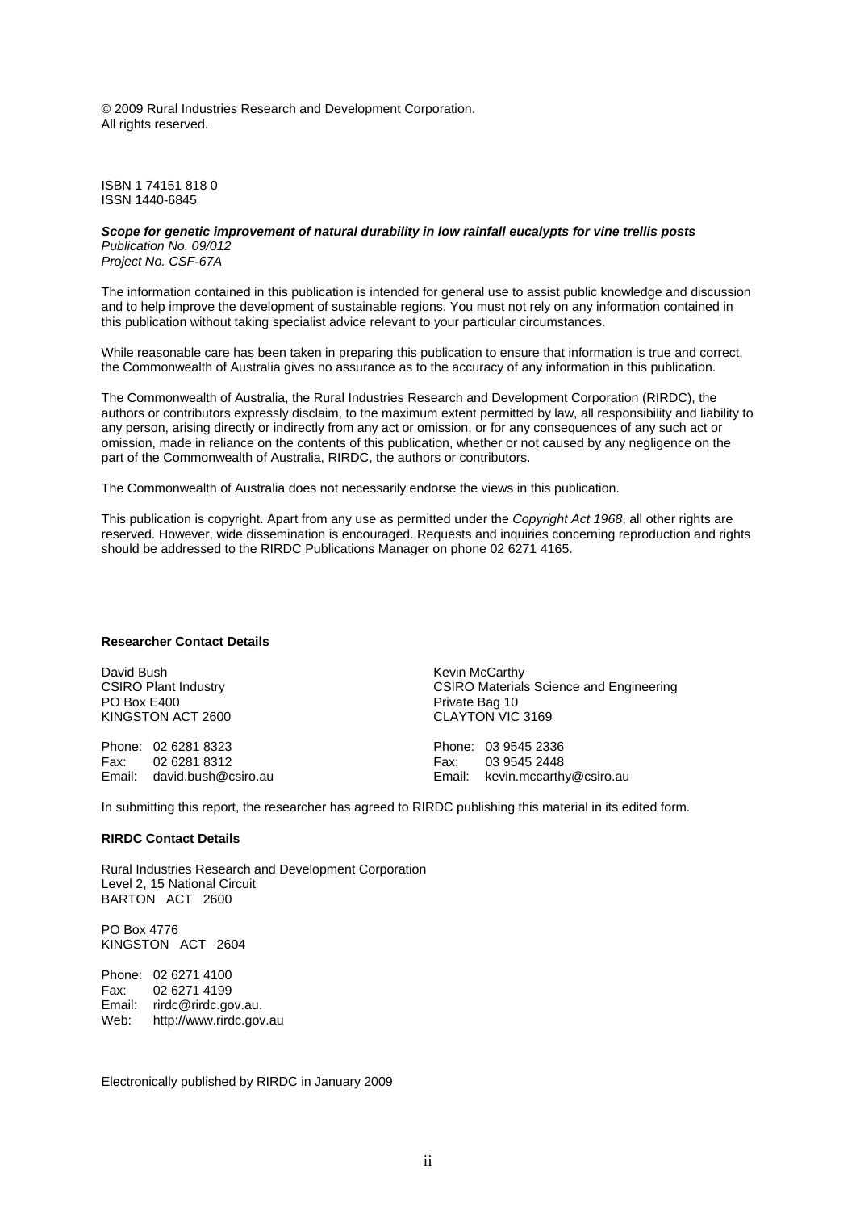© 2009 Rural Industries Research and Development Corporation.
All rights reserved.

ISBN 1 74151 818 0
ISSN 1440-6845

***Scope for genetic improvement of natural durability in low rainfall eucalypts for vine trellis posts***
*Publication No. 09/012*
*Project No. CSF-67A*

The information contained in this publication is intended for general use to assist public knowledge and discussion and to help improve the development of sustainable regions. You must not rely on any information contained in this publication without taking specialist advice relevant to your particular circumstances.

While reasonable care has been taken in preparing this publication to ensure that information is true and correct, the Commonwealth of Australia gives no assurance as to the accuracy of any information in this publication.

The Commonwealth of Australia, the Rural Industries Research and Development Corporation (RIRDC), the authors or contributors expressly disclaim, to the maximum extent permitted by law, all responsibility and liability to any person, arising directly or indirectly from any act or omission, or for any consequences of any such act or omission, made in reliance on the contents of this publication, whether or not caused by any negligence on the part of the Commonwealth of Australia, RIRDC, the authors or contributors.

The Commonwealth of Australia does not necessarily endorse the views in this publication.

This publication is copyright. Apart from any use as permitted under the *Copyright Act 1968*, all other rights are reserved. However, wide dissemination is encouraged. Requests and inquiries concerning reproduction and rights should be addressed to the RIRDC Publications Manager on phone 02 6271 4165.

**Researcher Contact Details**

David Bush
CSIRO Plant Industry
PO Box E400
KINGSTON ACT 2600

Phone: 02 6281 8323
Fax: 02 6281 8312
Email: david.bush@csiro.au

Kevin McCarthy
CSIRO Materials Science and Engineering
Private Bag 10
CLAYTON VIC 3169

Phone: 03 9545 2336
Fax: 03 9545 2448
Email: kevin.mccarthy@csiro.au

In submitting this report, the researcher has agreed to RIRDC publishing this material in its edited form.

**RIRDC Contact Details**

Rural Industries Research and Development Corporation
Level 2, 15 National Circuit
BARTON ACT 2600

PO Box 4776
KINGSTON ACT 2604

Phone: 02 6271 4100
Fax: 02 6271 4199
Email: rirdc@rirdc.gov.au.
Web: http://www.rirdc.gov.au

Electronically published by RIRDC in January 2009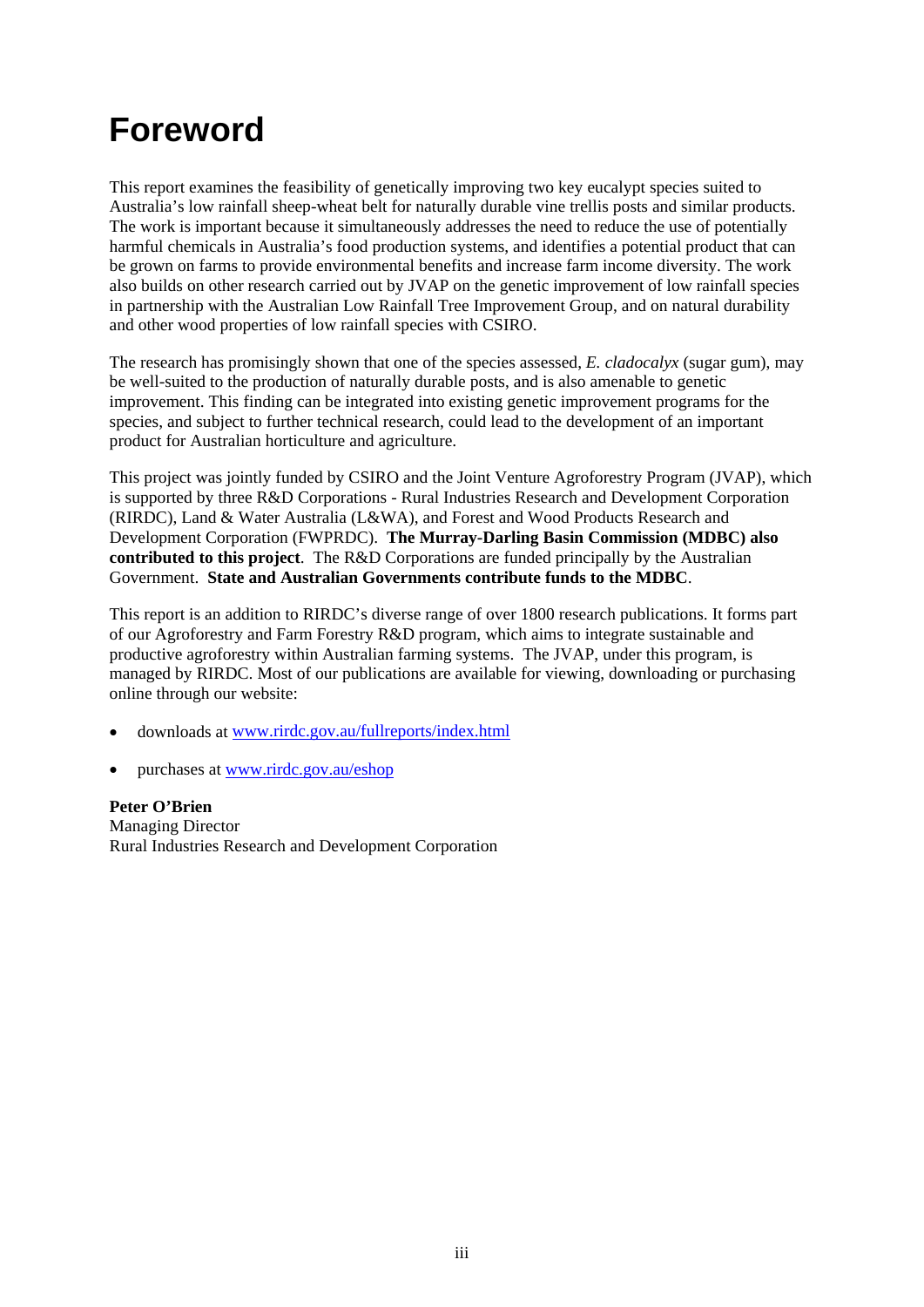# Foreword

This report examines the feasibility of genetically improving two key eucalypt species suited to Australia's low rainfall sheep-wheat belt for naturally durable vine trellis posts and similar products. The work is important because it simultaneously addresses the need to reduce the use of potentially harmful chemicals in Australia's food production systems, and identifies a potential product that can be grown on farms to provide environmental benefits and increase farm income diversity. The work also builds on other research carried out by JVAP on the genetic improvement of low rainfall species in partnership with the Australian Low Rainfall Tree Improvement Group, and on natural durability and other wood properties of low rainfall species with CSIRO.

The research has promisingly shown that one of the species assessed, *E. cladocalyx* (sugar gum), may be well-suited to the production of naturally durable posts, and is also amenable to genetic improvement. This finding can be integrated into existing genetic improvement programs for the species, and subject to further technical research, could lead to the development of an important product for Australian horticulture and agriculture.

This project was jointly funded by CSIRO and the Joint Venture Agroforestry Program (JVAP), which is supported by three R&D Corporations - Rural Industries Research and Development Corporation (RIRDC), Land & Water Australia (L&WA), and Forest and Wood Products Research and Development Corporation (FWPRDC). **The Murray-Darling Basin Commission (MDBC) also contributed to this project**. The R&D Corporations are funded principally by the Australian Government. **State and Australian Governments contribute funds to the MDBC**.

This report is an addition to RIRDC's diverse range of over 1800 research publications. It forms part of our Agroforestry and Farm Forestry R&D program, which aims to integrate sustainable and productive agroforestry within Australian farming systems. The JVAP, under this program, is managed by RIRDC. Most of our publications are available for viewing, downloading or purchasing online through our website:

- downloads at www.rirdc.gov.au/fullreports/index.html
- purchases at www.rirdc.gov.au/eshop

**Peter O'Brien**
Managing Director
Rural Industries Research and Development Corporation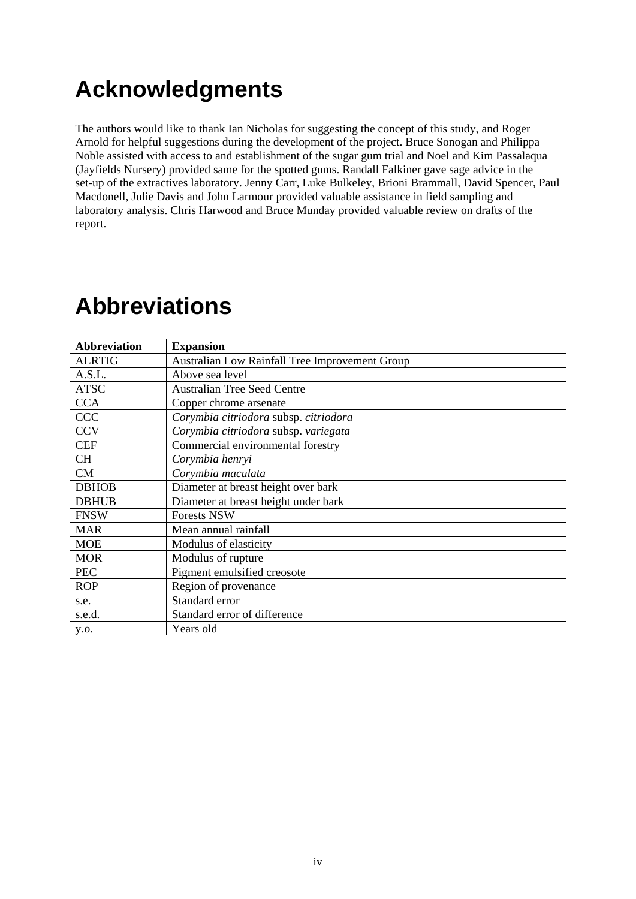# Acknowledgments

The authors would like to thank Ian Nicholas for suggesting the concept of this study, and Roger Arnold for helpful suggestions during the development of the project. Bruce Sonogan and Philippa Noble assisted with access to and establishment of the sugar gum trial and Noel and Kim Passalaqua (Jayfields Nursery) provided same for the spotted gums. Randall Falkiner gave sage advice in the set-up of the extractives laboratory. Jenny Carr, Luke Bulkeley, Brioni Brammall, David Spencer, Paul Macdonell, Julie Davis and John Larmour provided valuable assistance in field sampling and laboratory analysis. Chris Harwood and Bruce Munday provided valuable review on drafts of the report.

# Abbreviations

| Abbreviation | Expansion |
|---|---|
| ALRTIG | Australian Low Rainfall Tree Improvement Group |
| A.S.L. | Above sea level |
| ATSC | Australian Tree Seed Centre |
| CCA | Copper chrome arsenate |
| CCC | *Corymbia citriodora* subsp. *citriodora* |
| CCV | *Corymbia citriodora* subsp. *variegata* |
| CEF | Commercial environmental forestry |
| CH | *Corymbia henryi* |
| CM | *Corymbia maculata* |
| DBHOB | Diameter at breast height over bark |
| DBHUB | Diameter at breast height under bark |
| FNSW | Forests NSW |
| MAR | Mean annual rainfall |
| MOE | Modulus of elasticity |
| MOR | Modulus of rupture |
| PEC | Pigment emulsified creosote |
| ROP | Region of provenance |
| s.e. | Standard error |
| s.e.d. | Standard error of difference |
| y.o. | Years old |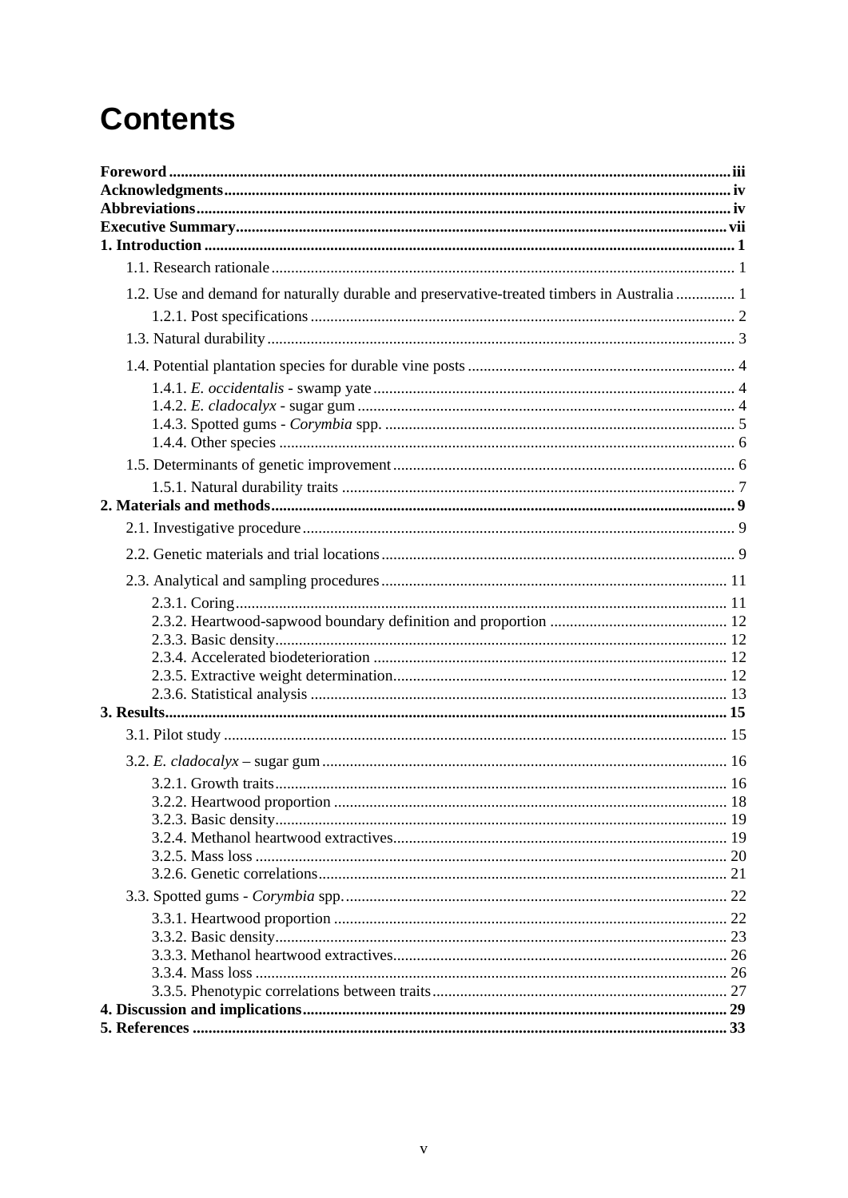# Contents

**Foreword** .... iii
**Acknowledgments** .... iv
**Abbreviations** .... iv
**Executive Summary** .... vii
**1. Introduction** .... 1

- 1.1. Research rationale .... 1
- 1.2. Use and demand for naturally durable and preservative-treated timbers in Australia .... 1
  - 1.2.1. Post specifications .... 2
- 1.3. Natural durability .... 3
- 1.4. Potential plantation species for durable vine posts .... 4
  - 1.4.1. *E. occidentalis* - swamp yate .... 4
  - 1.4.2. *E. cladocalyx* - sugar gum .... 4
  - 1.4.3. Spotted gums - *Corymbia* spp. .... 5
  - 1.4.4. Other species .... 6
- 1.5. Determinants of genetic improvement .... 6
  - 1.5.1. Natural durability traits .... 7

**2. Materials and methods** .... 9

- 2.1. Investigative procedure .... 9
- 2.2. Genetic materials and trial locations .... 9
- 2.3. Analytical and sampling procedures .... 11
  - 2.3.1. Coring .... 11
  - 2.3.2. Heartwood-sapwood boundary definition and proportion .... 12
  - 2.3.3. Basic density .... 12
  - 2.3.4. Accelerated biodeterioration .... 12
  - 2.3.5. Extractive weight determination .... 12
  - 2.3.6. Statistical analysis .... 13

**3. Results** .... 15

- 3.1. Pilot study .... 15
- 3.2. *E. cladocalyx* – sugar gum .... 16
  - 3.2.1. Growth traits .... 16
  - 3.2.2. Heartwood proportion .... 18
  - 3.2.3. Basic density .... 19
  - 3.2.4. Methanol heartwood extractives .... 19
  - 3.2.5. Mass loss .... 20
  - 3.2.6. Genetic correlations .... 21
- 3.3. Spotted gums - *Corymbia* spp. .... 22
  - 3.3.1. Heartwood proportion .... 22
  - 3.3.2. Basic density .... 23
  - 3.3.3. Methanol heartwood extractives .... 26
  - 3.3.4. Mass loss .... 26
  - 3.3.5. Phenotypic correlations between traits .... 27

**4. Discussion and implications** .... 29
**5. References** .... 33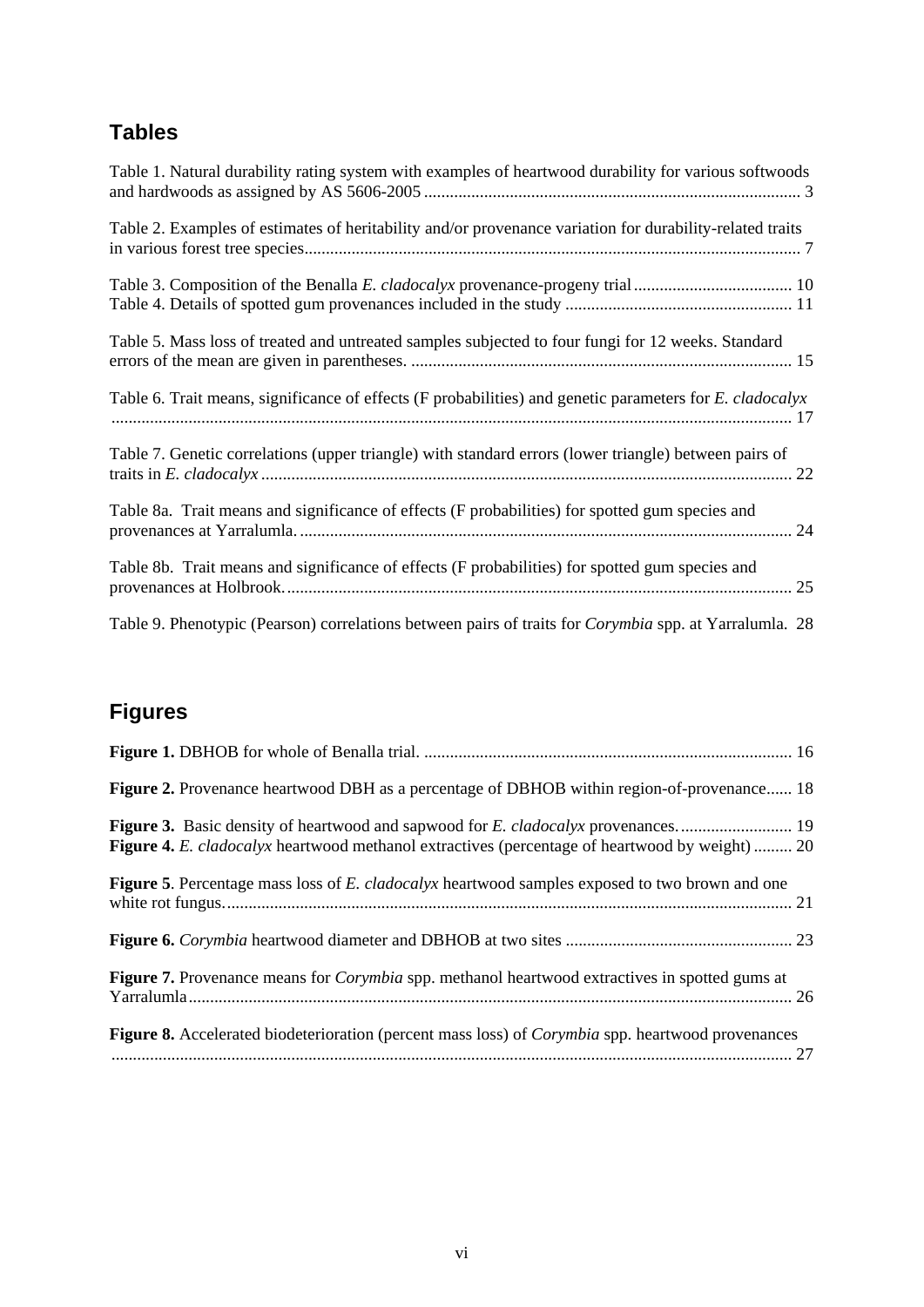## Tables

Table 1. Natural durability rating system with examples of heartwood durability for various softwoods and hardwoods as assigned by AS 5606-2005 ....................................................................................... 3

Table 2. Examples of estimates of heritability and/or provenance variation for durability-related traits in various forest tree species................................................................................................................... 7

Table 3. Composition of the Benalla *E. cladocalyx* provenance-progeny trial..................................... 10

Table 4. Details of spotted gum provenances included in the study ..................................................... 11

Table 5. Mass loss of treated and untreated samples subjected to four fungi for 12 weeks. Standard errors of the mean are given in parentheses. ......................................................................................... 15

Table 6. Trait means, significance of effects (F probabilities) and genetic parameters for *E. cladocalyx* .............................................................................................................................................. 17

Table 7. Genetic correlations (upper triangle) with standard errors (lower triangle) between pairs of traits in *E. cladocalyx* ............................................................................................................................ 22

Table 8a. Trait means and significance of effects (F probabilities) for spotted gum species and provenances at Yarralumla. ................................................................................................................... 24

Table 8b. Trait means and significance of effects (F probabilities) for spotted gum species and provenances at Holbrook. ...................................................................................................................... 25

Table 9. Phenotypic (Pearson) correlations between pairs of traits for *Corymbia* spp. at Yarralumla. 28

## Figures

**Figure 1.** DBHOB for whole of Benalla trial. ...................................................................................... 16

**Figure 2.** Provenance heartwood DBH as a percentage of DBHOB within region-of-provenance...... 18

**Figure 3.** Basic density of heartwood and sapwood for *E. cladocalyx* provenances. .......................... 19

**Figure 4.** *E. cladocalyx* heartwood methanol extractives (percentage of heartwood by weight) ......... 20

**Figure 5**. Percentage mass loss of *E. cladocalyx* heartwood samples exposed to two brown and one white rot fungus. ................................................................................................................................... 21

**Figure 6.** *Corymbia* heartwood diameter and DBHOB at two sites ..................................................... 23

**Figure 7.** Provenance means for *Corymbia* spp. methanol heartwood extractives in spotted gums at Yarralumla............................................................................................................................................. 26

**Figure 8.** Accelerated biodeterioration (percent mass loss) of *Corymbia* spp. heartwood provenances .............................................................................................................................................. 27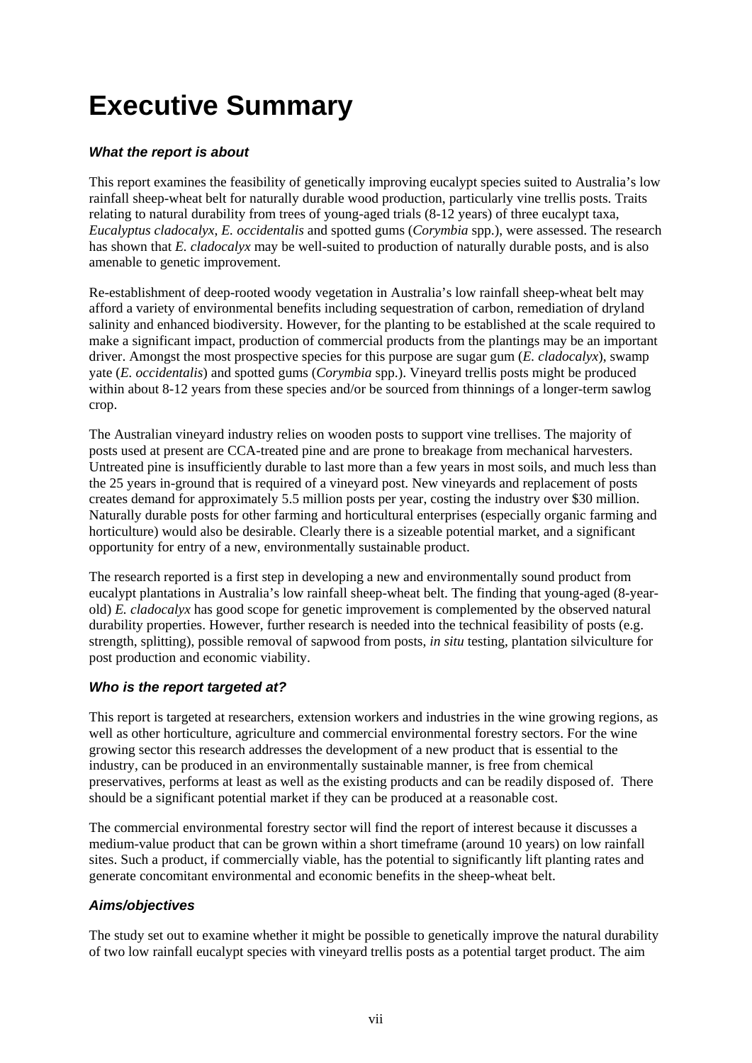# Executive Summary

### *What the report is about*

This report examines the feasibility of genetically improving eucalypt species suited to Australia's low rainfall sheep-wheat belt for naturally durable wood production, particularly vine trellis posts. Traits relating to natural durability from trees of young-aged trials (8-12 years) of three eucalypt taxa, *Eucalyptus cladocalyx*, *E. occidentalis* and spotted gums (*Corymbia* spp.), were assessed. The research has shown that *E. cladocalyx* may be well-suited to production of naturally durable posts, and is also amenable to genetic improvement.

Re-establishment of deep-rooted woody vegetation in Australia's low rainfall sheep-wheat belt may afford a variety of environmental benefits including sequestration of carbon, remediation of dryland salinity and enhanced biodiversity. However, for the planting to be established at the scale required to make a significant impact, production of commercial products from the plantings may be an important driver. Amongst the most prospective species for this purpose are sugar gum (*E. cladocalyx*), swamp yate (*E. occidentalis*) and spotted gums (*Corymbia* spp.). Vineyard trellis posts might be produced within about 8-12 years from these species and/or be sourced from thinnings of a longer-term sawlog crop.

The Australian vineyard industry relies on wooden posts to support vine trellises. The majority of posts used at present are CCA-treated pine and are prone to breakage from mechanical harvesters. Untreated pine is insufficiently durable to last more than a few years in most soils, and much less than the 25 years in-ground that is required of a vineyard post. New vineyards and replacement of posts creates demand for approximately 5.5 million posts per year, costing the industry over $30 million. Naturally durable posts for other farming and horticultural enterprises (especially organic farming and horticulture) would also be desirable. Clearly there is a sizeable potential market, and a significant opportunity for entry of a new, environmentally sustainable product.

The research reported is a first step in developing a new and environmentally sound product from eucalypt plantations in Australia's low rainfall sheep-wheat belt. The finding that young-aged (8-year-old) *E. cladocalyx* has good scope for genetic improvement is complemented by the observed natural durability properties. However, further research is needed into the technical feasibility of posts (e.g. strength, splitting), possible removal of sapwood from posts, *in situ* testing, plantation silviculture for post production and economic viability.

### *Who is the report targeted at?*

This report is targeted at researchers, extension workers and industries in the wine growing regions, as well as other horticulture, agriculture and commercial environmental forestry sectors. For the wine growing sector this research addresses the development of a new product that is essential to the industry, can be produced in an environmentally sustainable manner, is free from chemical preservatives, performs at least as well as the existing products and can be readily disposed of. There should be a significant potential market if they can be produced at a reasonable cost.

The commercial environmental forestry sector will find the report of interest because it discusses a medium-value product that can be grown within a short timeframe (around 10 years) on low rainfall sites. Such a product, if commercially viable, has the potential to significantly lift planting rates and generate concomitant environmental and economic benefits in the sheep-wheat belt.

### *Aims/objectives*

The study set out to examine whether it might be possible to genetically improve the natural durability of two low rainfall eucalypt species with vineyard trellis posts as a potential target product. The aim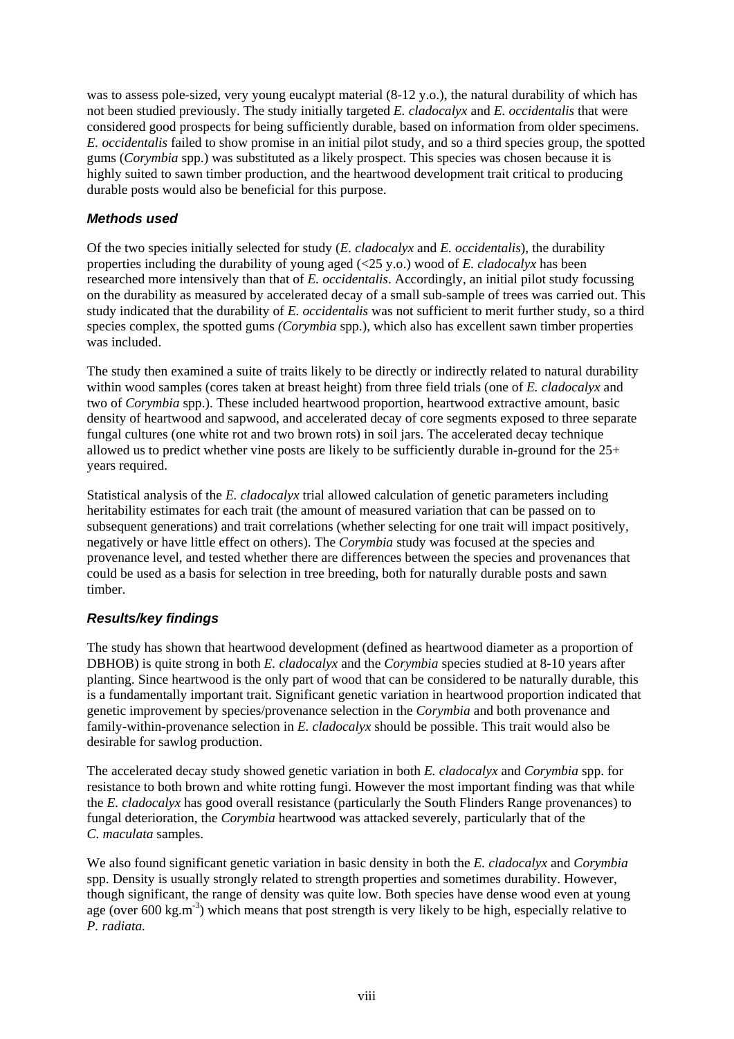was to assess pole-sized, very young eucalypt material (8-12 y.o.), the natural durability of which has not been studied previously. The study initially targeted *E. cladocalyx* and *E. occidentalis* that were considered good prospects for being sufficiently durable, based on information from older specimens. *E. occidentalis* failed to show promise in an initial pilot study, and so a third species group, the spotted gums (*Corymbia* spp.) was substituted as a likely prospect. This species was chosen because it is highly suited to sawn timber production, and the heartwood development trait critical to producing durable posts would also be beneficial for this purpose.

### *Methods used*

Of the two species initially selected for study (*E. cladocalyx* and *E. occidentalis*), the durability properties including the durability of young aged (<25 y.o.) wood of *E. cladocalyx* has been researched more intensively than that of *E. occidentalis*. Accordingly, an initial pilot study focussing on the durability as measured by accelerated decay of a small sub-sample of trees was carried out. This study indicated that the durability of *E. occidentalis* was not sufficient to merit further study, so a third species complex, the spotted gums *(Corymbia* spp.), which also has excellent sawn timber properties was included.

The study then examined a suite of traits likely to be directly or indirectly related to natural durability within wood samples (cores taken at breast height) from three field trials (one of *E. cladocalyx* and two of *Corymbia* spp.). These included heartwood proportion, heartwood extractive amount, basic density of heartwood and sapwood, and accelerated decay of core segments exposed to three separate fungal cultures (one white rot and two brown rots) in soil jars. The accelerated decay technique allowed us to predict whether vine posts are likely to be sufficiently durable in-ground for the 25+ years required.

Statistical analysis of the *E. cladocalyx* trial allowed calculation of genetic parameters including heritability estimates for each trait (the amount of measured variation that can be passed on to subsequent generations) and trait correlations (whether selecting for one trait will impact positively, negatively or have little effect on others). The *Corymbia* study was focused at the species and provenance level, and tested whether there are differences between the species and provenances that could be used as a basis for selection in tree breeding, both for naturally durable posts and sawn timber.

### *Results/key findings*

The study has shown that heartwood development (defined as heartwood diameter as a proportion of DBHOB) is quite strong in both *E. cladocalyx* and the *Corymbia* species studied at 8-10 years after planting. Since heartwood is the only part of wood that can be considered to be naturally durable, this is a fundamentally important trait. Significant genetic variation in heartwood proportion indicated that genetic improvement by species/provenance selection in the *Corymbia* and both provenance and family-within-provenance selection in *E. cladocalyx* should be possible. This trait would also be desirable for sawlog production.

The accelerated decay study showed genetic variation in both *E. cladocalyx* and *Corymbia* spp. for resistance to both brown and white rotting fungi. However the most important finding was that while the *E. cladocalyx* has good overall resistance (particularly the South Flinders Range provenances) to fungal deterioration, the *Corymbia* heartwood was attacked severely, particularly that of the *C. maculata* samples.

We also found significant genetic variation in basic density in both the *E. cladocalyx* and *Corymbia* spp. Density is usually strongly related to strength properties and sometimes durability. However, though significant, the range of density was quite low. Both species have dense wood even at young age (over 600 $kg.m^{-3}$) which means that post strength is very likely to be high, especially relative to *P. radiata.*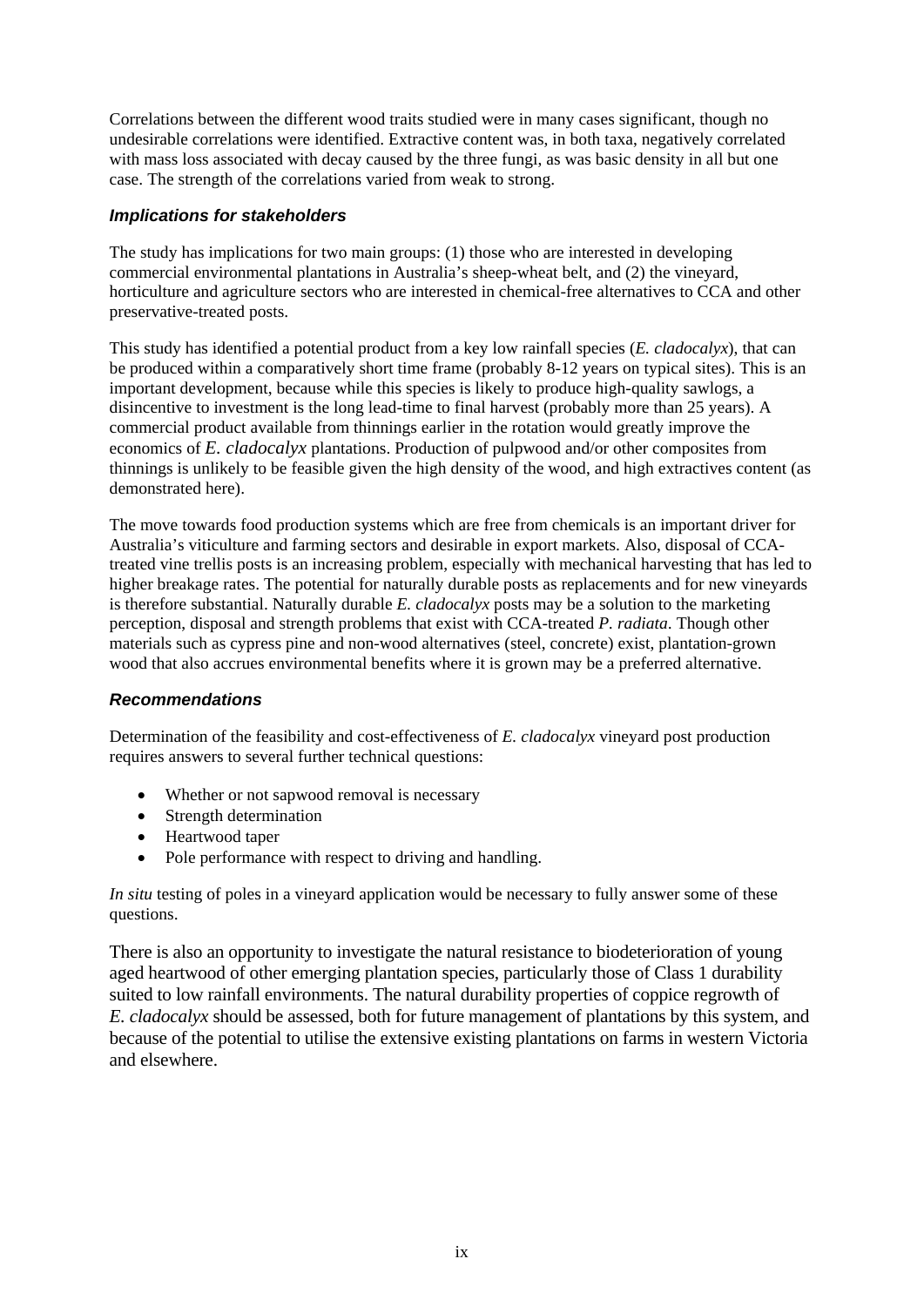Correlations between the different wood traits studied were in many cases significant, though no undesirable correlations were identified. Extractive content was, in both taxa, negatively correlated with mass loss associated with decay caused by the three fungi, as was basic density in all but one case. The strength of the correlations varied from weak to strong.

### *Implications for stakeholders*

The study has implications for two main groups: (1) those who are interested in developing commercial environmental plantations in Australia's sheep-wheat belt, and (2) the vineyard, horticulture and agriculture sectors who are interested in chemical-free alternatives to CCA and other preservative-treated posts.

This study has identified a potential product from a key low rainfall species (*E. cladocalyx*), that can be produced within a comparatively short time frame (probably 8-12 years on typical sites). This is an important development, because while this species is likely to produce high-quality sawlogs, a disincentive to investment is the long lead-time to final harvest (probably more than 25 years). A commercial product available from thinnings earlier in the rotation would greatly improve the economics of *E. cladocalyx* plantations. Production of pulpwood and/or other composites from thinnings is unlikely to be feasible given the high density of the wood, and high extractives content (as demonstrated here).

The move towards food production systems which are free from chemicals is an important driver for Australia's viticulture and farming sectors and desirable in export markets. Also, disposal of CCA-treated vine trellis posts is an increasing problem, especially with mechanical harvesting that has led to higher breakage rates. The potential for naturally durable posts as replacements and for new vineyards is therefore substantial. Naturally durable *E. cladocalyx* posts may be a solution to the marketing perception, disposal and strength problems that exist with CCA-treated *P. radiata*. Though other materials such as cypress pine and non-wood alternatives (steel, concrete) exist, plantation-grown wood that also accrues environmental benefits where it is grown may be a preferred alternative.

### *Recommendations*

Determination of the feasibility and cost-effectiveness of *E. cladocalyx* vineyard post production requires answers to several further technical questions:

- Whether or not sapwood removal is necessary
- Strength determination
- Heartwood taper
- Pole performance with respect to driving and handling.

*In situ* testing of poles in a vineyard application would be necessary to fully answer some of these questions.

There is also an opportunity to investigate the natural resistance to biodeterioration of young aged heartwood of other emerging plantation species, particularly those of Class 1 durability suited to low rainfall environments. The natural durability properties of coppice regrowth of *E. cladocalyx* should be assessed, both for future management of plantations by this system, and because of the potential to utilise the extensive existing plantations on farms in western Victoria and elsewhere.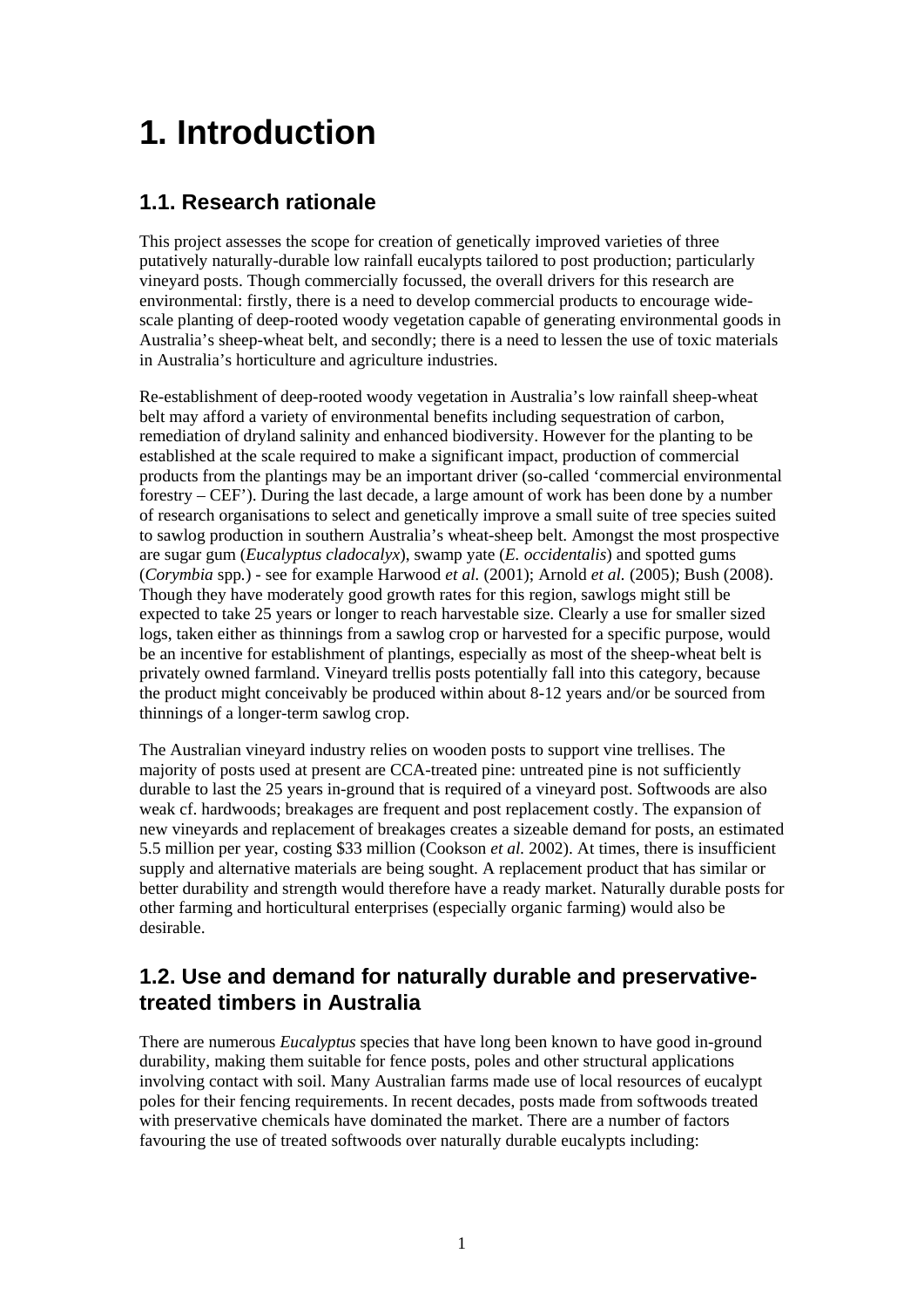# 1. Introduction

## 1.1. Research rationale

This project assesses the scope for creation of genetically improved varieties of three putatively naturally-durable low rainfall eucalypts tailored to post production; particularly vineyard posts. Though commercially focussed, the overall drivers for this research are environmental: firstly, there is a need to develop commercial products to encourage wide-scale planting of deep-rooted woody vegetation capable of generating environmental goods in Australia's sheep-wheat belt, and secondly; there is a need to lessen the use of toxic materials in Australia's horticulture and agriculture industries.

Re-establishment of deep-rooted woody vegetation in Australia's low rainfall sheep-wheat belt may afford a variety of environmental benefits including sequestration of carbon, remediation of dryland salinity and enhanced biodiversity. However for the planting to be established at the scale required to make a significant impact, production of commercial products from the plantings may be an important driver (so-called 'commercial environmental forestry – CEF'). During the last decade, a large amount of work has been done by a number of research organisations to select and genetically improve a small suite of tree species suited to sawlog production in southern Australia's wheat-sheep belt. Amongst the most prospective are sugar gum (*Eucalyptus cladocalyx*), swamp yate (*E. occidentalis*) and spotted gums (*Corymbia* spp.) - see for example Harwood *et al.* (2001); Arnold *et al.* (2005); Bush (2008). Though they have moderately good growth rates for this region, sawlogs might still be expected to take 25 years or longer to reach harvestable size. Clearly a use for smaller sized logs, taken either as thinnings from a sawlog crop or harvested for a specific purpose, would be an incentive for establishment of plantings, especially as most of the sheep-wheat belt is privately owned farmland. Vineyard trellis posts potentially fall into this category, because the product might conceivably be produced within about 8-12 years and/or be sourced from thinnings of a longer-term sawlog crop.

The Australian vineyard industry relies on wooden posts to support vine trellises. The majority of posts used at present are CCA-treated pine: untreated pine is not sufficiently durable to last the 25 years in-ground that is required of a vineyard post. Softwoods are also weak cf. hardwoods; breakages are frequent and post replacement costly. The expansion of new vineyards and replacement of breakages creates a sizeable demand for posts, an estimated 5.5 million per year, costing $33 million (Cookson *et al.* 2002). At times, there is insufficient supply and alternative materials are being sought. A replacement product that has similar or better durability and strength would therefore have a ready market. Naturally durable posts for other farming and horticultural enterprises (especially organic farming) would also be desirable.

## 1.2. Use and demand for naturally durable and preservative-treated timbers in Australia

There are numerous *Eucalyptus* species that have long been known to have good in-ground durability, making them suitable for fence posts, poles and other structural applications involving contact with soil. Many Australian farms made use of local resources of eucalypt poles for their fencing requirements. In recent decades, posts made from softwoods treated with preservative chemicals have dominated the market. There are a number of factors favouring the use of treated softwoods over naturally durable eucalypts including: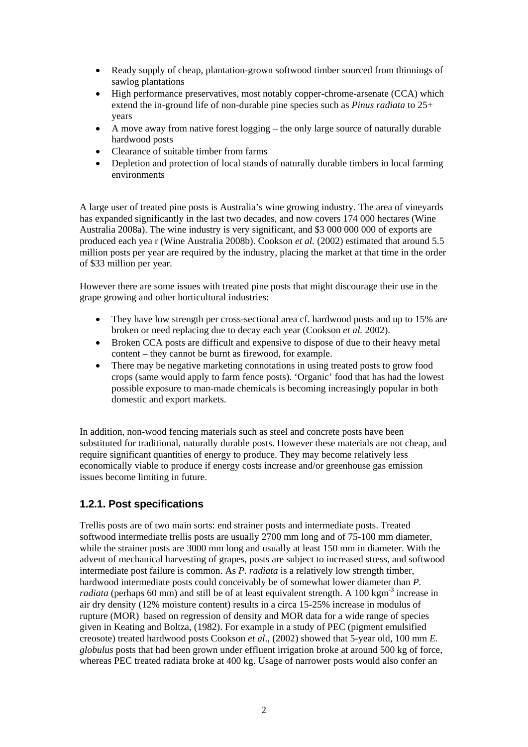- Ready supply of cheap, plantation-grown softwood timber sourced from thinnings of sawlog plantations
- High performance preservatives, most notably copper-chrome-arsenate (CCA) which extend the in-ground life of non-durable pine species such as *Pinus radiata* to 25+ years
- A move away from native forest logging – the only large source of naturally durable hardwood posts
- Clearance of suitable timber from farms
- Depletion and protection of local stands of naturally durable timbers in local farming environments

A large user of treated pine posts is Australia's wine growing industry. The area of vineyards has expanded significantly in the last two decades, and now covers 174 000 hectares (Wine Australia 2008a). The wine industry is very significant, and \$3 000 000 000 of exports are produced each yea r (Wine Australia 2008b). Cookson *et al.* (2002) estimated that around 5.5 million posts per year are required by the industry, placing the market at that time in the order of \$33 million per year.

However there are some issues with treated pine posts that might discourage their use in the grape growing and other horticultural industries:

- They have low strength per cross-sectional area cf. hardwood posts and up to 15% are broken or need replacing due to decay each year (Cookson *et al.* 2002).
- Broken CCA posts are difficult and expensive to dispose of due to their heavy metal content – they cannot be burnt as firewood, for example.
- There may be negative marketing connotations in using treated posts to grow food crops (same would apply to farm fence posts). 'Organic' food that has had the lowest possible exposure to man-made chemicals is becoming increasingly popular in both domestic and export markets.

In addition, non-wood fencing materials such as steel and concrete posts have been substituted for traditional, naturally durable posts. However these materials are not cheap, and require significant quantities of energy to produce. They may become relatively less economically viable to produce if energy costs increase and/or greenhouse gas emission issues become limiting in future.

### 1.2.1. Post specifications

Trellis posts are of two main sorts: end strainer posts and intermediate posts. Treated softwood intermediate trellis posts are usually 2700 mm long and of 75-100 mm diameter, while the strainer posts are 3000 mm long and usually at least 150 mm in diameter. With the advent of mechanical harvesting of grapes, posts are subject to increased stress, and softwood intermediate post failure is common. As *P. radiata* is a relatively low strength timber, hardwood intermediate posts could conceivably be of somewhat lower diameter than *P. radiata* (perhaps 60 mm) and still be of at least equivalent strength. A 100 $kgm^{-3}$ increase in air dry density (12% moisture content) results in a circa 15-25% increase in modulus of rupture (MOR) based on regression of density and MOR data for a wide range of species given in Keating and Boltza, (1982). For example in a study of PEC (pigment emulsified creosote) treated hardwood posts Cookson *et al*., (2002) showed that 5-year old, 100 mm *E. globulus* posts that had been grown under effluent irrigation broke at around 500 kg of force, whereas PEC treated radiata broke at 400 kg. Usage of narrower posts would also confer an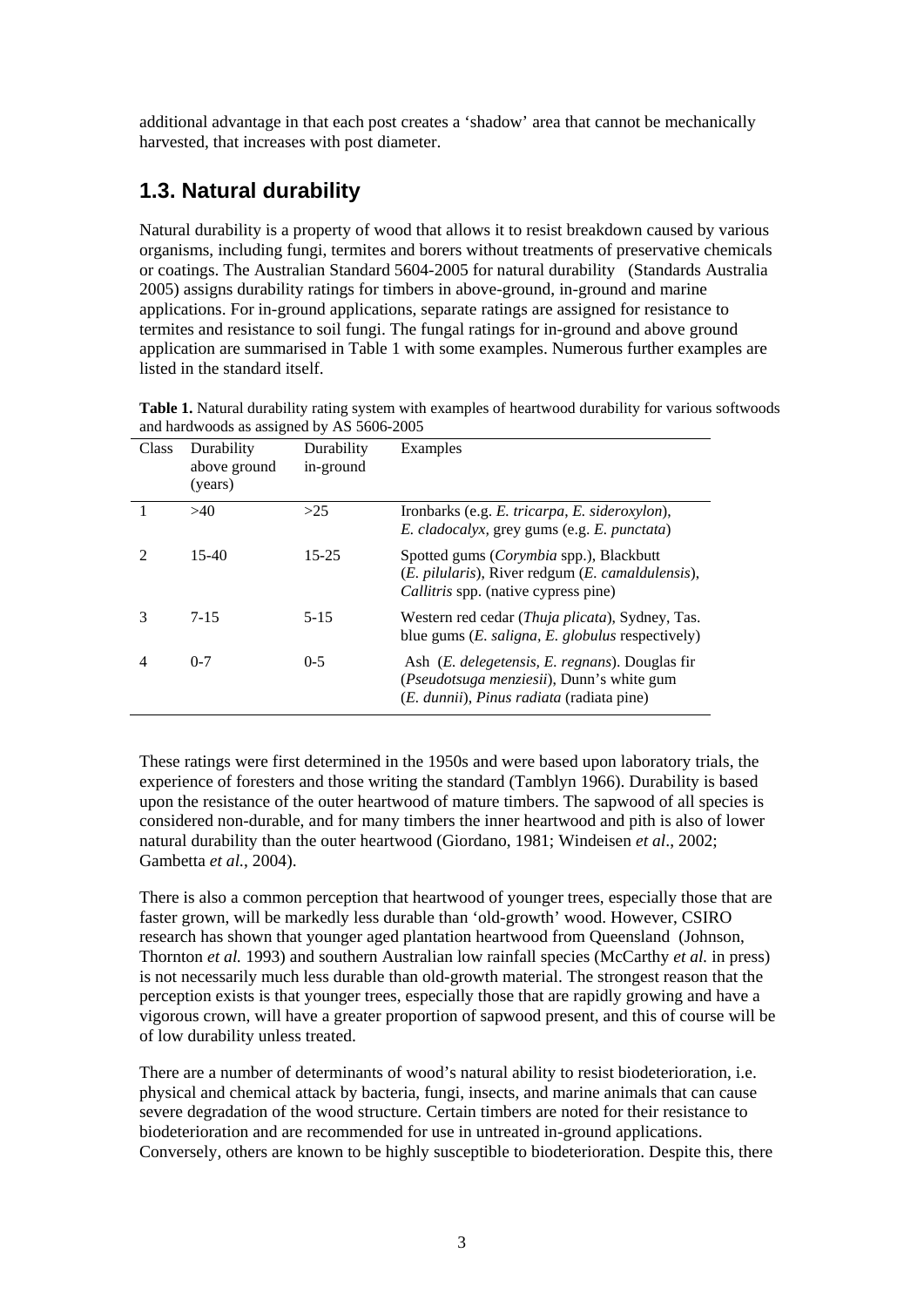additional advantage in that each post creates a 'shadow' area that cannot be mechanically harvested, that increases with post diameter.

## 1.3. Natural durability

Natural durability is a property of wood that allows it to resist breakdown caused by various organisms, including fungi, termites and borers without treatments of preservative chemicals or coatings. The Australian Standard 5604-2005 for natural durability (Standards Australia 2005) assigns durability ratings for timbers in above-ground, in-ground and marine applications. For in-ground applications, separate ratings are assigned for resistance to termites and resistance to soil fungi. The fungal ratings for in-ground and above ground application are summarised in Table 1 with some examples. Numerous further examples are listed in the standard itself.

**Table 1.** Natural durability rating system with examples of heartwood durability for various softwoods and hardwoods as assigned by AS 5606-2005

| Class | Durability above ground (years) | Durability in-ground | Examples |
|---|---|---|---|
| 1 | >40 | >25 | Ironbarks (e.g. *E. tricarpa*, *E. sideroxylon*), *E. cladocalyx*, grey gums (e.g. *E. punctata*) |
| 2 | 15-40 | 15-25 | Spotted gums (*Corymbia* spp.), Blackbutt (*E. pilularis*), River redgum (*E. camaldulensis*), *Callitris* spp. (native cypress pine) |
| 3 | 7-15 | 5-15 | Western red cedar (*Thuja plicata*), Sydney, Tas. blue gums (*E. saligna*, *E. globulus* respectively) |
| 4 | 0-7 | 0-5 | Ash (*E. delegetensis, E. regnans*). Douglas fir (*Pseudotsuga menziesii*), Dunn's white gum (*E. dunnii*), *Pinus radiata* (radiata pine) |

These ratings were first determined in the 1950s and were based upon laboratory trials, the experience of foresters and those writing the standard (Tamblyn 1966). Durability is based upon the resistance of the outer heartwood of mature timbers. The sapwood of all species is considered non-durable, and for many timbers the inner heartwood and pith is also of lower natural durability than the outer heartwood (Giordano, 1981; Windeisen *et al*., 2002; Gambetta *et al.*, 2004).

There is also a common perception that heartwood of younger trees, especially those that are faster grown, will be markedly less durable than 'old-growth' wood. However, CSIRO research has shown that younger aged plantation heartwood from Queensland (Johnson, Thornton *et al.* 1993) and southern Australian low rainfall species (McCarthy *et al.* in press) is not necessarily much less durable than old-growth material. The strongest reason that the perception exists is that younger trees, especially those that are rapidly growing and have a vigorous crown, will have a greater proportion of sapwood present, and this of course will be of low durability unless treated.

There are a number of determinants of wood's natural ability to resist biodeterioration, i.e. physical and chemical attack by bacteria, fungi, insects, and marine animals that can cause severe degradation of the wood structure. Certain timbers are noted for their resistance to biodeterioration and are recommended for use in untreated in-ground applications. Conversely, others are known to be highly susceptible to biodeterioration. Despite this, there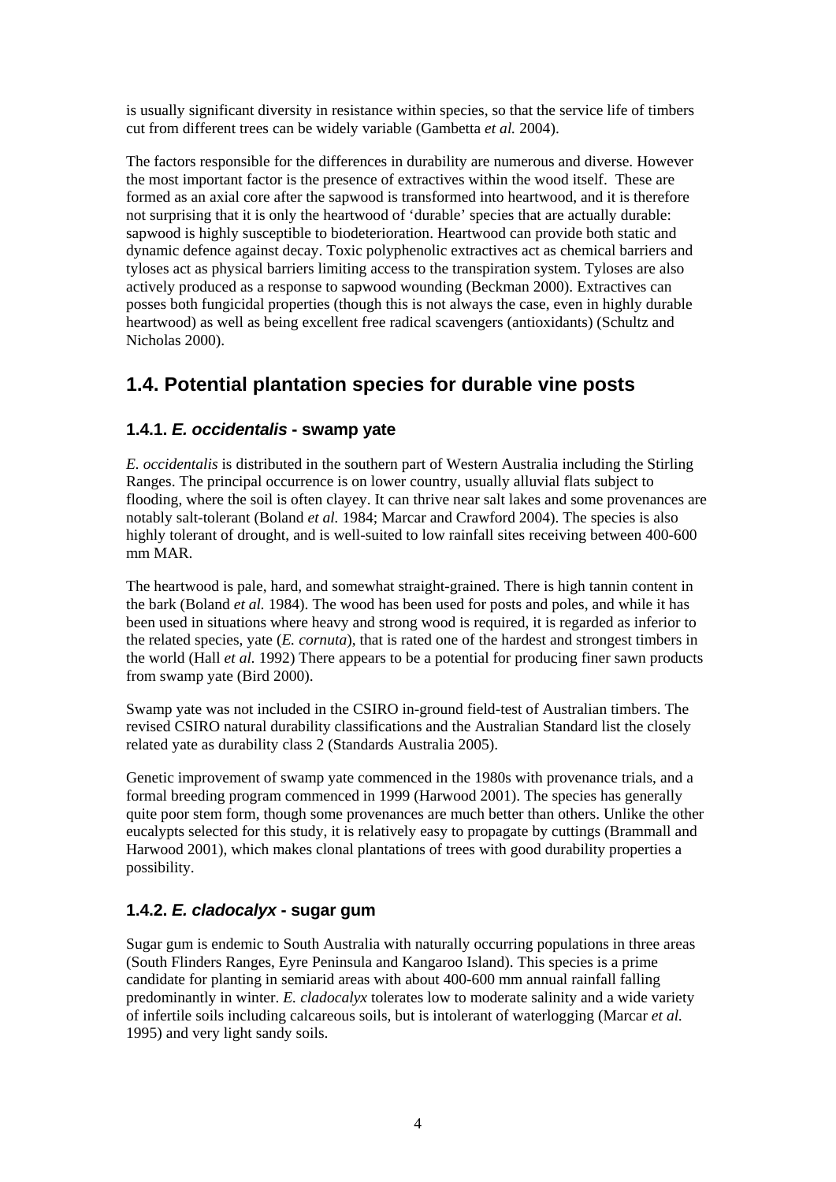is usually significant diversity in resistance within species, so that the service life of timbers cut from different trees can be widely variable (Gambetta *et al.* 2004).

The factors responsible for the differences in durability are numerous and diverse. However the most important factor is the presence of extractives within the wood itself. These are formed as an axial core after the sapwood is transformed into heartwood, and it is therefore not surprising that it is only the heartwood of 'durable' species that are actually durable: sapwood is highly susceptible to biodeterioration. Heartwood can provide both static and dynamic defence against decay. Toxic polyphenolic extractives act as chemical barriers and tyloses act as physical barriers limiting access to the transpiration system. Tyloses are also actively produced as a response to sapwood wounding (Beckman 2000). Extractives can posses both fungicidal properties (though this is not always the case, even in highly durable heartwood) as well as being excellent free radical scavengers (antioxidants) (Schultz and Nicholas 2000).

## 1.4. Potential plantation species for durable vine posts

### 1.4.1. *E. occidentalis* - swamp yate

*E. occidentalis* is distributed in the southern part of Western Australia including the Stirling Ranges. The principal occurrence is on lower country, usually alluvial flats subject to flooding, where the soil is often clayey. It can thrive near salt lakes and some provenances are notably salt-tolerant (Boland *et al.* 1984; Marcar and Crawford 2004). The species is also highly tolerant of drought, and is well-suited to low rainfall sites receiving between 400-600 mm MAR.

The heartwood is pale, hard, and somewhat straight-grained. There is high tannin content in the bark (Boland *et al.* 1984). The wood has been used for posts and poles, and while it has been used in situations where heavy and strong wood is required, it is regarded as inferior to the related species, yate (*E. cornuta*), that is rated one of the hardest and strongest timbers in the world (Hall *et al.* 1992) There appears to be a potential for producing finer sawn products from swamp yate (Bird 2000).

Swamp yate was not included in the CSIRO in-ground field-test of Australian timbers. The revised CSIRO natural durability classifications and the Australian Standard list the closely related yate as durability class 2 (Standards Australia 2005).

Genetic improvement of swamp yate commenced in the 1980s with provenance trials, and a formal breeding program commenced in 1999 (Harwood 2001). The species has generally quite poor stem form, though some provenances are much better than others. Unlike the other eucalypts selected for this study, it is relatively easy to propagate by cuttings (Brammall and Harwood 2001), which makes clonal plantations of trees with good durability properties a possibility.

### 1.4.2. *E. cladocalyx* - sugar gum

Sugar gum is endemic to South Australia with naturally occurring populations in three areas (South Flinders Ranges, Eyre Peninsula and Kangaroo Island). This species is a prime candidate for planting in semiarid areas with about 400-600 mm annual rainfall falling predominantly in winter. *E. cladocalyx* tolerates low to moderate salinity and a wide variety of infertile soils including calcareous soils, but is intolerant of waterlogging (Marcar *et al.* 1995) and very light sandy soils.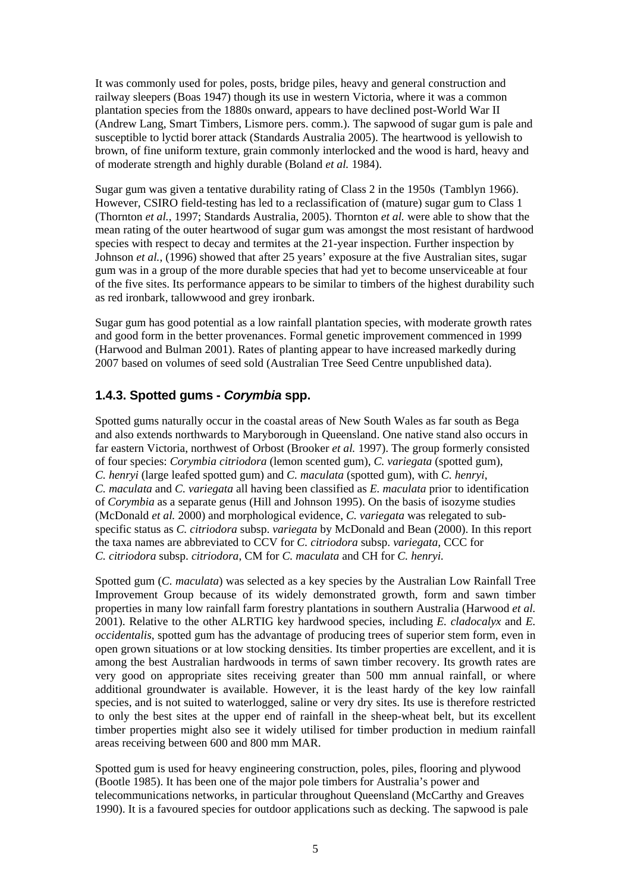It was commonly used for poles, posts, bridge piles, heavy and general construction and railway sleepers (Boas 1947) though its use in western Victoria, where it was a common plantation species from the 1880s onward, appears to have declined post-World War II (Andrew Lang, Smart Timbers, Lismore pers. comm.). The sapwood of sugar gum is pale and susceptible to lyctid borer attack (Standards Australia 2005). The heartwood is yellowish to brown, of fine uniform texture, grain commonly interlocked and the wood is hard, heavy and of moderate strength and highly durable (Boland *et al.* 1984).

Sugar gum was given a tentative durability rating of Class 2 in the 1950s (Tamblyn 1966). However, CSIRO field-testing has led to a reclassification of (mature) sugar gum to Class 1 (Thornton *et al.*, 1997; Standards Australia, 2005). Thornton *et al.* were able to show that the mean rating of the outer heartwood of sugar gum was amongst the most resistant of hardwood species with respect to decay and termites at the 21-year inspection. Further inspection by Johnson *et al.*, (1996) showed that after 25 years' exposure at the five Australian sites, sugar gum was in a group of the more durable species that had yet to become unserviceable at four of the five sites. Its performance appears to be similar to timbers of the highest durability such as red ironbark, tallowwood and grey ironbark.

Sugar gum has good potential as a low rainfall plantation species, with moderate growth rates and good form in the better provenances. Formal genetic improvement commenced in 1999 (Harwood and Bulman 2001). Rates of planting appear to have increased markedly during 2007 based on volumes of seed sold (Australian Tree Seed Centre unpublished data).

### 1.4.3. Spotted gums - *Corymbia* spp.

Spotted gums naturally occur in the coastal areas of New South Wales as far south as Bega and also extends northwards to Maryborough in Queensland. One native stand also occurs in far eastern Victoria, northwest of Orbost (Brooker *et al.* 1997). The group formerly consisted of four species: *Corymbia citriodora* (lemon scented gum), *C. variegata* (spotted gum), *C. henryi* (large leafed spotted gum) and *C. maculata* (spotted gum), with *C. henryi*, *C. maculata* and *C. variegata* all having been classified as *E. maculata* prior to identification of *Corymbia* as a separate genus (Hill and Johnson 1995). On the basis of isozyme studies (McDonald *et al.* 2000) and morphological evidence, *C. variegata* was relegated to sub-specific status as *C. citriodora* subsp. *variegata* by McDonald and Bean (2000). In this report the taxa names are abbreviated to CCV for *C. citriodora* subsp. *variegata*, CCC for *C. citriodora* subsp. *citriodora*, CM for *C. maculata* and CH for *C. henryi.*

Spotted gum (*C. maculata*) was selected as a key species by the Australian Low Rainfall Tree Improvement Group because of its widely demonstrated growth, form and sawn timber properties in many low rainfall farm forestry plantations in southern Australia (Harwood *et al.* 2001). Relative to the other ALRTIG key hardwood species, including *E. cladocalyx* and *E. occidentalis*, spotted gum has the advantage of producing trees of superior stem form, even in open grown situations or at low stocking densities. Its timber properties are excellent, and it is among the best Australian hardwoods in terms of sawn timber recovery. Its growth rates are very good on appropriate sites receiving greater than 500 mm annual rainfall, or where additional groundwater is available. However, it is the least hardy of the key low rainfall species, and is not suited to waterlogged, saline or very dry sites. Its use is therefore restricted to only the best sites at the upper end of rainfall in the sheep-wheat belt, but its excellent timber properties might also see it widely utilised for timber production in medium rainfall areas receiving between 600 and 800 mm MAR.

Spotted gum is used for heavy engineering construction, poles, piles, flooring and plywood (Bootle 1985). It has been one of the major pole timbers for Australia's power and telecommunications networks, in particular throughout Queensland (McCarthy and Greaves 1990). It is a favoured species for outdoor applications such as decking. The sapwood is pale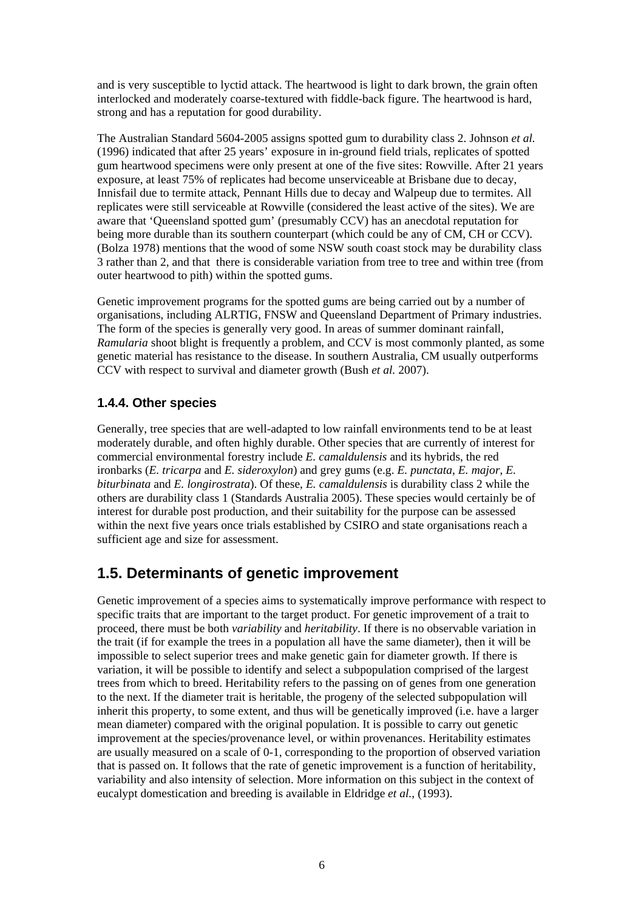and is very susceptible to lyctid attack. The heartwood is light to dark brown, the grain often interlocked and moderately coarse-textured with fiddle-back figure. The heartwood is hard, strong and has a reputation for good durability.

The Australian Standard 5604-2005 assigns spotted gum to durability class 2. Johnson *et al.* (1996) indicated that after 25 years' exposure in in-ground field trials, replicates of spotted gum heartwood specimens were only present at one of the five sites: Rowville. After 21 years exposure, at least 75% of replicates had become unserviceable at Brisbane due to decay, Innisfail due to termite attack, Pennant Hills due to decay and Walpeup due to termites. All replicates were still serviceable at Rowville (considered the least active of the sites). We are aware that 'Queensland spotted gum' (presumably CCV) has an anecdotal reputation for being more durable than its southern counterpart (which could be any of CM, CH or CCV). (Bolza 1978) mentions that the wood of some NSW south coast stock may be durability class 3 rather than 2, and that there is considerable variation from tree to tree and within tree (from outer heartwood to pith) within the spotted gums.

Genetic improvement programs for the spotted gums are being carried out by a number of organisations, including ALRTIG, FNSW and Queensland Department of Primary industries. The form of the species is generally very good. In areas of summer dominant rainfall, *Ramularia* shoot blight is frequently a problem, and CCV is most commonly planted, as some genetic material has resistance to the disease. In southern Australia, CM usually outperforms CCV with respect to survival and diameter growth (Bush *et al.* 2007).

### 1.4.4. Other species

Generally, tree species that are well-adapted to low rainfall environments tend to be at least moderately durable, and often highly durable. Other species that are currently of interest for commercial environmental forestry include *E. camaldulensis* and its hybrids, the red ironbarks (*E. tricarpa* and *E. sideroxylon*) and grey gums (e.g. *E. punctata*, *E. major*, *E. biturbinata* and *E. longirostrata*). Of these, *E. camaldulensis* is durability class 2 while the others are durability class 1 (Standards Australia 2005). These species would certainly be of interest for durable post production, and their suitability for the purpose can be assessed within the next five years once trials established by CSIRO and state organisations reach a sufficient age and size for assessment.

## 1.5. Determinants of genetic improvement

Genetic improvement of a species aims to systematically improve performance with respect to specific traits that are important to the target product. For genetic improvement of a trait to proceed, there must be both *variability* and *heritability*. If there is no observable variation in the trait (if for example the trees in a population all have the same diameter), then it will be impossible to select superior trees and make genetic gain for diameter growth. If there is variation, it will be possible to identify and select a subpopulation comprised of the largest trees from which to breed. Heritability refers to the passing on of genes from one generation to the next. If the diameter trait is heritable, the progeny of the selected subpopulation will inherit this property, to some extent, and thus will be genetically improved (i.e. have a larger mean diameter) compared with the original population. It is possible to carry out genetic improvement at the species/provenance level, or within provenances. Heritability estimates are usually measured on a scale of 0-1, corresponding to the proportion of observed variation that is passed on. It follows that the rate of genetic improvement is a function of heritability, variability and also intensity of selection. More information on this subject in the context of eucalypt domestication and breeding is available in Eldridge *et al.*, (1993).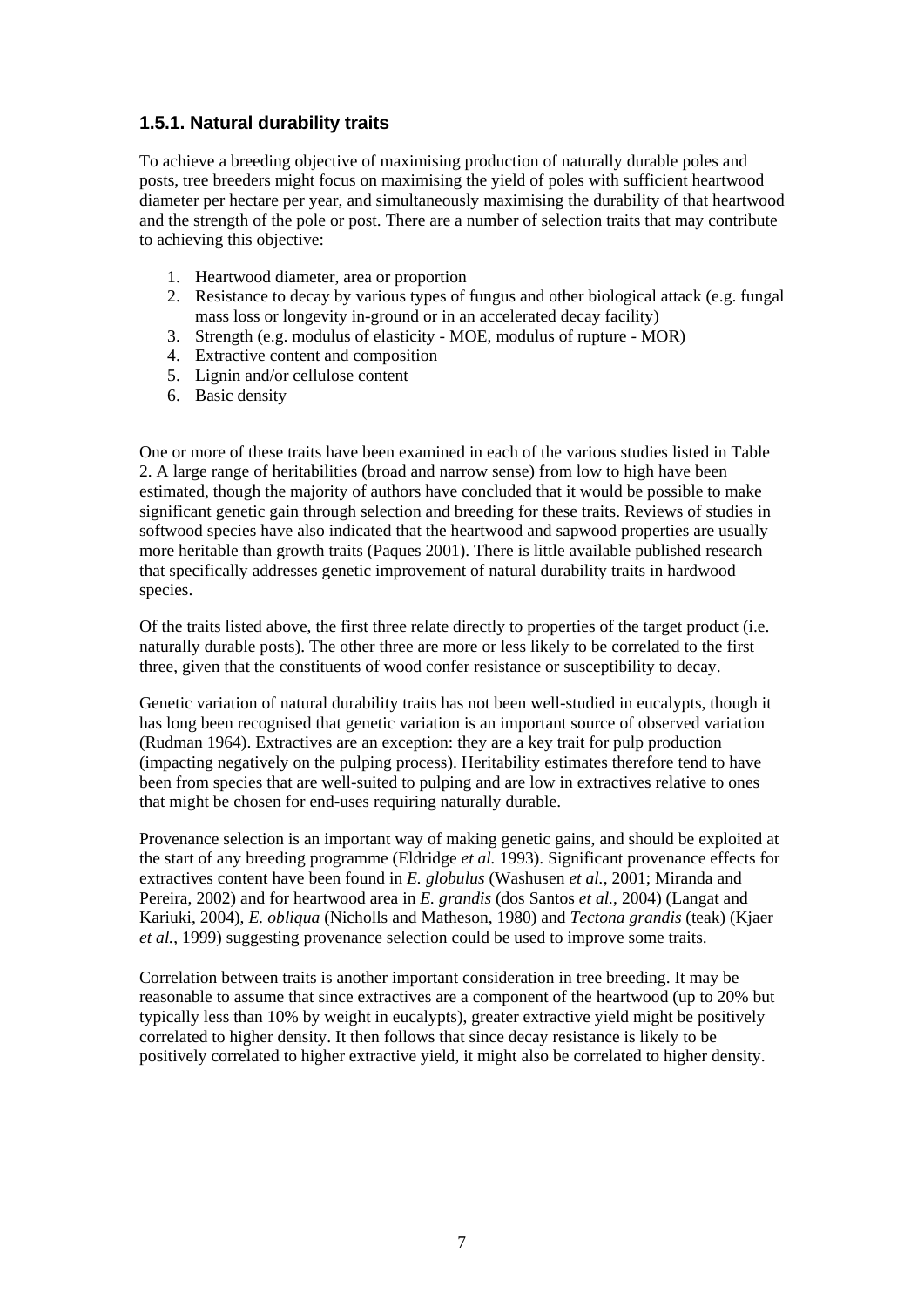### 1.5.1. Natural durability traits

To achieve a breeding objective of maximising production of naturally durable poles and posts, tree breeders might focus on maximising the yield of poles with sufficient heartwood diameter per hectare per year, and simultaneously maximising the durability of that heartwood and the strength of the pole or post. There are a number of selection traits that may contribute to achieving this objective:

1. Heartwood diameter, area or proportion
2. Resistance to decay by various types of fungus and other biological attack (e.g. fungal mass loss or longevity in-ground or in an accelerated decay facility)
3. Strength (e.g. modulus of elasticity - MOE, modulus of rupture - MOR)
4. Extractive content and composition
5. Lignin and/or cellulose content
6. Basic density

One or more of these traits have been examined in each of the various studies listed in Table 2. A large range of heritabilities (broad and narrow sense) from low to high have been estimated, though the majority of authors have concluded that it would be possible to make significant genetic gain through selection and breeding for these traits. Reviews of studies in softwood species have also indicated that the heartwood and sapwood properties are usually more heritable than growth traits (Paques 2001). There is little available published research that specifically addresses genetic improvement of natural durability traits in hardwood species.

Of the traits listed above, the first three relate directly to properties of the target product (i.e. naturally durable posts). The other three are more or less likely to be correlated to the first three, given that the constituents of wood confer resistance or susceptibility to decay.

Genetic variation of natural durability traits has not been well-studied in eucalypts, though it has long been recognised that genetic variation is an important source of observed variation (Rudman 1964). Extractives are an exception: they are a key trait for pulp production (impacting negatively on the pulping process). Heritability estimates therefore tend to have been from species that are well-suited to pulping and are low in extractives relative to ones that might be chosen for end-uses requiring naturally durable.

Provenance selection is an important way of making genetic gains, and should be exploited at the start of any breeding programme (Eldridge *et al.* 1993). Significant provenance effects for extractives content have been found in *E. globulus* (Washusen *et al.*, 2001; Miranda and Pereira, 2002) and for heartwood area in *E. grandis* (dos Santos *et al.*, 2004) (Langat and Kariuki, 2004), *E. obliqua* (Nicholls and Matheson, 1980) and *Tectona grandis* (teak) (Kjaer *et al.*, 1999) suggesting provenance selection could be used to improve some traits.

Correlation between traits is another important consideration in tree breeding. It may be reasonable to assume that since extractives are a component of the heartwood (up to 20% but typically less than 10% by weight in eucalypts), greater extractive yield might be positively correlated to higher density. It then follows that since decay resistance is likely to be positively correlated to higher extractive yield, it might also be correlated to higher density.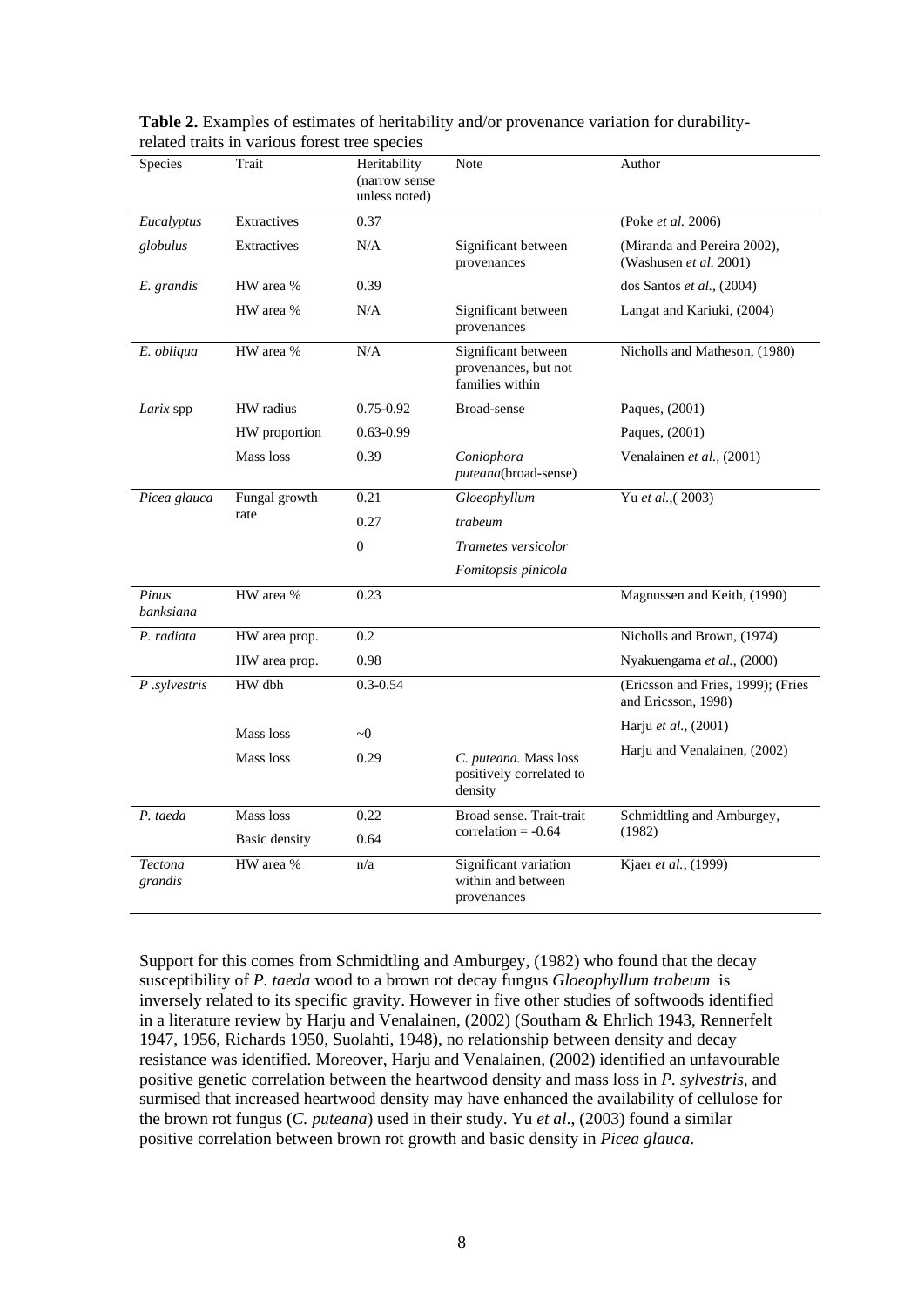**Table 2.** Examples of estimates of heritability and/or provenance variation for durability-related traits in various forest tree species

| Species | Trait | Heritability (narrow sense unless noted) | Note | Author |
|---|---|---|---|---|
| *Eucalyptus* | Extractives | 0.37 | | (Poke *et al.* 2006) |
| *globulus* | Extractives | N/A | Significant between provenances | (Miranda and Pereira 2002), (Washusen *et al.* 2001) |
| *E. grandis* | HW area % | 0.39 | | dos Santos *et al.*, (2004) |
| | HW area % | N/A | Significant between provenances | Langat and Kariuki, (2004) |
| *E. obliqua* | HW area % | N/A | Significant between provenances, but not families within | Nicholls and Matheson, (1980) |
| *Larix* spp | HW radius | 0.75-0.92 | Broad-sense | Paques, (2001) |
| | HW proportion | 0.63-0.99 | | Paques, (2001) |
| | Mass loss | 0.39 | *Coniophora puteana*(broad-sense) | Venalainen *et al.*, (2001) |
| *Picea glauca* | Fungal growth rate | 0.21 | *Gloeophyllum* | Yu *et al.*,( 2003) |
| | | 0.27 | *trabeum* | |
| | | 0 | *Trametes versicolor* | |
| | | | *Fomitopsis pinicola* | |
| *Pinus banksiana* | HW area % | 0.23 | | Magnussen and Keith, (1990) |
| *P. radiata* | HW area prop. | 0.2 | | Nicholls and Brown, (1974) |
| | HW area prop. | 0.98 | | Nyakuengama *et al.*, (2000) |
| *P .sylvestris* | HW dbh | 0.3-0.54 | | (Ericsson and Fries, 1999); (Fries and Ericsson, 1998) |
| | Mass loss | ~0 | | Harju *et al.*, (2001) |
| | Mass loss | 0.29 | *C. puteana.* Mass loss positively correlated to density | Harju and Venalainen, (2002) |
| *P. taeda* | Mass loss | 0.22 | Broad sense. Trait-trait correlation = -0.64 | Schmidtling and Amburgey, (1982) |
| | Basic density | 0.64 | | |
| *Tectona grandis* | HW area % | n/a | Significant variation within and between provenances | Kjaer *et al.*, (1999) |

Support for this comes from Schmidtling and Amburgey, (1982) who found that the decay susceptibility of *P. taeda* wood to a brown rot decay fungus *Gloeophyllum trabeum* is inversely related to its specific gravity. However in five other studies of softwoods identified in a literature review by Harju and Venalainen, (2002) (Southam & Ehrlich 1943, Rennerfelt 1947, 1956, Richards 1950, Suolahti, 1948), no relationship between density and decay resistance was identified. Moreover, Harju and Venalainen, (2002) identified an unfavourable positive genetic correlation between the heartwood density and mass loss in *P. sylvestris*, and surmised that increased heartwood density may have enhanced the availability of cellulose for the brown rot fungus (*C. puteana*) used in their study. Yu *et al*., (2003) found a similar positive correlation between brown rot growth and basic density in *Picea glauca*.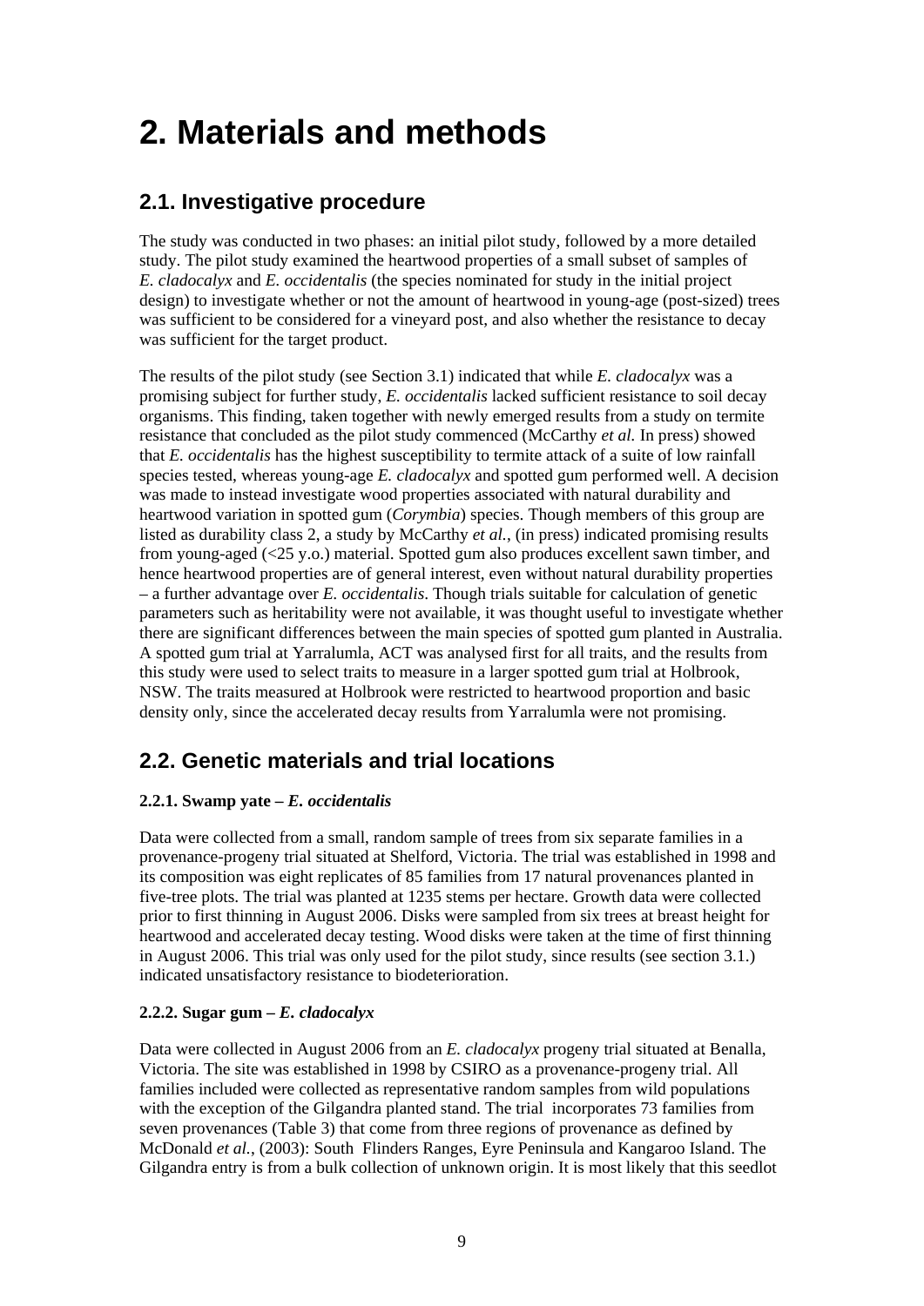# 2. Materials and methods

## 2.1. Investigative procedure

The study was conducted in two phases: an initial pilot study, followed by a more detailed study. The pilot study examined the heartwood properties of a small subset of samples of *E. cladocalyx* and *E. occidentalis* (the species nominated for study in the initial project design) to investigate whether or not the amount of heartwood in young-age (post-sized) trees was sufficient to be considered for a vineyard post, and also whether the resistance to decay was sufficient for the target product.

The results of the pilot study (see Section 3.1) indicated that while *E. cladocalyx* was a promising subject for further study, *E. occidentalis* lacked sufficient resistance to soil decay organisms. This finding, taken together with newly emerged results from a study on termite resistance that concluded as the pilot study commenced (McCarthy *et al.* In press) showed that *E. occidentalis* has the highest susceptibility to termite attack of a suite of low rainfall species tested, whereas young-age *E. cladocalyx* and spotted gum performed well. A decision was made to instead investigate wood properties associated with natural durability and heartwood variation in spotted gum (*Corymbia*) species. Though members of this group are listed as durability class 2, a study by McCarthy *et al.*, (in press) indicated promising results from young-aged (<25 y.o.) material. Spotted gum also produces excellent sawn timber, and hence heartwood properties are of general interest, even without natural durability properties – a further advantage over *E. occidentalis*. Though trials suitable for calculation of genetic parameters such as heritability were not available, it was thought useful to investigate whether there are significant differences between the main species of spotted gum planted in Australia. A spotted gum trial at Yarralumla, ACT was analysed first for all traits, and the results from this study were used to select traits to measure in a larger spotted gum trial at Holbrook, NSW. The traits measured at Holbrook were restricted to heartwood proportion and basic density only, since the accelerated decay results from Yarralumla were not promising.

## 2.2. Genetic materials and trial locations

### 2.2.1. Swamp yate – *E. occidentalis*

Data were collected from a small, random sample of trees from six separate families in a provenance-progeny trial situated at Shelford, Victoria. The trial was established in 1998 and its composition was eight replicates of 85 families from 17 natural provenances planted in five-tree plots. The trial was planted at 1235 stems per hectare. Growth data were collected prior to first thinning in August 2006. Disks were sampled from six trees at breast height for heartwood and accelerated decay testing. Wood disks were taken at the time of first thinning in August 2006. This trial was only used for the pilot study, since results (see section 3.1.) indicated unsatisfactory resistance to biodeterioration.

### 2.2.2. Sugar gum – *E. cladocalyx*

Data were collected in August 2006 from an *E. cladocalyx* progeny trial situated at Benalla, Victoria. The site was established in 1998 by CSIRO as a provenance-progeny trial. All families included were collected as representative random samples from wild populations with the exception of the Gilgandra planted stand. The trial incorporates 73 families from seven provenances (Table 3) that come from three regions of provenance as defined by McDonald *et al.*, (2003): South Flinders Ranges, Eyre Peninsula and Kangaroo Island. The Gilgandra entry is from a bulk collection of unknown origin. It is most likely that this seedlot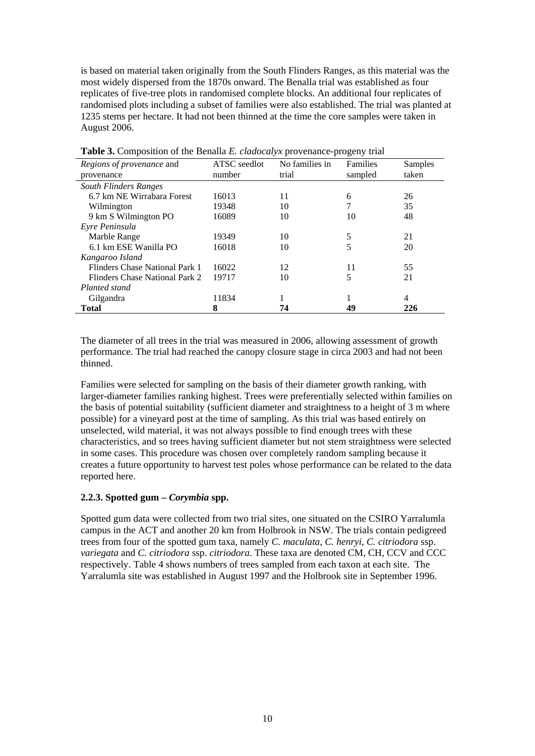is based on material taken originally from the South Flinders Ranges, as this material was the most widely dispersed from the 1870s onward. The Benalla trial was established as four replicates of five-tree plots in randomised complete blocks. An additional four replicates of randomised plots including a subset of families were also established. The trial was planted at 1235 stems per hectare. It had not been thinned at the time the core samples were taken in August 2006.

**Table 3.** Composition of the Benalla *E. cladocalyx* provenance-progeny trial

| *Regions of provenance* and provenance | ATSC seedlot number | No families in trial | Families sampled | Samples taken |
|---|---|---|---|---|
| *South Flinders Ranges* | | | | |
| 6.7 km NE Wirrabara Forest | 16013 | 11 | 6 | 26 |
| Wilmington | 19348 | 10 | 7 | 35 |
| 9 km S Wilmington PO | 16089 | 10 | 10 | 48 |
| *Eyre Peninsula* | | | | |
| Marble Range | 19349 | 10 | 5 | 21 |
| 6.1 km ESE Wanilla PO | 16018 | 10 | 5 | 20 |
| *Kangaroo Island* | | | | |
| Flinders Chase National Park 1 | 16022 | 12 | 11 | 55 |
| Flinders Chase National Park 2 | 19717 | 10 | 5 | 21 |
| *Planted stand* | | | | |
| Gilgandra | 11834 | 1 | 1 | 4 |
| **Total** | **8** | **74** | **49** | **226** |

The diameter of all trees in the trial was measured in 2006, allowing assessment of growth performance. The trial had reached the canopy closure stage in circa 2003 and had not been thinned.

Families were selected for sampling on the basis of their diameter growth ranking, with larger-diameter families ranking highest. Trees were preferentially selected within families on the basis of potential suitability (sufficient diameter and straightness to a height of 3 m where possible) for a vineyard post at the time of sampling. As this trial was based entirely on unselected, wild material, it was not always possible to find enough trees with these characteristics, and so trees having sufficient diameter but not stem straightness were selected in some cases. This procedure was chosen over completely random sampling because it creates a future opportunity to harvest test poles whose performance can be related to the data reported here.

### 2.2.3. Spotted gum – *Corymbia* spp.

Spotted gum data were collected from two trial sites, one situated on the CSIRO Yarralumla campus in the ACT and another 20 km from Holbrook in NSW. The trials contain pedigreed trees from four of the spotted gum taxa, namely *C. maculata*, *C. henryi*, *C. citriodora* ssp. *variegata* and *C. citriodora* ssp. *citriodora*. These taxa are denoted CM, CH, CCV and CCC respectively. Table 4 shows numbers of trees sampled from each taxon at each site. The Yarralumla site was established in August 1997 and the Holbrook site in September 1996.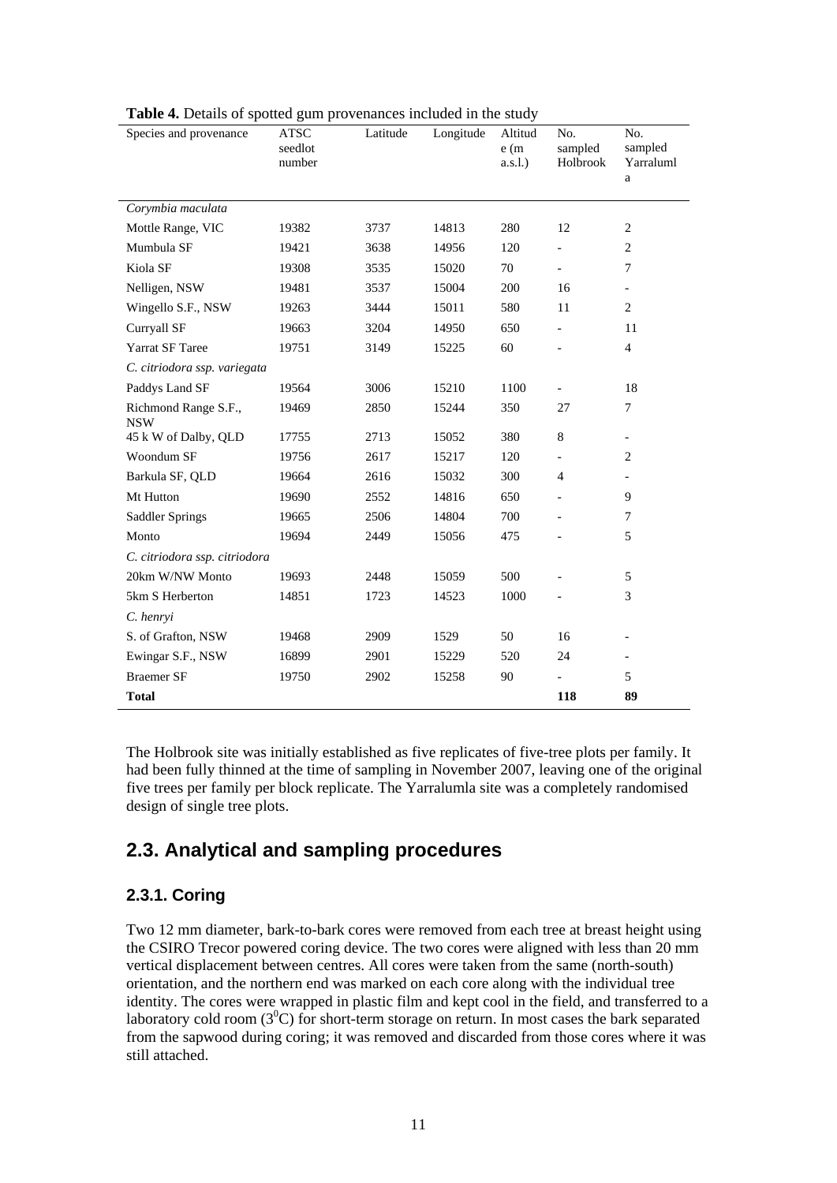**Table 4.** Details of spotted gum provenances included in the study

| Species and provenance | ATSC seedlot number | Latitude | Longitude | Altitude (m a.s.l.) | No. sampled Holbrook | No. sampled Yarralumla |
|---|---|---|---|---|---|---|
| *Corymbia maculata* | | | | | | |
| Mottle Range, VIC | 19382 | 3737 | 14813 | 280 | 12 | 2 |
| Mumbula SF | 19421 | 3638 | 14956 | 120 | - | 2 |
| Kiola SF | 19308 | 3535 | 15020 | 70 | - | 7 |
| Nelligen, NSW | 19481 | 3537 | 15004 | 200 | 16 | - |
| Wingello S.F., NSW | 19263 | 3444 | 15011 | 580 | 11 | 2 |
| Curryall SF | 19663 | 3204 | 14950 | 650 | - | 11 |
| Yarrat SF Taree | 19751 | 3149 | 15225 | 60 | - | 4 |
| *C. citriodora ssp. variegata* | | | | | | |
| Paddys Land SF | 19564 | 3006 | 15210 | 1100 | - | 18 |
| Richmond Range S.F., NSW | 19469 | 2850 | 15244 | 350 | 27 | 7 |
| 45 k W of Dalby, QLD | 17755 | 2713 | 15052 | 380 | 8 | - |
| Woondum SF | 19756 | 2617 | 15217 | 120 | - | 2 |
| Barkula SF, QLD | 19664 | 2616 | 15032 | 300 | 4 | - |
| Mt Hutton | 19690 | 2552 | 14816 | 650 | - | 9 |
| Saddler Springs | 19665 | 2506 | 14804 | 700 | - | 7 |
| Monto | 19694 | 2449 | 15056 | 475 | - | 5 |
| *C. citriodora ssp. citriodora* | | | | | | |
| 20km W/NW Monto | 19693 | 2448 | 15059 | 500 | - | 5 |
| 5km S Herberton | 14851 | 1723 | 14523 | 1000 | - | 3 |
| *C. henryi* | | | | | | |
| S. of Grafton, NSW | 19468 | 2909 | 1529 | 50 | 16 | - |
| Ewingar S.F., NSW | 16899 | 2901 | 15229 | 520 | 24 | - |
| Braemer SF | 19750 | 2902 | 15258 | 90 | - | 5 |
| **Total** | | | | | **118** | **89** |

The Holbrook site was initially established as five replicates of five-tree plots per family. It had been fully thinned at the time of sampling in November 2007, leaving one of the original five trees per family per block replicate. The Yarralumla site was a completely randomised design of single tree plots.

## 2.3. Analytical and sampling procedures

### 2.3.1. Coring

Two 12 mm diameter, bark-to-bark cores were removed from each tree at breast height using the CSIRO Trecor powered coring device. The two cores were aligned with less than 20 mm vertical displacement between centres. All cores were taken from the same (north-south) orientation, and the northern end was marked on each core along with the individual tree identity. The cores were wrapped in plastic film and kept cool in the field, and transferred to a laboratory cold room ($3^0$C) for short-term storage on return. In most cases the bark separated from the sapwood during coring; it was removed and discarded from those cores where it was still attached.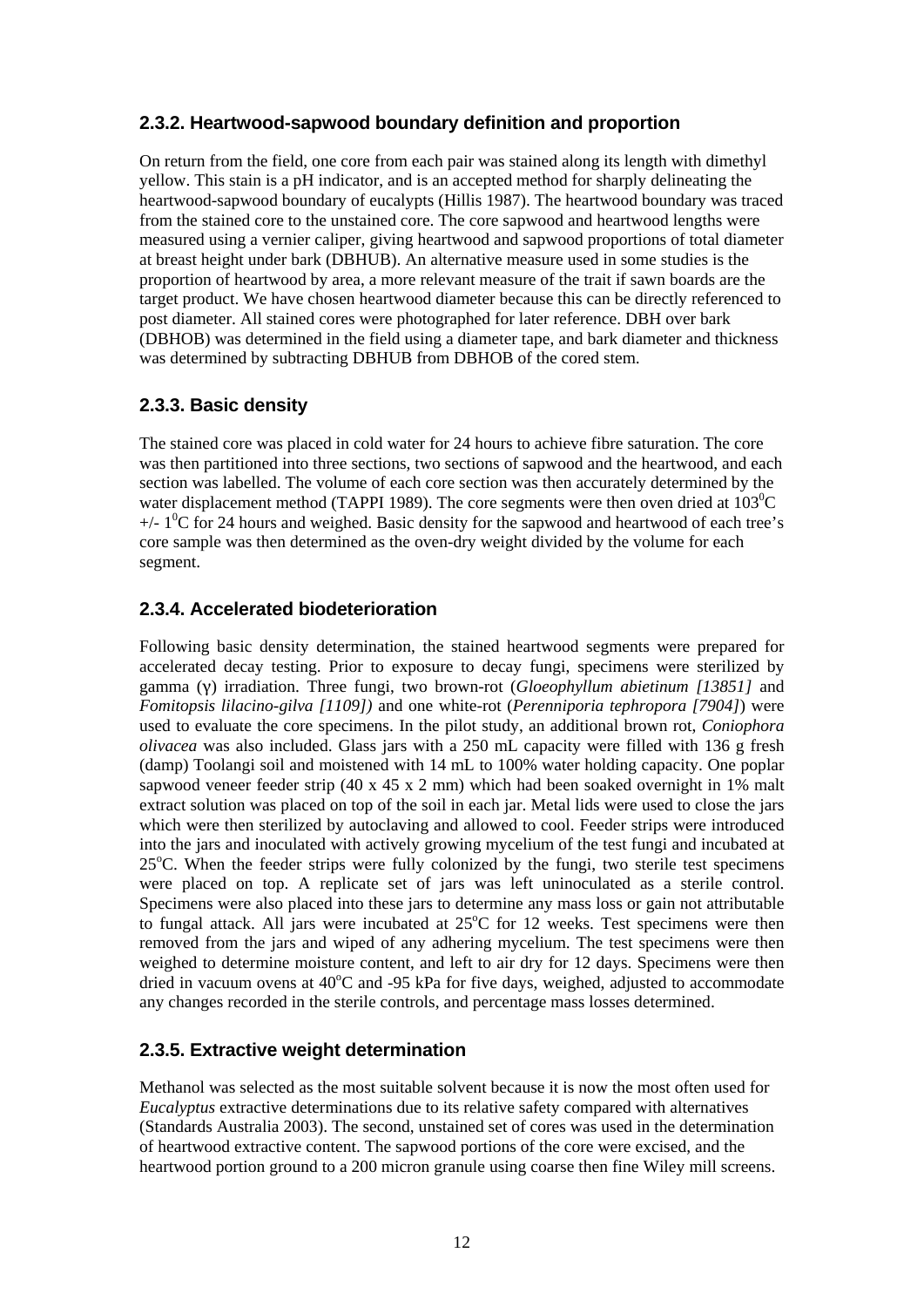### 2.3.2. Heartwood-sapwood boundary definition and proportion

On return from the field, one core from each pair was stained along its length with dimethyl yellow. This stain is a pH indicator, and is an accepted method for sharply delineating the heartwood-sapwood boundary of eucalypts (Hillis 1987). The heartwood boundary was traced from the stained core to the unstained core. The core sapwood and heartwood lengths were measured using a vernier caliper, giving heartwood and sapwood proportions of total diameter at breast height under bark (DBHUB). An alternative measure used in some studies is the proportion of heartwood by area, a more relevant measure of the trait if sawn boards are the target product. We have chosen heartwood diameter because this can be directly referenced to post diameter. All stained cores were photographed for later reference. DBH over bark (DBHOB) was determined in the field using a diameter tape, and bark diameter and thickness was determined by subtracting DBHUB from DBHOB of the cored stem.

### 2.3.3. Basic density

The stained core was placed in cold water for 24 hours to achieve fibre saturation. The core was then partitioned into three sections, two sections of sapwood and the heartwood, and each section was labelled. The volume of each core section was then accurately determined by the water displacement method (TAPPI 1989). The core segments were then oven dried at 103$^0$C +/- 1$^0$C for 24 hours and weighed. Basic density for the sapwood and heartwood of each tree's core sample was then determined as the oven-dry weight divided by the volume for each segment.

### 2.3.4. Accelerated biodeterioration

Following basic density determination, the stained heartwood segments were prepared for accelerated decay testing. Prior to exposure to decay fungi, specimens were sterilized by gamma (γ) irradiation. Three fungi, two brown-rot (*Gloeophyllum abietinum [13851]* and *Fomitopsis lilacino-gilva [1109])* and one white-rot (*Perenniporia tephropora [7904]*) were used to evaluate the core specimens. In the pilot study, an additional brown rot, *Coniophora olivacea* was also included. Glass jars with a 250 mL capacity were filled with 136 g fresh (damp) Toolangi soil and moistened with 14 mL to 100% water holding capacity. One poplar sapwood veneer feeder strip (40 x 45 x 2 mm) which had been soaked overnight in 1% malt extract solution was placed on top of the soil in each jar. Metal lids were used to close the jars which were then sterilized by autoclaving and allowed to cool. Feeder strips were introduced into the jars and inoculated with actively growing mycelium of the test fungi and incubated at 25$^o$C. When the feeder strips were fully colonized by the fungi, two sterile test specimens were placed on top. A replicate set of jars was left uninoculated as a sterile control. Specimens were also placed into these jars to determine any mass loss or gain not attributable to fungal attack. All jars were incubated at 25$^o$C for 12 weeks. Test specimens were then removed from the jars and wiped of any adhering mycelium. The test specimens were then weighed to determine moisture content, and left to air dry for 12 days. Specimens were then dried in vacuum ovens at 40$^o$C and -95 kPa for five days, weighed, adjusted to accommodate any changes recorded in the sterile controls, and percentage mass losses determined.

### 2.3.5. Extractive weight determination

Methanol was selected as the most suitable solvent because it is now the most often used for *Eucalyptus* extractive determinations due to its relative safety compared with alternatives (Standards Australia 2003). The second, unstained set of cores was used in the determination of heartwood extractive content. The sapwood portions of the core were excised, and the heartwood portion ground to a 200 micron granule using coarse then fine Wiley mill screens.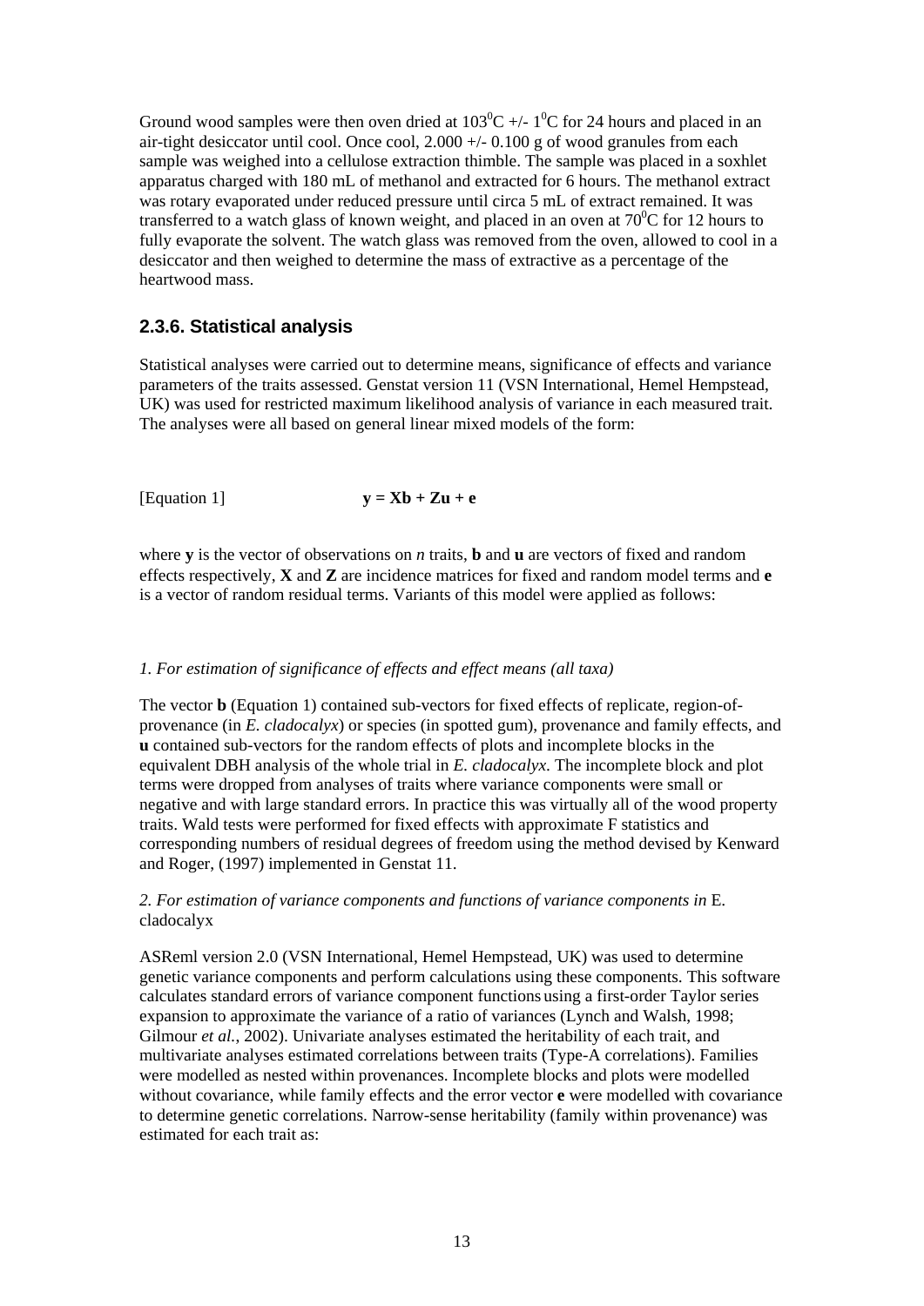Ground wood samples were then oven dried at $103^0$C +/- $1^0$C for 24 hours and placed in an air-tight desiccator until cool. Once cool, 2.000 +/- 0.100 g of wood granules from each sample was weighed into a cellulose extraction thimble. The sample was placed in a soxhlet apparatus charged with 180 mL of methanol and extracted for 6 hours. The methanol extract was rotary evaporated under reduced pressure until circa 5 mL of extract remained. It was transferred to a watch glass of known weight, and placed in an oven at $70^0$C for 12 hours to fully evaporate the solvent. The watch glass was removed from the oven, allowed to cool in a desiccator and then weighed to determine the mass of extractive as a percentage of the heartwood mass.

### 2.3.6. Statistical analysis

Statistical analyses were carried out to determine means, significance of effects and variance parameters of the traits assessed. Genstat version 11 (VSN International, Hemel Hempstead, UK) was used for restricted maximum likelihood analysis of variance in each measured trait. The analyses were all based on general linear mixed models of the form:

[Equation 1] $$\mathbf{y} = \mathbf{Xb} + \mathbf{Zu} + \mathbf{e}$$

where **y** is the vector of observations on *n* traits, **b** and **u** are vectors of fixed and random effects respectively, **X** and **Z** are incidence matrices for fixed and random model terms and **e** is a vector of random residual terms. Variants of this model were applied as follows:

*1. For estimation of significance of effects and effect means (all taxa)*

The vector **b** (Equation 1) contained sub-vectors for fixed effects of replicate, region-of-provenance (in *E. cladocalyx*) or species (in spotted gum), provenance and family effects, and **u** contained sub-vectors for the random effects of plots and incomplete blocks in the equivalent DBH analysis of the whole trial in *E. cladocalyx*. The incomplete block and plot terms were dropped from analyses of traits where variance components were small or negative and with large standard errors. In practice this was virtually all of the wood property traits. Wald tests were performed for fixed effects with approximate F statistics and corresponding numbers of residual degrees of freedom using the method devised by Kenward and Roger, (1997) implemented in Genstat 11.

*2. For estimation of variance components and functions of variance components in* E. cladocalyx

ASReml version 2.0 (VSN International, Hemel Hempstead, UK) was used to determine genetic variance components and perform calculations using these components. This software calculates standard errors of variance component functions using a first-order Taylor series expansion to approximate the variance of a ratio of variances (Lynch and Walsh, 1998; Gilmour *et al.*, 2002). Univariate analyses estimated the heritability of each trait, and multivariate analyses estimated correlations between traits (Type-A correlations). Families were modelled as nested within provenances. Incomplete blocks and plots were modelled without covariance, while family effects and the error vector **e** were modelled with covariance to determine genetic correlations. Narrow-sense heritability (family within provenance) was estimated for each trait as: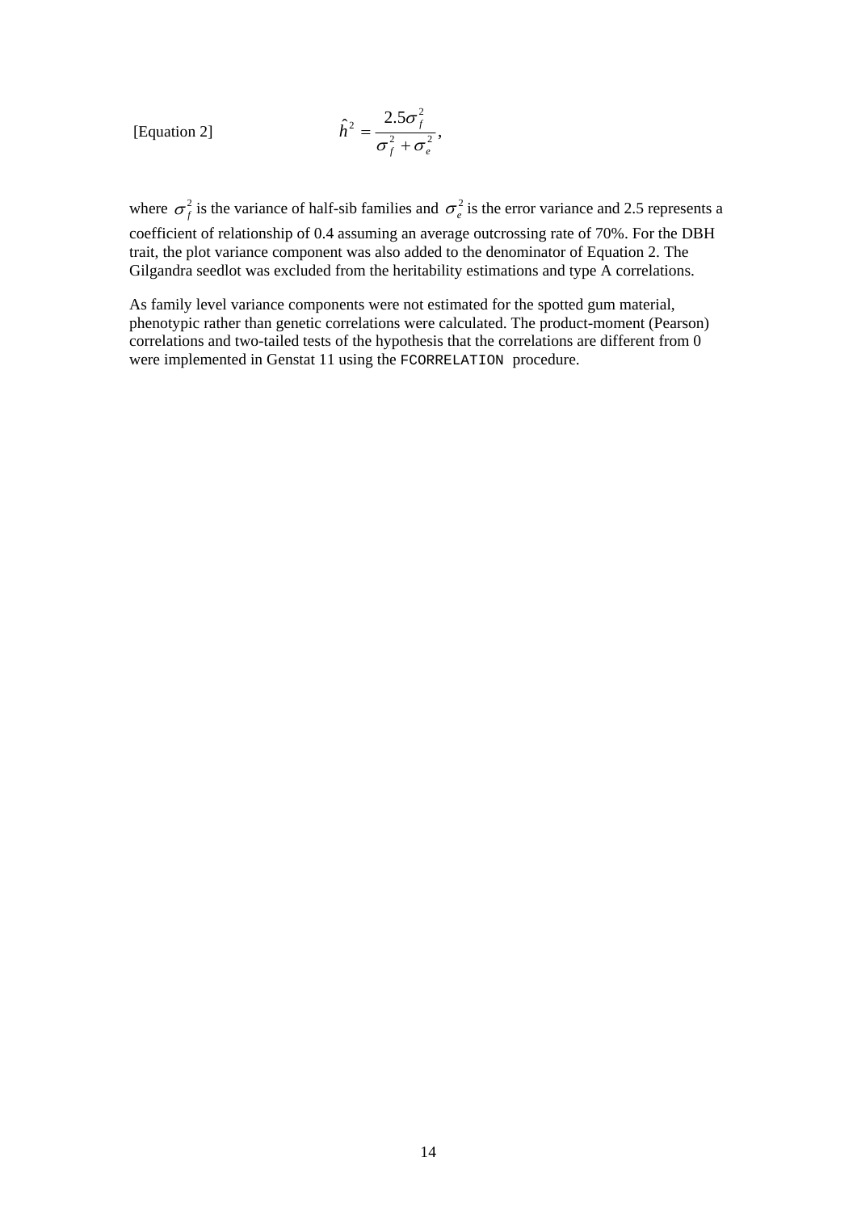[Equation 2] $$\hat{h}^2 = \frac{2.5\sigma_f^2}{\sigma_f^2 + \sigma_e^2},$$

where $\sigma_f^2$ is the variance of half-sib families and $\sigma_e^2$ is the error variance and 2.5 represents a coefficient of relationship of 0.4 assuming an average outcrossing rate of 70%. For the DBH trait, the plot variance component was also added to the denominator of Equation 2. The Gilgandra seedlot was excluded from the heritability estimations and type A correlations.

As family level variance components were not estimated for the spotted gum material, phenotypic rather than genetic correlations were calculated. The product-moment (Pearson) correlations and two-tailed tests of the hypothesis that the correlations are different from 0 were implemented in Genstat 11 using the `FCORRELATION` procedure.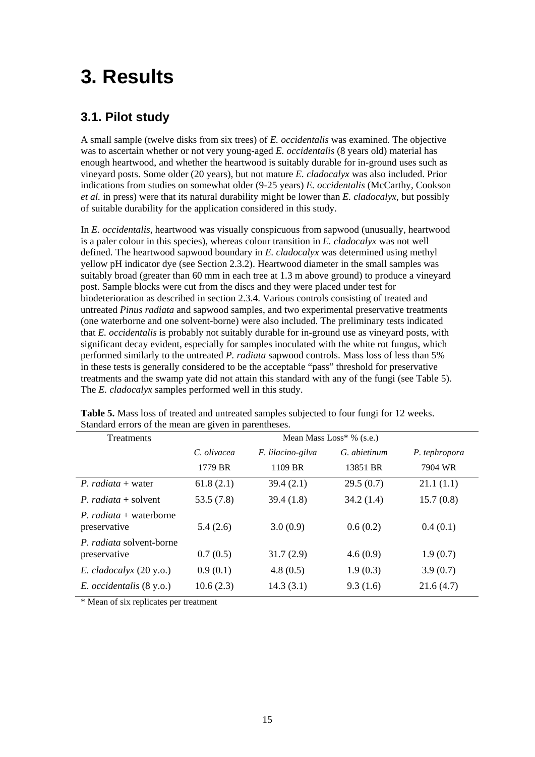# 3. Results

## 3.1. Pilot study

A small sample (twelve disks from six trees) of *E. occidentalis* was examined. The objective was to ascertain whether or not very young-aged *E. occidentalis* (8 years old) material has enough heartwood, and whether the heartwood is suitably durable for in-ground uses such as vineyard posts. Some older (20 years), but not mature *E. cladocalyx* was also included. Prior indications from studies on somewhat older (9-25 years) *E. occidentalis* (McCarthy, Cookson *et al.* in press) were that its natural durability might be lower than *E. cladocalyx*, but possibly of suitable durability for the application considered in this study.

In *E. occidentalis*, heartwood was visually conspicuous from sapwood (unusually, heartwood is a paler colour in this species), whereas colour transition in *E. cladocalyx* was not well defined. The heartwood sapwood boundary in *E. cladocalyx* was determined using methyl yellow pH indicator dye (see Section 2.3.2). Heartwood diameter in the small samples was suitably broad (greater than 60 mm in each tree at 1.3 m above ground) to produce a vineyard post. Sample blocks were cut from the discs and they were placed under test for biodeterioration as described in section 2.3.4. Various controls consisting of treated and untreated *Pinus radiata* and sapwood samples, and two experimental preservative treatments (one waterborne and one solvent-borne) were also included. The preliminary tests indicated that *E. occidentalis* is probably not suitably durable for in-ground use as vineyard posts, with significant decay evident, especially for samples inoculated with the white rot fungus, which performed similarly to the untreated *P. radiata* sapwood controls. Mass loss of less than 5% in these tests is generally considered to be the acceptable "pass" threshold for preservative treatments and the swamp yate did not attain this standard with any of the fungi (see Table 5). The *E. cladocalyx* samples performed well in this study.

**Table 5.** Mass loss of treated and untreated samples subjected to four fungi for 12 weeks. Standard errors of the mean are given in parentheses.

| Treatments | Mean Mass Loss* % (s.e.) | | | |
|---|---|---|---|---|
| | *C. olivacea* 1779 BR | *F. lilacino-gilva* 1109 BR | *G. abietinum* 13851 BR | *P. tephropora* 7904 WR |
| *P. radiata* + water | 61.8 (2.1) | 39.4 (2.1) | 29.5 (0.7) | 21.1 (1.1) |
| *P. radiata* + solvent | 53.5 (7.8) | 39.4 (1.8) | 34.2 (1.4) | 15.7 (0.8) |
| *P. radiata* + waterborne preservative | 5.4 (2.6) | 3.0 (0.9) | 0.6 (0.2) | 0.4 (0.1) |
| *P. radiata* solvent-borne preservative | 0.7 (0.5) | 31.7 (2.9) | 4.6 (0.9) | 1.9 (0.7) |
| *E. cladocalyx* (20 y.o.) | 0.9 (0.1) | 4.8 (0.5) | 1.9 (0.3) | 3.9 (0.7) |
| *E. occidentalis* (8 y.o.) | 10.6 (2.3) | 14.3 (3.1) | 9.3 (1.6) | 21.6 (4.7) |

\* Mean of six replicates per treatment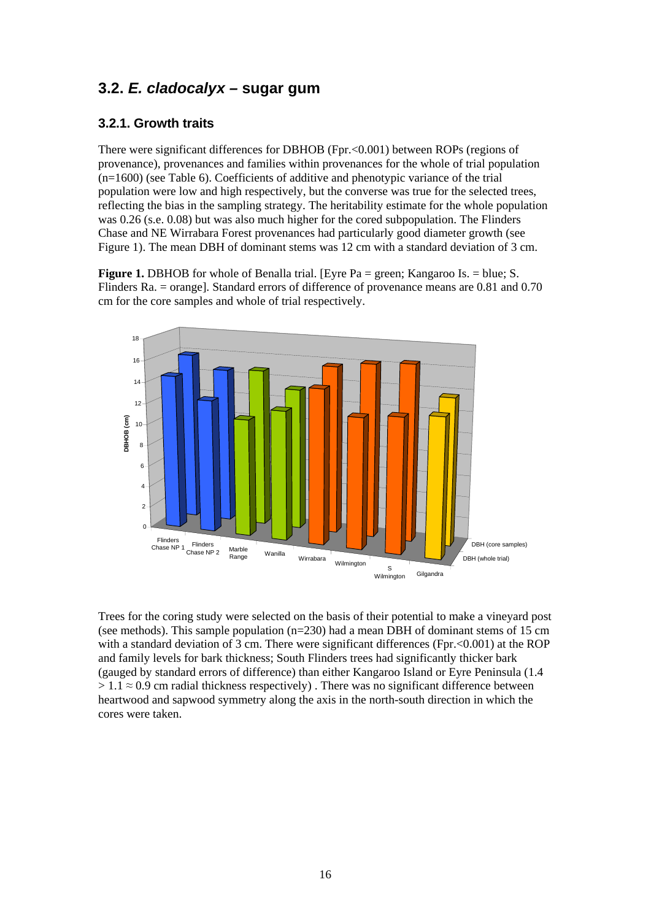## 3.2. *E. cladocalyx* – sugar gum

### 3.2.1. Growth traits

There were significant differences for DBHOB (Fpr.<0.001) between ROPs (regions of provenance), provenances and families within provenances for the whole of trial population (n=1600) (see Table 6). Coefficients of additive and phenotypic variance of the trial population were low and high respectively, but the converse was true for the selected trees, reflecting the bias in the sampling strategy. The heritability estimate for the whole population was 0.26 (s.e. 0.08) but was also much higher for the cored subpopulation. The Flinders Chase and NE Wirrabara Forest provenances had particularly good diameter growth (see Figure 1). The mean DBH of dominant stems was 12 cm with a standard deviation of 3 cm.

**Figure 1.** DBHOB for whole of Benalla trial. [Eyre Pa = green; Kangaroo Is. = blue; S. Flinders Ra. = orange]. Standard errors of difference of provenance means are 0.81 and 0.70 cm for the core samples and whole of trial respectively.

Trees for the coring study were selected on the basis of their potential to make a vineyard post (see methods). This sample population (n=230) had a mean DBH of dominant stems of 15 cm with a standard deviation of 3 cm. There were significant differences (Fpr.<0.001) at the ROP and family levels for bark thickness; South Flinders trees had significantly thicker bark (gauged by standard errors of difference) than either Kangaroo Island or Eyre Peninsula (1.4 > 1.1 ≈ 0.9 cm radial thickness respectively) . There was no significant difference between heartwood and sapwood symmetry along the axis in the north-south direction in which the cores were taken.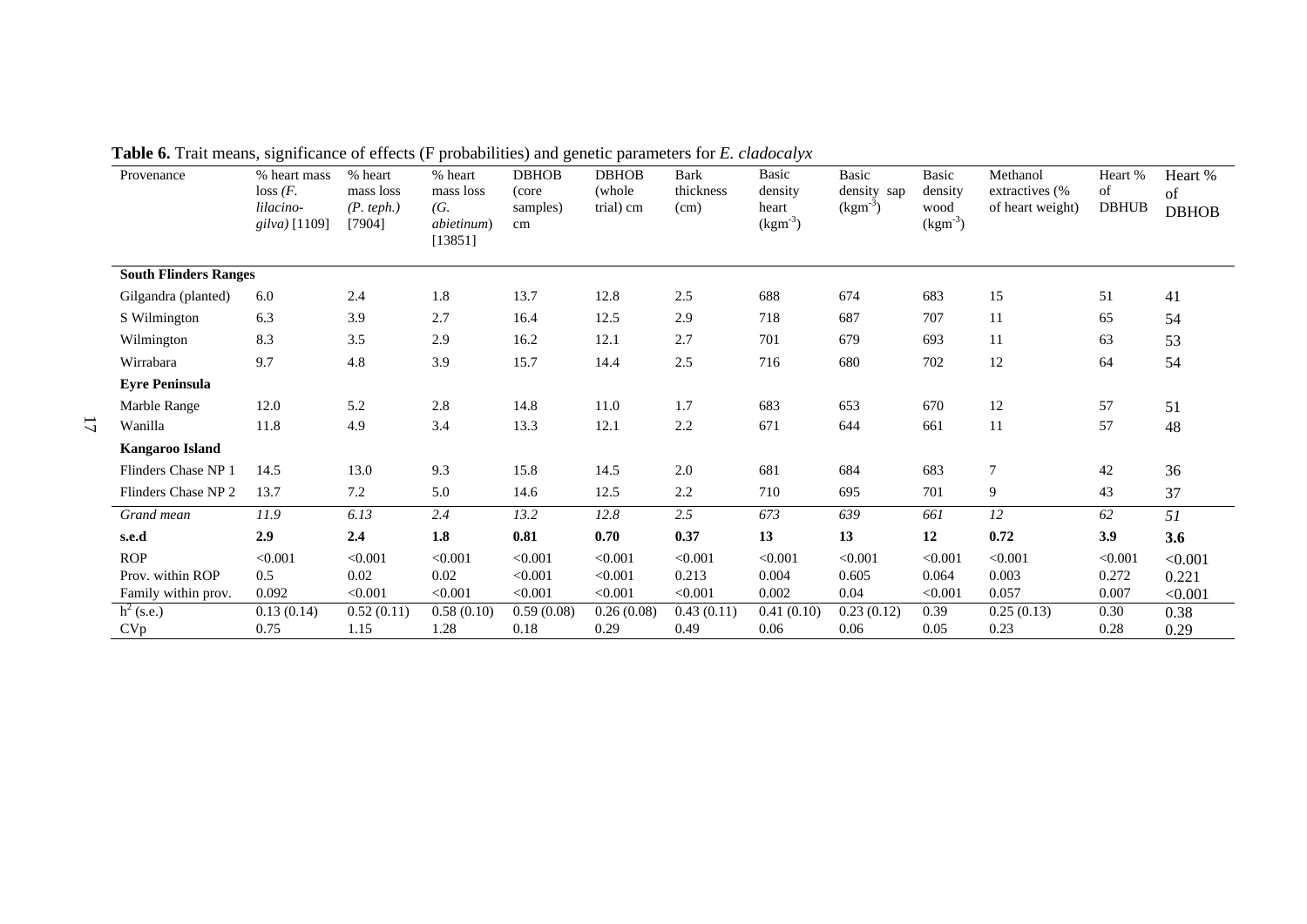**Table 6.** Trait means, significance of effects (F probabilities) and genetic parameters for *E. cladocalyx*

| Provenance | % heart mass loss (*F. lilacino-gilva)* [1109] | % heart mass loss (*P. teph.)* [7904] | % heart mass loss (*G. abietinum*) [13851] | DBHOB (core samples) cm | DBHOB (whole trial) cm | Bark thickness (cm) | Basic density heart ($kgm^{-3}$) | Basic density sap ($kgm^{-3}$) | Basic density wood ($kgm^{-3}$) | Methanol extractives (% of heart weight) | Heart % of DBHUB | Heart % of DBHOB |
|---|---|---|---|---|---|---|---|---|---|---|---|---|
| **South Flinders Ranges** | | | | | | | | | | | | |
| Gilgandra (planted) | 6.0 | 2.4 | 1.8 | 13.7 | 12.8 | 2.5 | 688 | 674 | 683 | 15 | 51 | 41 |
| S Wilmington | 6.3 | 3.9 | 2.7 | 16.4 | 12.5 | 2.9 | 718 | 687 | 707 | 11 | 65 | 54 |
| Wilmington | 8.3 | 3.5 | 2.9 | 16.2 | 12.1 | 2.7 | 701 | 679 | 693 | 11 | 63 | 53 |
| Wirrabara | 9.7 | 4.8 | 3.9 | 15.7 | 14.4 | 2.5 | 716 | 680 | 702 | 12 | 64 | 54 |
| **Eyre Peninsula** | | | | | | | | | | | | |
| Marble Range | 12.0 | 5.2 | 2.8 | 14.8 | 11.0 | 1.7 | 683 | 653 | 670 | 12 | 57 | 51 |
| Wanilla | 11.8 | 4.9 | 3.4 | 13.3 | 12.1 | 2.2 | 671 | 644 | 661 | 11 | 57 | 48 |
| **Kangaroo Island** | | | | | | | | | | | | |
| Flinders Chase NP 1 | 14.5 | 13.0 | 9.3 | 15.8 | 14.5 | 2.0 | 681 | 684 | 683 | 7 | 42 | 36 |
| Flinders Chase NP 2 | 13.7 | 7.2 | 5.0 | 14.6 | 12.5 | 2.2 | 710 | 695 | 701 | 9 | 43 | 37 |
| *Grand mean* | *11.9* | *6.13* | *2.4* | *13.2* | *12.8* | *2.5* | *673* | *639* | *661* | *12* | *62* | *51* |
| **s.e.d** | **2.9** | **2.4** | **1.8** | **0.81** | **0.70** | **0.37** | **13** | **13** | **12** | **0.72** | **3.9** | **3.6** |
| ROP | <0.001 | <0.001 | <0.001 | <0.001 | <0.001 | <0.001 | <0.001 | <0.001 | <0.001 | <0.001 | <0.001 | <0.001 |
| Prov. within ROP | 0.5 | 0.02 | 0.02 | <0.001 | <0.001 | 0.213 | 0.004 | 0.605 | 0.064 | 0.003 | 0.272 | 0.221 |
| Family within prov. | 0.092 | <0.001 | <0.001 | <0.001 | <0.001 | <0.001 | 0.002 | 0.04 | <0.001 | 0.057 | 0.007 | <0.001 |
| $h^2$ (s.e.) | 0.13 (0.14) | 0.52 (0.11) | 0.58 (0.10) | 0.59 (0.08) | 0.26 (0.08) | 0.43 (0.11) | 0.41 (0.10) | 0.23 (0.12) | 0.39 | 0.25 (0.13) | 0.30 | 0.38 |
| CVp | 0.75 | 1.15 | 1.28 | 0.18 | 0.29 | 0.49 | 0.06 | 0.06 | 0.05 | 0.23 | 0.28 | 0.29 |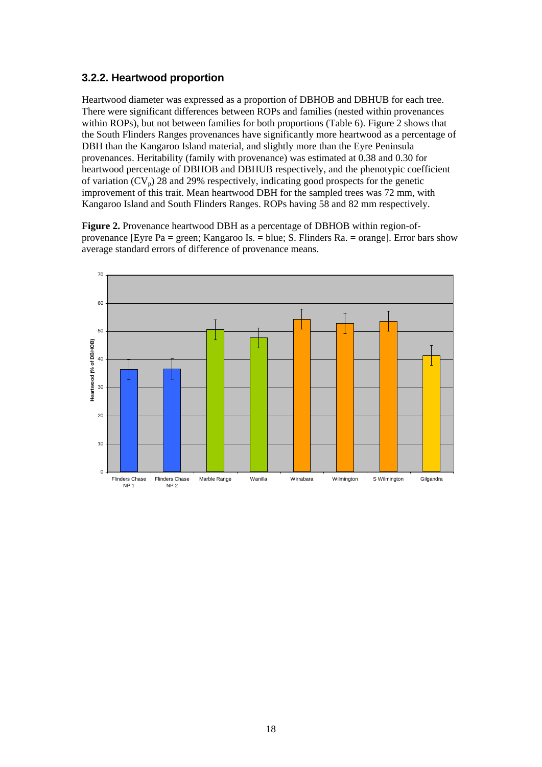### 3.2.2. Heartwood proportion

Heartwood diameter was expressed as a proportion of DBHOB and DBHUB for each tree. There were significant differences between ROPs and families (nested within provenances within ROPs), but not between families for both proportions (Table 6). Figure 2 shows that the South Flinders Ranges provenances have significantly more heartwood as a percentage of DBH than the Kangaroo Island material, and slightly more than the Eyre Peninsula provenances. Heritability (family with provenance) was estimated at 0.38 and 0.30 for heartwood percentage of DBHOB and DBHUB respectively, and the phenotypic coefficient of variation ($CV_p$) 28 and 29% respectively, indicating good prospects for the genetic improvement of this trait. Mean heartwood DBH for the sampled trees was 72 mm, with Kangaroo Island and South Flinders Ranges. ROPs having 58 and 82 mm respectively.

**Figure 2.** Provenance heartwood DBH as a percentage of DBHOB within region-of-provenance [Eyre Pa = green; Kangaroo Is. = blue; S. Flinders Ra. = orange]. Error bars show average standard errors of difference of provenance means.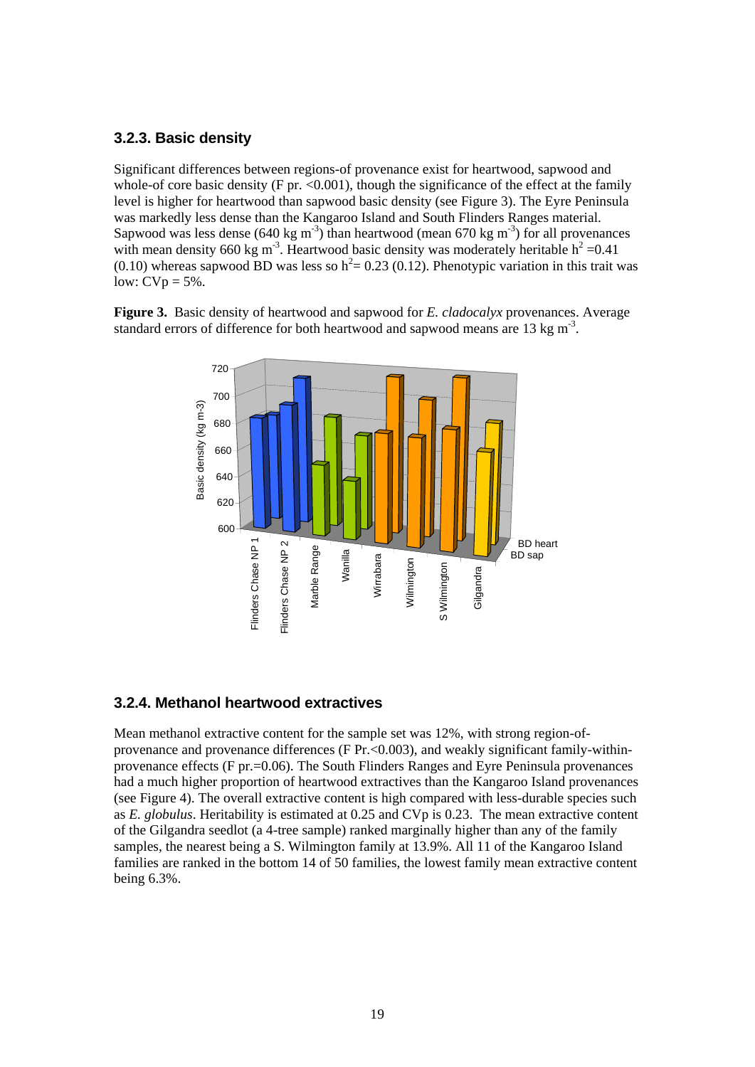### 3.2.3. Basic density

Significant differences between regions-of provenance exist for heartwood, sapwood and whole-of core basic density (F pr. <0.001), though the significance of the effect at the family level is higher for heartwood than sapwood basic density (see Figure 3). The Eyre Peninsula was markedly less dense than the Kangaroo Island and South Flinders Ranges material. Sapwood was less dense (640 kg m$^{-3}$) than heartwood (mean 670 kg m$^{-3}$) for all provenances with mean density 660 kg m$^{-3}$. Heartwood basic density was moderately heritable $h^2$ =0.41 (0.10) whereas sapwood BD was less so $h^2$= 0.23 (0.12). Phenotypic variation in this trait was low: CVp = 5%.

**Figure 3.** Basic density of heartwood and sapwood for *E. cladocalyx* provenances. Average standard errors of difference for both heartwood and sapwood means are 13 kg m$^{-3}$.

### 3.2.4. Methanol heartwood extractives

Mean methanol extractive content for the sample set was 12%, with strong region-of-provenance and provenance differences (F Pr.<0.003), and weakly significant family-within-provenance effects (F pr.=0.06). The South Flinders Ranges and Eyre Peninsula provenances had a much higher proportion of heartwood extractives than the Kangaroo Island provenances (see Figure 4). The overall extractive content is high compared with less-durable species such as *E. globulus*. Heritability is estimated at 0.25 and CVp is 0.23. The mean extractive content of the Gilgandra seedlot (a 4-tree sample) ranked marginally higher than any of the family samples, the nearest being a S. Wilmington family at 13.9%. All 11 of the Kangaroo Island families are ranked in the bottom 14 of 50 families, the lowest family mean extractive content being 6.3%.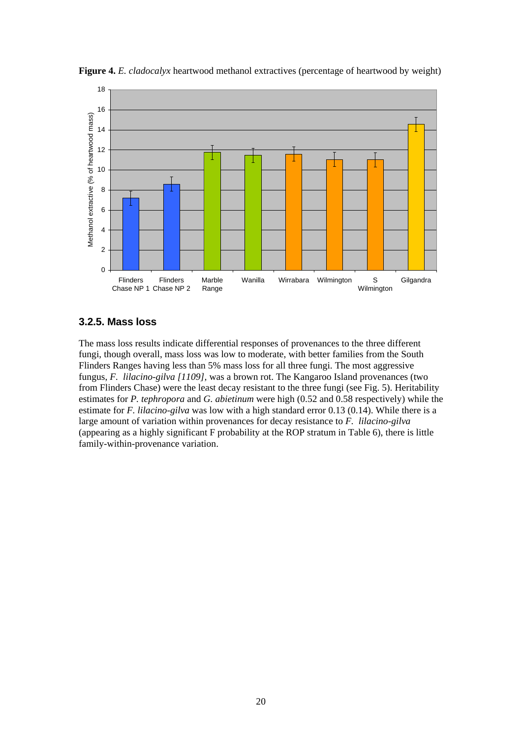**Figure 4.** *E. cladocalyx* heartwood methanol extractives (percentage of heartwood by weight)

### 3.2.5. Mass loss

The mass loss results indicate differential responses of provenances to the three different fungi, though overall, mass loss was low to moderate, with better families from the South Flinders Ranges having less than 5% mass loss for all three fungi. The most aggressive fungus, *F. lilacino-gilva [1109]*, was a brown rot. The Kangaroo Island provenances (two from Flinders Chase) were the least decay resistant to the three fungi (see Fig. 5). Heritability estimates for *P. tephropora* and *G. abietinum* were high (0.52 and 0.58 respectively) while the estimate for *F. lilacino-gilva* was low with a high standard error 0.13 (0.14). While there is a large amount of variation within provenances for decay resistance to *F. lilacino-gilva* (appearing as a highly significant F probability at the ROP stratum in Table 6), there is little family-within-provenance variation.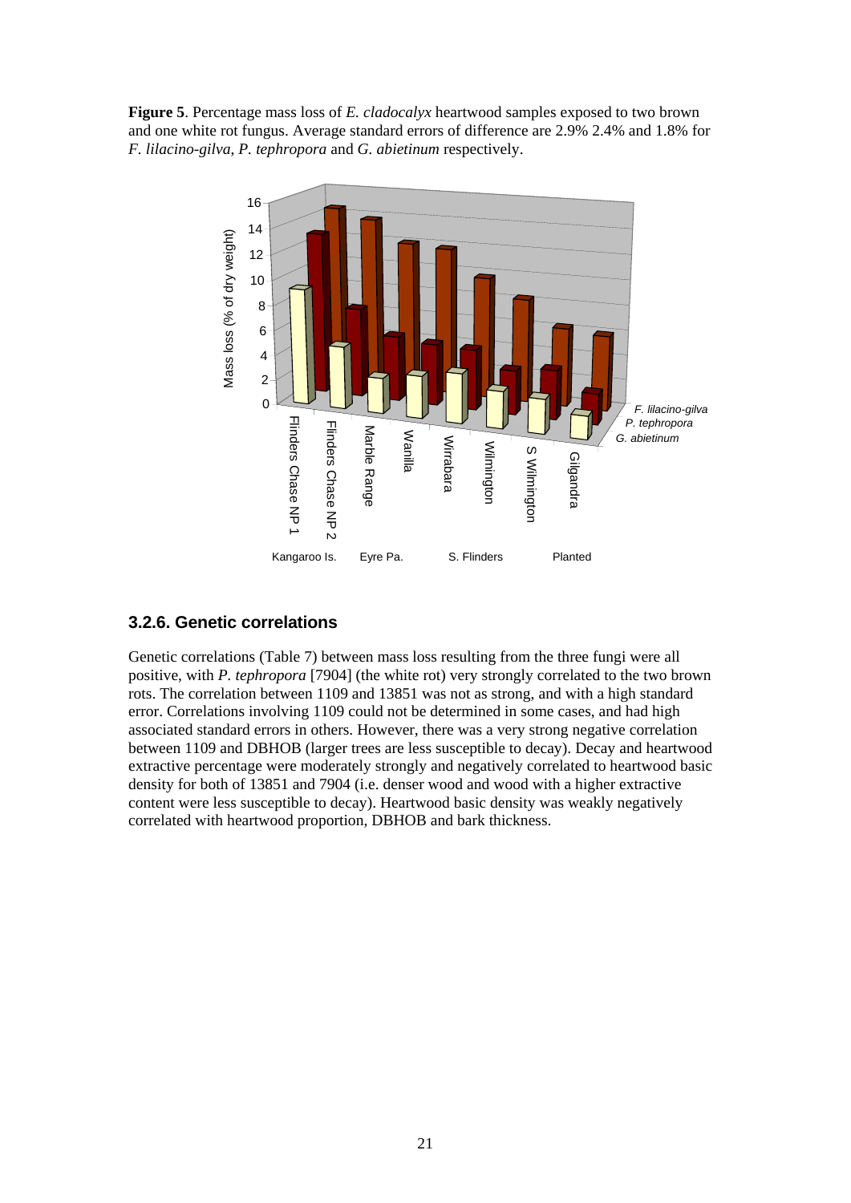**Figure 5**. Percentage mass loss of *E. cladocalyx* heartwood samples exposed to two brown and one white rot fungus. Average standard errors of difference are 2.9% 2.4% and 1.8% for *F. lilacino-gilva*, *P. tephropora* and *G. abietinum* respectively.

### 3.2.6. Genetic correlations

Genetic correlations (Table 7) between mass loss resulting from the three fungi were all positive, with *P. tephropora* [7904] (the white rot) very strongly correlated to the two brown rots. The correlation between 1109 and 13851 was not as strong, and with a high standard error. Correlations involving 1109 could not be determined in some cases, and had high associated standard errors in others. However, there was a very strong negative correlation between 1109 and DBHOB (larger trees are less susceptible to decay). Decay and heartwood extractive percentage were moderately strongly and negatively correlated to heartwood basic density for both of 13851 and 7904 (i.e. denser wood and wood with a higher extractive content were less susceptible to decay). Heartwood basic density was weakly negatively correlated with heartwood proportion, DBHOB and bark thickness.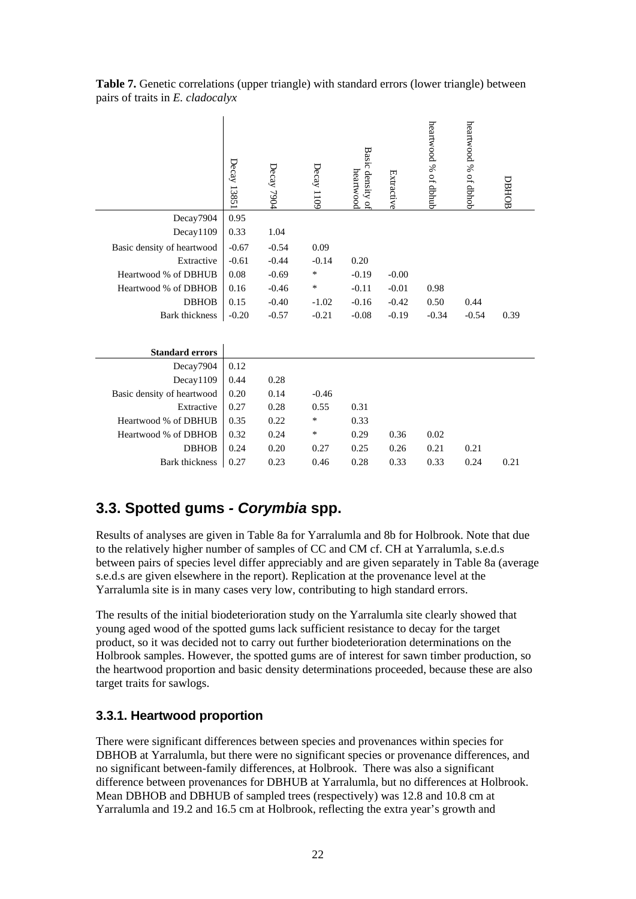**Table 7.** Genetic correlations (upper triangle) with standard errors (lower triangle) between pairs of traits in *E. cladocalyx*

| | Decay 13851 | Decay 7904 | Decay 1109 | Basic density of heartwood | Extractive | heartwood % of dbhub | heartwood % of dbhob | DBHOB |
|---|---|---|---|---|---|---|---|---|
| Decay7904 | 0.95 | | | | | | | |
| Decay1109 | 0.33 | 1.04 | | | | | | |
| Basic density of heartwood | -0.67 | -0.54 | 0.09 | | | | | |
| Extractive | -0.61 | -0.44 | -0.14 | 0.20 | | | | |
| Heartwood % of DBHUB | 0.08 | -0.69 | * | -0.19 | -0.00 | | | |
| Heartwood % of DBHOB | 0.16 | -0.46 | * | -0.11 | -0.01 | 0.98 | | |
| DBHOB | 0.15 | -0.40 | -1.02 | -0.16 | -0.42 | 0.50 | 0.44 | |
| Bark thickness | -0.20 | -0.57 | -0.21 | -0.08 | -0.19 | -0.34 | -0.54 | 0.39 |
| **Standard errors** | | | | | | | | |
| Decay7904 | 0.12 | | | | | | | |
| Decay1109 | 0.44 | 0.28 | | | | | | |
| Basic density of heartwood | 0.20 | 0.14 | -0.46 | | | | | |
| Extractive | 0.27 | 0.28 | 0.55 | 0.31 | | | | |
| Heartwood % of DBHUB | 0.35 | 0.22 | * | 0.33 | | | | |
| Heartwood % of DBHOB | 0.32 | 0.24 | * | 0.29 | 0.36 | 0.02 | | |
| DBHOB | 0.24 | 0.20 | 0.27 | 0.25 | 0.26 | 0.21 | 0.21 | |
| Bark thickness | 0.27 | 0.23 | 0.46 | 0.28 | 0.33 | 0.33 | 0.24 | 0.21 |

## 3.3. Spotted gums - *Corymbia* spp.

Results of analyses are given in Table 8a for Yarralumla and 8b for Holbrook. Note that due to the relatively higher number of samples of CC and CM cf. CH at Yarralumla, s.e.d.s between pairs of species level differ appreciably and are given separately in Table 8a (average s.e.d.s are given elsewhere in the report). Replication at the provenance level at the Yarralumla site is in many cases very low, contributing to high standard errors.

The results of the initial biodeterioration study on the Yarralumla site clearly showed that young aged wood of the spotted gums lack sufficient resistance to decay for the target product, so it was decided not to carry out further biodeterioration determinations on the Holbrook samples. However, the spotted gums are of interest for sawn timber production, so the heartwood proportion and basic density determinations proceeded, because these are also target traits for sawlogs.

### 3.3.1. Heartwood proportion

There were significant differences between species and provenances within species for DBHOB at Yarralumla, but there were no significant species or provenance differences, and no significant between-family differences, at Holbrook. There was also a significant difference between provenances for DBHUB at Yarralumla, but no differences at Holbrook. Mean DBHOB and DBHUB of sampled trees (respectively) was 12.8 and 10.8 cm at Yarralumla and 19.2 and 16.5 cm at Holbrook, reflecting the extra year's growth and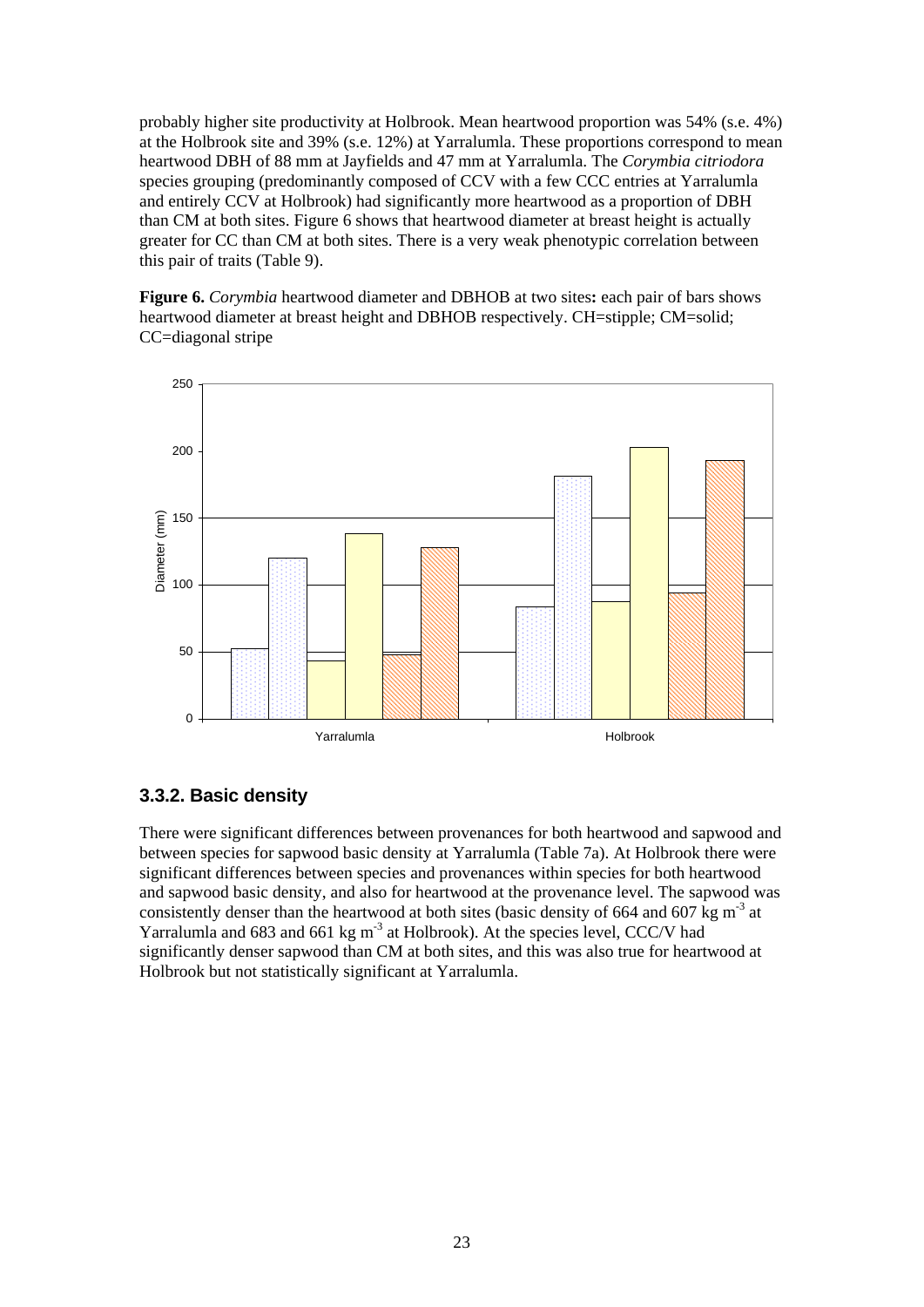probably higher site productivity at Holbrook. Mean heartwood proportion was 54% (s.e. 4%) at the Holbrook site and 39% (s.e. 12%) at Yarralumla. These proportions correspond to mean heartwood DBH of 88 mm at Jayfields and 47 mm at Yarralumla. The *Corymbia citriodora* species grouping (predominantly composed of CCV with a few CCC entries at Yarralumla and entirely CCV at Holbrook) had significantly more heartwood as a proportion of DBH than CM at both sites. Figure 6 shows that heartwood diameter at breast height is actually greater for CC than CM at both sites. There is a very weak phenotypic correlation between this pair of traits (Table 9).

**Figure 6.** *Corymbia* heartwood diameter and DBHOB at two sites**:** each pair of bars shows heartwood diameter at breast height and DBHOB respectively. CH=stipple; CM=solid; CC=diagonal stripe

## 3.3.2. Basic density

There were significant differences between provenances for both heartwood and sapwood and between species for sapwood basic density at Yarralumla (Table 7a). At Holbrook there were significant differences between species and provenances within species for both heartwood and sapwood basic density, and also for heartwood at the provenance level. The sapwood was consistently denser than the heartwood at both sites (basic density of 664 and 607 kg $m^{-3}$ at Yarralumla and 683 and 661 kg $m^{-3}$ at Holbrook). At the species level, CCC/V had significantly denser sapwood than CM at both sites, and this was also true for heartwood at Holbrook but not statistically significant at Yarralumla.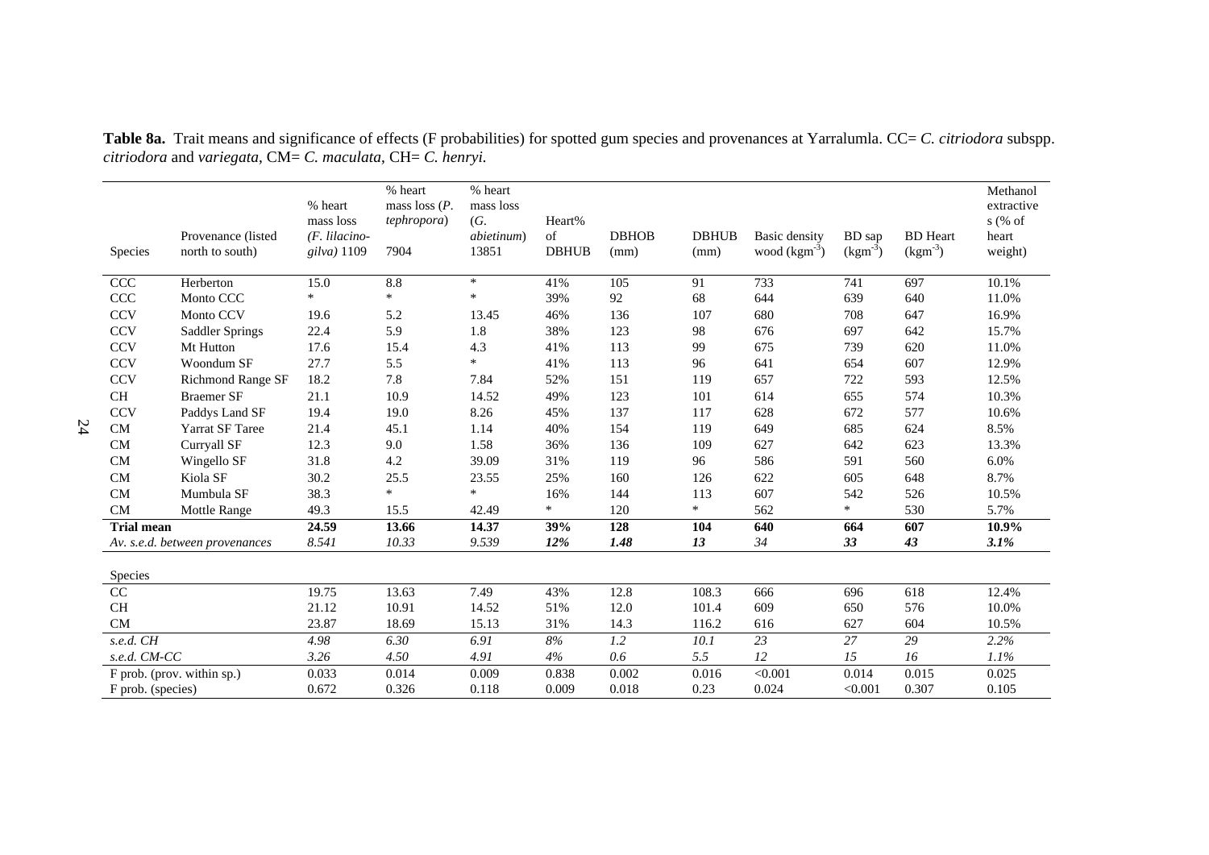**Table 8a.** Trait means and significance of effects (F probabilities) for spotted gum species and provenances at Yarralumla. CC= *C. citriodora* subspp. *citriodora* and *variegata*, CM= *C. maculata*, CH= *C. henryi.*

| Species | Provenance (listed north to south) | % heart mass loss (*F. lilacino-gilva*) 1109 | % heart mass loss (*P. tephropora*) 7904 | % heart mass loss (*G. abietinum*) 13851 | Heart% of DBHUB | DBHOB (mm) | DBHUB (mm) | Basic density wood ($kgm^{-3}$) | BD sap ($kgm^{-3}$) | BD Heart ($kgm^{-3}$) | Methanol extractives (% of heart weight) |
|---|---|---|---|---|---|---|---|---|---|---|---|
| CCC | Herberton | 15.0 | 8.8 | * | 41% | 105 | 91 | 733 | 741 | 697 | 10.1% |
| CCC | Monto CCC | * | * | * | 39% | 92 | 68 | 644 | 639 | 640 | 11.0% |
| CCV | Monto CCV | 19.6 | 5.2 | 13.45 | 46% | 136 | 107 | 680 | 708 | 647 | 16.9% |
| CCV | Saddler Springs | 22.4 | 5.9 | 1.8 | 38% | 123 | 98 | 676 | 697 | 642 | 15.7% |
| CCV | Mt Hutton | 17.6 | 15.4 | 4.3 | 41% | 113 | 99 | 675 | 739 | 620 | 11.0% |
| CCV | Woondum SF | 27.7 | 5.5 | * | 41% | 113 | 96 | 641 | 654 | 607 | 12.9% |
| CCV | Richmond Range SF | 18.2 | 7.8 | 7.84 | 52% | 151 | 119 | 657 | 722 | 593 | 12.5% |
| CH | Braemer SF | 21.1 | 10.9 | 14.52 | 49% | 123 | 101 | 614 | 655 | 574 | 10.3% |
| CCV | Paddys Land SF | 19.4 | 19.0 | 8.26 | 45% | 137 | 117 | 628 | 672 | 577 | 10.6% |
| CM | Yarrat SF Taree | 21.4 | 45.1 | 1.14 | 40% | 154 | 119 | 649 | 685 | 624 | 8.5% |
| CM | Curryall SF | 12.3 | 9.0 | 1.58 | 36% | 136 | 109 | 627 | 642 | 623 | 13.3% |
| CM | Wingello SF | 31.8 | 4.2 | 39.09 | 31% | 119 | 96 | 586 | 591 | 560 | 6.0% |
| CM | Kiola SF | 30.2 | 25.5 | 23.55 | 25% | 160 | 126 | 622 | 605 | 648 | 8.7% |
| CM | Mumbula SF | 38.3 | * | * | 16% | 144 | 113 | 607 | 542 | 526 | 10.5% |
| CM | Mottle Range | 49.3 | 15.5 | 42.49 | * | 120 | * | 562 | * | 530 | 5.7% |
| **Trial mean** | | **24.59** | **13.66** | **14.37** | **39%** | **128** | **104** | **640** | **664** | **607** | **10.9%** |
| *Av. s.e.d. between provenances* | | *8.541* | *10.33* | *9.539* | ***12%*** | ***1.48*** | ***13*** | *34* | ***33*** | ***43*** | ***3.1%*** |
| Species | | | | | | | | | | | |
| CC | | 19.75 | 13.63 | 7.49 | 43% | 12.8 | 108.3 | 666 | 696 | 618 | 12.4% |
| CH | | 21.12 | 10.91 | 14.52 | 51% | 12.0 | 101.4 | 609 | 650 | 576 | 10.0% |
| CM | | 23.87 | 18.69 | 15.13 | 31% | 14.3 | 116.2 | 616 | 627 | 604 | 10.5% |
| *s.e.d. CH* | | *4.98* | *6.30* | *6.91* | *8%* | *1.2* | *10.1* | *23* | *27* | *29* | *2.2%* |
| *s.e.d. CM-CC* | | *3.26* | *4.50* | *4.91* | *4%* | *0.6* | *5.5* | *12* | *15* | *16* | *1.1%* |
| F prob. (prov. within sp.) | | 0.033 | 0.014 | 0.009 | 0.838 | 0.002 | 0.016 | <0.001 | 0.014 | 0.015 | 0.025 |
| F prob. (species) | | 0.672 | 0.326 | 0.118 | 0.009 | 0.018 | 0.23 | 0.024 | <0.001 | 0.307 | 0.105 |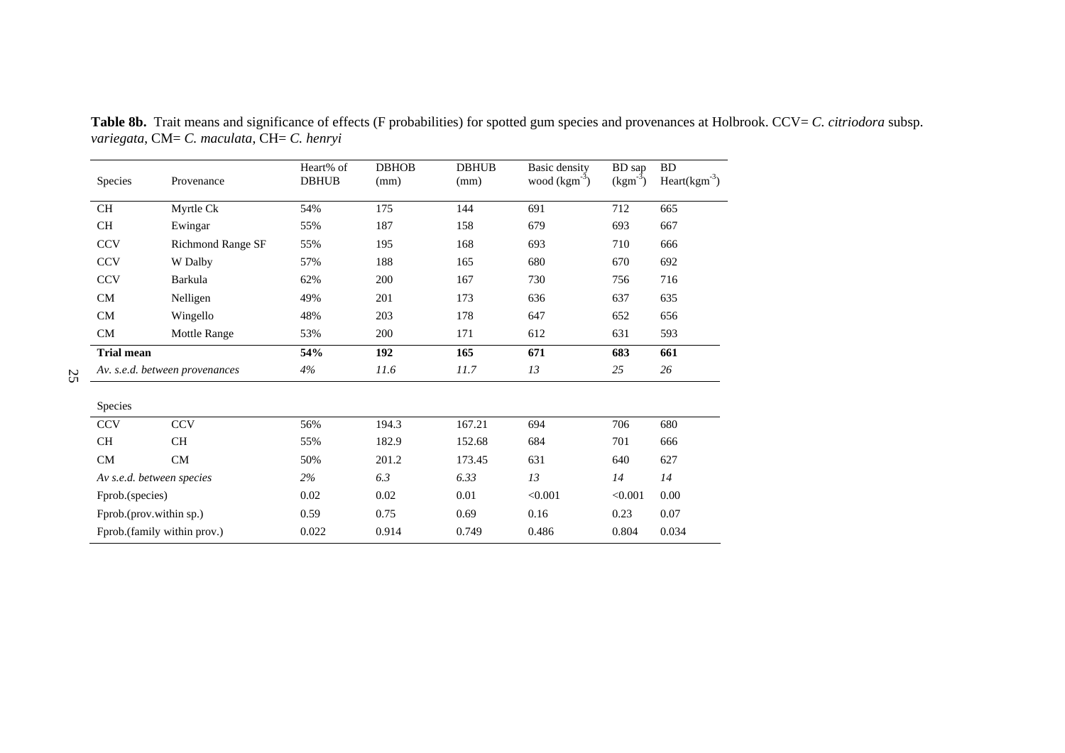**Table 8b.** Trait means and significance of effects (F probabilities) for spotted gum species and provenances at Holbrook. CCV= *C. citriodora* subsp. *variegata*, CM= *C. maculata*, CH= *C. henryi*

| Species | Provenance | Heart% of DBHUB | DBHOB (mm) | DBHUB (mm) | Basic density wood ($kgm^{-3}$) | BD sap ($kgm^{-3}$) | BD Heart($kgm^{-3}$) |
|---|---|---|---|---|---|---|---|
| CH | Myrtle Ck | 54% | 175 | 144 | 691 | 712 | 665 |
| CH | Ewingar | 55% | 187 | 158 | 679 | 693 | 667 |
| CCV | Richmond Range SF | 55% | 195 | 168 | 693 | 710 | 666 |
| CCV | W Dalby | 57% | 188 | 165 | 680 | 670 | 692 |
| CCV | Barkula | 62% | 200 | 167 | 730 | 756 | 716 |
| CM | Nelligen | 49% | 201 | 173 | 636 | 637 | 635 |
| CM | Wingello | 48% | 203 | 178 | 647 | 652 | 656 |
| CM | Mottle Range | 53% | 200 | 171 | 612 | 631 | 593 |
| **Trial mean** | | **54%** | **192** | **165** | **671** | **683** | **661** |
| *Av. s.e.d. between provenances* | | *4%* | *11.6* | *11.7* | *13* | *25* | *26* |
| Species | | | | | | | |
| CCV | CCV | 56% | 194.3 | 167.21 | 694 | 706 | 680 |
| CH | CH | 55% | 182.9 | 152.68 | 684 | 701 | 666 |
| CM | CM | 50% | 201.2 | 173.45 | 631 | 640 | 627 |
| *Av s.e.d. between species* | | *2%* | *6.3* | *6.33* | *13* | *14* | *14* |
| Fprob.(species) | | 0.02 | 0.02 | 0.01 | <0.001 | <0.001 | 0.00 |
| Fprob.(prov.within sp.) | | 0.59 | 0.75 | 0.69 | 0.16 | 0.23 | 0.07 |
| Fprob.(family within prov.) | | 0.022 | 0.914 | 0.749 | 0.486 | 0.804 | 0.034 |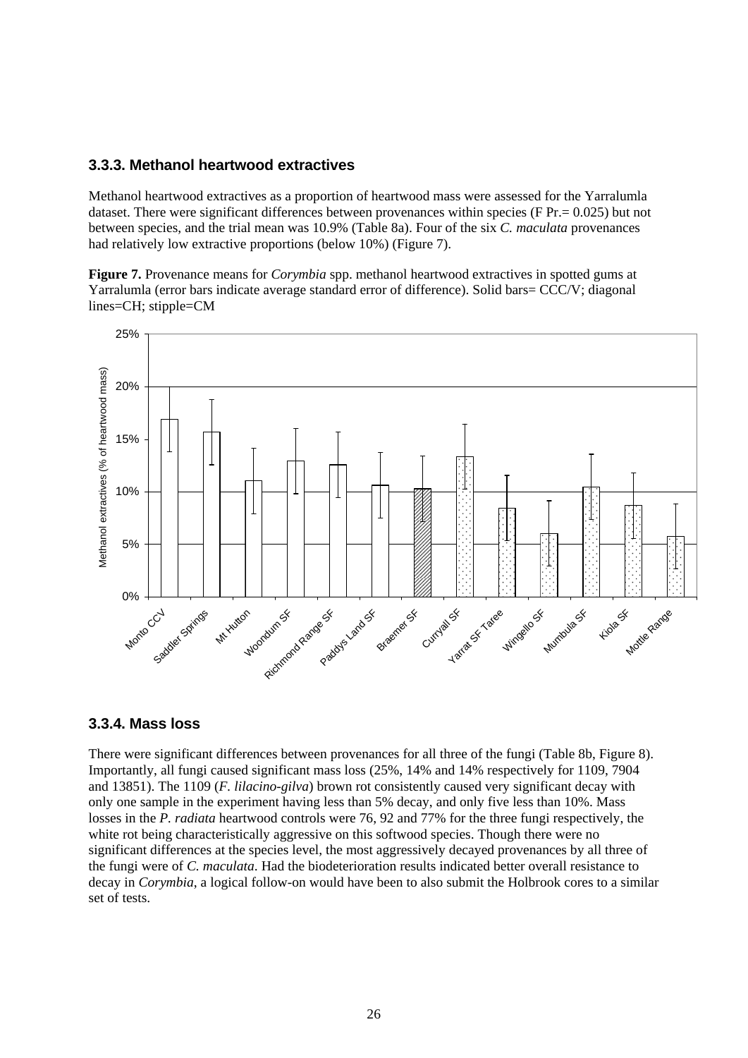### 3.3.3. Methanol heartwood extractives

Methanol heartwood extractives as a proportion of heartwood mass were assessed for the Yarralumla dataset. There were significant differences between provenances within species (F Pr.= 0.025) but not between species, and the trial mean was 10.9% (Table 8a). Four of the six *C. maculata* provenances had relatively low extractive proportions (below 10%) (Figure 7).

**Figure 7.** Provenance means for *Corymbia* spp. methanol heartwood extractives in spotted gums at Yarralumla (error bars indicate average standard error of difference). Solid bars= CCC/V; diagonal lines=CH; stipple=CM

### 3.3.4. Mass loss

There were significant differences between provenances for all three of the fungi (Table 8b, Figure 8). Importantly, all fungi caused significant mass loss (25%, 14% and 14% respectively for 1109, 7904 and 13851). The 1109 (*F. lilacino-gilva*) brown rot consistently caused very significant decay with only one sample in the experiment having less than 5% decay, and only five less than 10%. Mass losses in the *P. radiata* heartwood controls were 76, 92 and 77% for the three fungi respectively, the white rot being characteristically aggressive on this softwood species. Though there were no significant differences at the species level, the most aggressively decayed provenances by all three of the fungi were of *C. maculata*. Had the biodeterioration results indicated better overall resistance to decay in *Corymbia*, a logical follow-on would have been to also submit the Holbrook cores to a similar set of tests.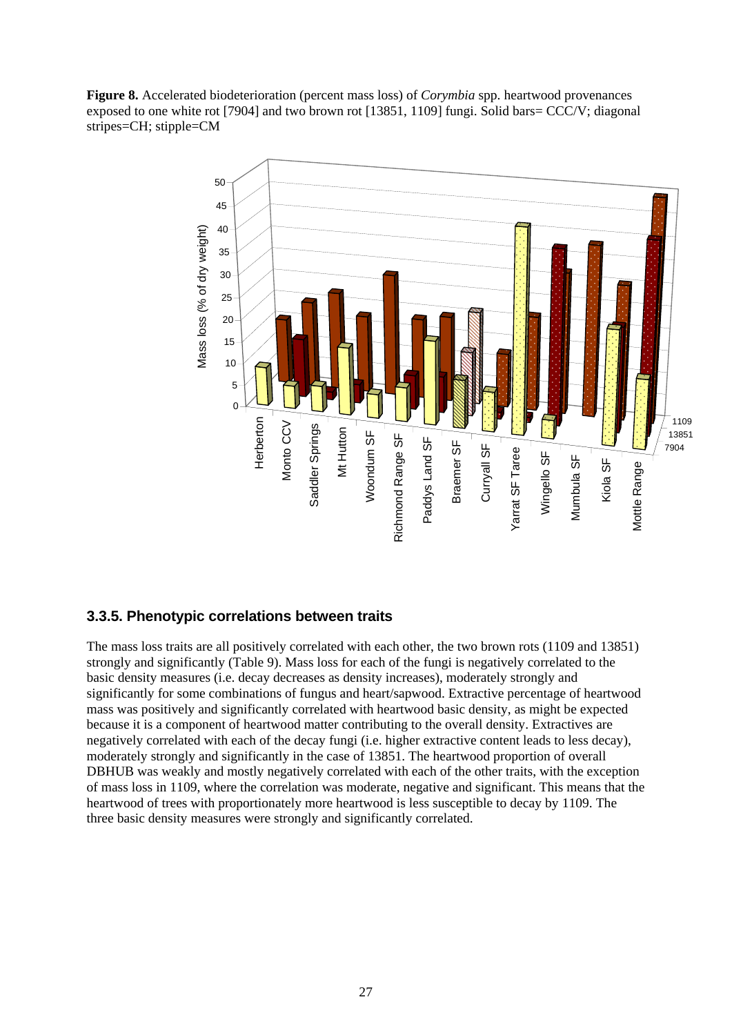**Figure 8.** Accelerated biodeterioration (percent mass loss) of *Corymbia* spp. heartwood provenances exposed to one white rot [7904] and two brown rot [13851, 1109] fungi. Solid bars= CCC/V; diagonal stripes=CH; stipple=CM

### 3.3.5. Phenotypic correlations between traits

The mass loss traits are all positively correlated with each other, the two brown rots (1109 and 13851) strongly and significantly (Table 9). Mass loss for each of the fungi is negatively correlated to the basic density measures (i.e. decay decreases as density increases), moderately strongly and significantly for some combinations of fungus and heart/sapwood. Extractive percentage of heartwood mass was positively and significantly correlated with heartwood basic density, as might be expected because it is a component of heartwood matter contributing to the overall density. Extractives are negatively correlated with each of the decay fungi (i.e. higher extractive content leads to less decay), moderately strongly and significantly in the case of 13851. The heartwood proportion of overall DBHUB was weakly and mostly negatively correlated with each of the other traits, with the exception of mass loss in 1109, where the correlation was moderate, negative and significant. This means that the heartwood of trees with proportionately more heartwood is less susceptible to decay by 1109. The three basic density measures were strongly and significantly correlated.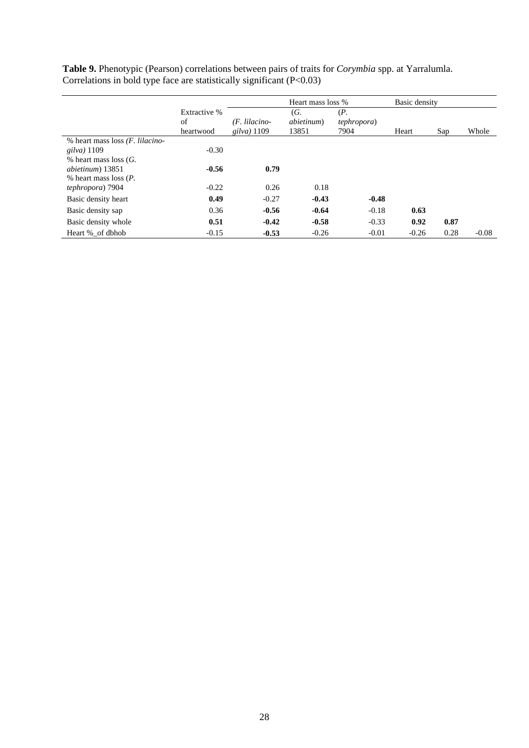**Table 9.** Phenotypic (Pearson) correlations between pairs of traits for *Corymbia* spp. at Yarralumla. Correlations in bold type face are statistically significant (P<0.03)

| | | Heart mass loss % | | | Basic density | | |
|---|---|---|---|---|---|---|---|
| | Extractive % of heartwood | (*F. lilacino-gilva)* 1109 | (*G. abietinum*) 13851 | (*P. tephropora*) 7904 | Heart | Sap | Whole |
| % heart mass loss (*F. lilacino-gilva)* 1109 | -0.30 | | | | | | |
| % heart mass loss (*G. abietinum*) 13851 | **-0.56** | **0.79** | | | | | |
| % heart mass loss (*P. tephropora*) 7904 | -0.22 | 0.26 | 0.18 | | | | |
| Basic density heart | **0.49** | -0.27 | **-0.43** | **-0.48** | | | |
| Basic density sap | 0.36 | **-0.56** | **-0.64** | -0.18 | **0.63** | | |
| Basic density whole | **0.51** | **-0.42** | **-0.58** | -0.33 | **0.92** | **0.87** | |
| Heart %_of dbhob | -0.15 | **-0.53** | -0.26 | -0.01 | -0.26 | 0.28 | -0.08 |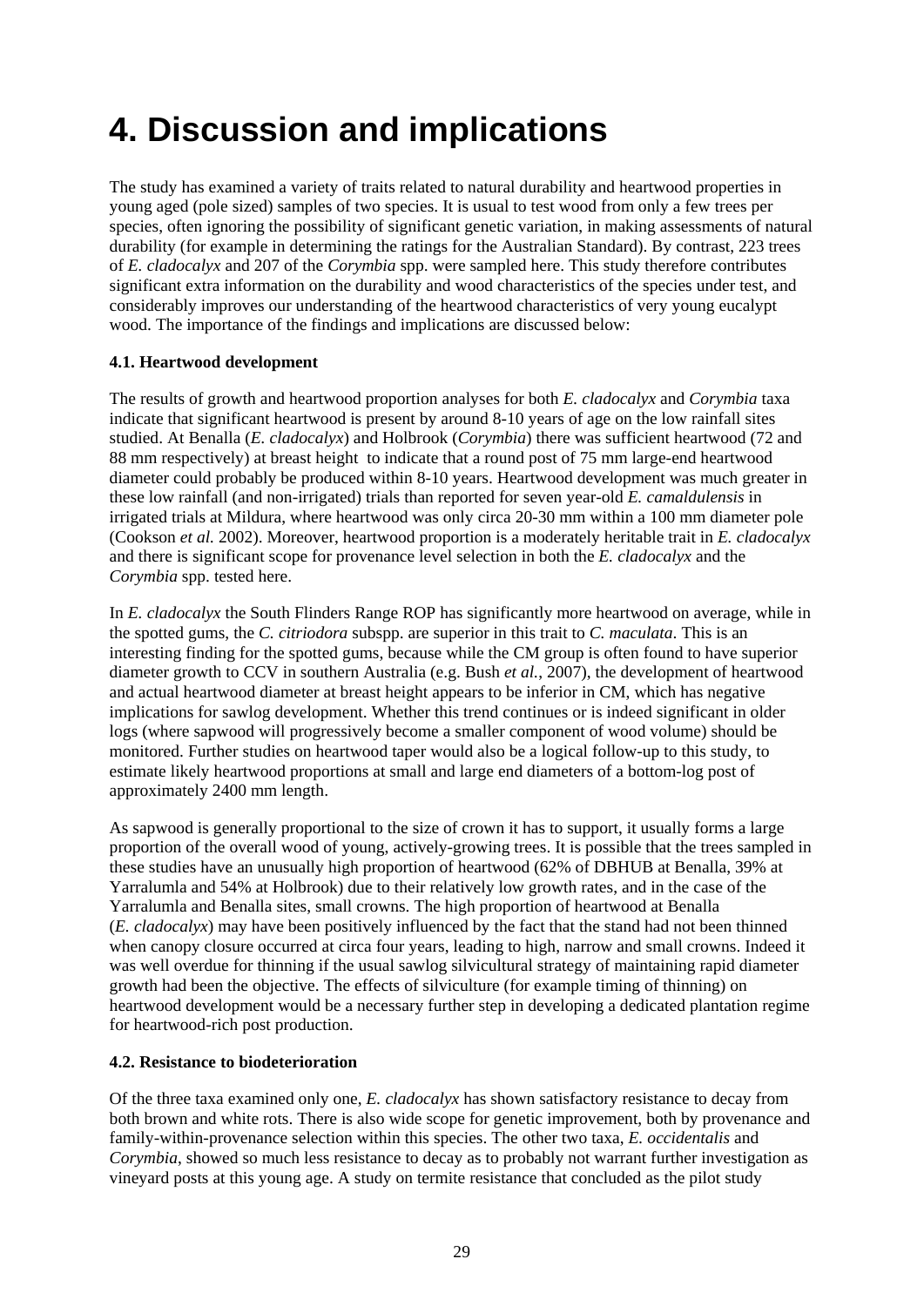# 4. Discussion and implications

The study has examined a variety of traits related to natural durability and heartwood properties in young aged (pole sized) samples of two species. It is usual to test wood from only a few trees per species, often ignoring the possibility of significant genetic variation, in making assessments of natural durability (for example in determining the ratings for the Australian Standard). By contrast, 223 trees of *E. cladocalyx* and 207 of the *Corymbia* spp. were sampled here. This study therefore contributes significant extra information on the durability and wood characteristics of the species under test, and considerably improves our understanding of the heartwood characteristics of very young eucalypt wood. The importance of the findings and implications are discussed below:

### 4.1. Heartwood development

The results of growth and heartwood proportion analyses for both *E. cladocalyx* and *Corymbia* taxa indicate that significant heartwood is present by around 8-10 years of age on the low rainfall sites studied. At Benalla (*E. cladocalyx*) and Holbrook (*Corymbia*) there was sufficient heartwood (72 and 88 mm respectively) at breast height to indicate that a round post of 75 mm large-end heartwood diameter could probably be produced within 8-10 years. Heartwood development was much greater in these low rainfall (and non-irrigated) trials than reported for seven year-old *E. camaldulensis* in irrigated trials at Mildura, where heartwood was only circa 20-30 mm within a 100 mm diameter pole (Cookson *et al.* 2002). Moreover, heartwood proportion is a moderately heritable trait in *E. cladocalyx* and there is significant scope for provenance level selection in both the *E. cladocalyx* and the *Corymbia* spp. tested here.

In *E. cladocalyx* the South Flinders Range ROP has significantly more heartwood on average, while in the spotted gums, the *C. citriodora* subspp. are superior in this trait to *C. maculata*. This is an interesting finding for the spotted gums, because while the CM group is often found to have superior diameter growth to CCV in southern Australia (e.g. Bush *et al.*, 2007), the development of heartwood and actual heartwood diameter at breast height appears to be inferior in CM, which has negative implications for sawlog development. Whether this trend continues or is indeed significant in older logs (where sapwood will progressively become a smaller component of wood volume) should be monitored. Further studies on heartwood taper would also be a logical follow-up to this study, to estimate likely heartwood proportions at small and large end diameters of a bottom-log post of approximately 2400 mm length.

As sapwood is generally proportional to the size of crown it has to support, it usually forms a large proportion of the overall wood of young, actively-growing trees. It is possible that the trees sampled in these studies have an unusually high proportion of heartwood (62% of DBHUB at Benalla, 39% at Yarralumla and 54% at Holbrook) due to their relatively low growth rates, and in the case of the Yarralumla and Benalla sites, small crowns. The high proportion of heartwood at Benalla (*E. cladocalyx*) may have been positively influenced by the fact that the stand had not been thinned when canopy closure occurred at circa four years, leading to high, narrow and small crowns. Indeed it was well overdue for thinning if the usual sawlog silvicultural strategy of maintaining rapid diameter growth had been the objective. The effects of silviculture (for example timing of thinning) on heartwood development would be a necessary further step in developing a dedicated plantation regime for heartwood-rich post production.

### 4.2. Resistance to biodeterioration

Of the three taxa examined only one, *E. cladocalyx* has shown satisfactory resistance to decay from both brown and white rots. There is also wide scope for genetic improvement, both by provenance and family-within-provenance selection within this species. The other two taxa, *E. occidentalis* and *Corymbia*, showed so much less resistance to decay as to probably not warrant further investigation as vineyard posts at this young age. A study on termite resistance that concluded as the pilot study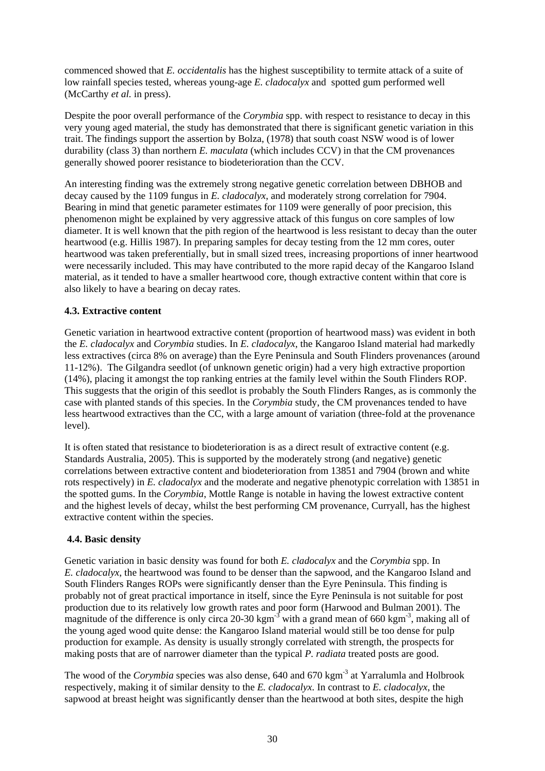commenced showed that *E. occidentalis* has the highest susceptibility to termite attack of a suite of low rainfall species tested, whereas young-age *E. cladocalyx* and spotted gum performed well (McCarthy *et al.* in press).

Despite the poor overall performance of the *Corymbia* spp. with respect to resistance to decay in this very young aged material, the study has demonstrated that there is significant genetic variation in this trait. The findings support the assertion by Bolza, (1978) that south coast NSW wood is of lower durability (class 3) than northern *E. maculata* (which includes CCV) in that the CM provenances generally showed poorer resistance to biodeterioration than the CCV.

An interesting finding was the extremely strong negative genetic correlation between DBHOB and decay caused by the 1109 fungus in *E. cladocalyx*, and moderately strong correlation for 7904. Bearing in mind that genetic parameter estimates for 1109 were generally of poor precision, this phenomenon might be explained by very aggressive attack of this fungus on core samples of low diameter. It is well known that the pith region of the heartwood is less resistant to decay than the outer heartwood (e.g. Hillis 1987). In preparing samples for decay testing from the 12 mm cores, outer heartwood was taken preferentially, but in small sized trees, increasing proportions of inner heartwood were necessarily included. This may have contributed to the more rapid decay of the Kangaroo Island material, as it tended to have a smaller heartwood core, though extractive content within that core is also likely to have a bearing on decay rates.

### 4.3. Extractive content

Genetic variation in heartwood extractive content (proportion of heartwood mass) was evident in both the *E. cladocalyx* and *Corymbia* studies. In *E. cladocalyx*, the Kangaroo Island material had markedly less extractives (circa 8% on average) than the Eyre Peninsula and South Flinders provenances (around 11-12%). The Gilgandra seedlot (of unknown genetic origin) had a very high extractive proportion (14%), placing it amongst the top ranking entries at the family level within the South Flinders ROP. This suggests that the origin of this seedlot is probably the South Flinders Ranges, as is commonly the case with planted stands of this species. In the *Corymbia* study, the CM provenances tended to have less heartwood extractives than the CC, with a large amount of variation (three-fold at the provenance level).

It is often stated that resistance to biodeterioration is as a direct result of extractive content (e.g. Standards Australia, 2005). This is supported by the moderately strong (and negative) genetic correlations between extractive content and biodeterioration from 13851 and 7904 (brown and white rots respectively) in *E. cladocalyx* and the moderate and negative phenotypic correlation with 13851 in the spotted gums. In the *Corymbia*, Mottle Range is notable in having the lowest extractive content and the highest levels of decay, whilst the best performing CM provenance, Curryall, has the highest extractive content within the species.

### 4.4. Basic density

Genetic variation in basic density was found for both *E. cladocalyx* and the *Corymbia* spp. In *E. cladocalyx*, the heartwood was found to be denser than the sapwood, and the Kangaroo Island and South Flinders Ranges ROPs were significantly denser than the Eyre Peninsula. This finding is probably not of great practical importance in itself, since the Eyre Peninsula is not suitable for post production due to its relatively low growth rates and poor form (Harwood and Bulman 2001). The magnitude of the difference is only circa 20-30 $kgm^{-3}$ with a grand mean of 660 $kgm^{-3}$, making all of the young aged wood quite dense: the Kangaroo Island material would still be too dense for pulp production for example. As density is usually strongly correlated with strength, the prospects for making posts that are of narrower diameter than the typical *P. radiata* treated posts are good.

The wood of the *Corymbia* species was also dense, 640 and 670 $kgm^{-3}$ at Yarralumla and Holbrook respectively, making it of similar density to the *E. cladocalyx*. In contrast to *E. cladocalyx*, the sapwood at breast height was significantly denser than the heartwood at both sites, despite the high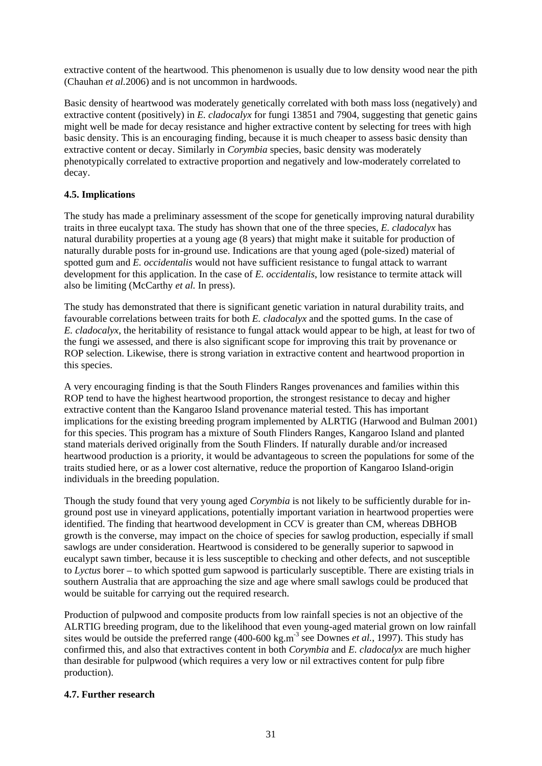extractive content of the heartwood. This phenomenon is usually due to low density wood near the pith (Chauhan *et al.*2006) and is not uncommon in hardwoods.

Basic density of heartwood was moderately genetically correlated with both mass loss (negatively) and extractive content (positively) in *E. cladocalyx* for fungi 13851 and 7904, suggesting that genetic gains might well be made for decay resistance and higher extractive content by selecting for trees with high basic density. This is an encouraging finding, because it is much cheaper to assess basic density than extractive content or decay. Similarly in *Corymbia* species, basic density was moderately phenotypically correlated to extractive proportion and negatively and low-moderately correlated to decay.

### 4.5. Implications

The study has made a preliminary assessment of the scope for genetically improving natural durability traits in three eucalypt taxa. The study has shown that one of the three species, *E. cladocalyx* has natural durability properties at a young age (8 years) that might make it suitable for production of naturally durable posts for in-ground use. Indications are that young aged (pole-sized) material of spotted gum and *E. occidentalis* would not have sufficient resistance to fungal attack to warrant development for this application. In the case of *E. occidentalis*, low resistance to termite attack will also be limiting (McCarthy *et al.* In press).

The study has demonstrated that there is significant genetic variation in natural durability traits, and favourable correlations between traits for both *E. cladocalyx* and the spotted gums. In the case of *E. cladocalyx*, the heritability of resistance to fungal attack would appear to be high, at least for two of the fungi we assessed, and there is also significant scope for improving this trait by provenance or ROP selection. Likewise, there is strong variation in extractive content and heartwood proportion in this species.

A very encouraging finding is that the South Flinders Ranges provenances and families within this ROP tend to have the highest heartwood proportion, the strongest resistance to decay and higher extractive content than the Kangaroo Island provenance material tested. This has important implications for the existing breeding program implemented by ALRTIG (Harwood and Bulman 2001) for this species. This program has a mixture of South Flinders Ranges, Kangaroo Island and planted stand materials derived originally from the South Flinders. If naturally durable and/or increased heartwood production is a priority, it would be advantageous to screen the populations for some of the traits studied here, or as a lower cost alternative, reduce the proportion of Kangaroo Island-origin individuals in the breeding population.

Though the study found that very young aged *Corymbia* is not likely to be sufficiently durable for in-ground post use in vineyard applications, potentially important variation in heartwood properties were identified. The finding that heartwood development in CCV is greater than CM, whereas DBHOB growth is the converse, may impact on the choice of species for sawlog production, especially if small sawlogs are under consideration. Heartwood is considered to be generally superior to sapwood in eucalypt sawn timber, because it is less susceptible to checking and other defects, and not susceptible to *Lyctus* borer – to which spotted gum sapwood is particularly susceptible. There are existing trials in southern Australia that are approaching the size and age where small sawlogs could be produced that would be suitable for carrying out the required research.

Production of pulpwood and composite products from low rainfall species is not an objective of the ALRTIG breeding program, due to the likelihood that even young-aged material grown on low rainfall sites would be outside the preferred range (400-600 $kg.m^{-3}$ see Downes *et al.*, 1997). This study has confirmed this, and also that extractives content in both *Corymbia* and *E. cladocalyx* are much higher than desirable for pulpwood (which requires a very low or nil extractives content for pulp fibre production).

### 4.7. Further research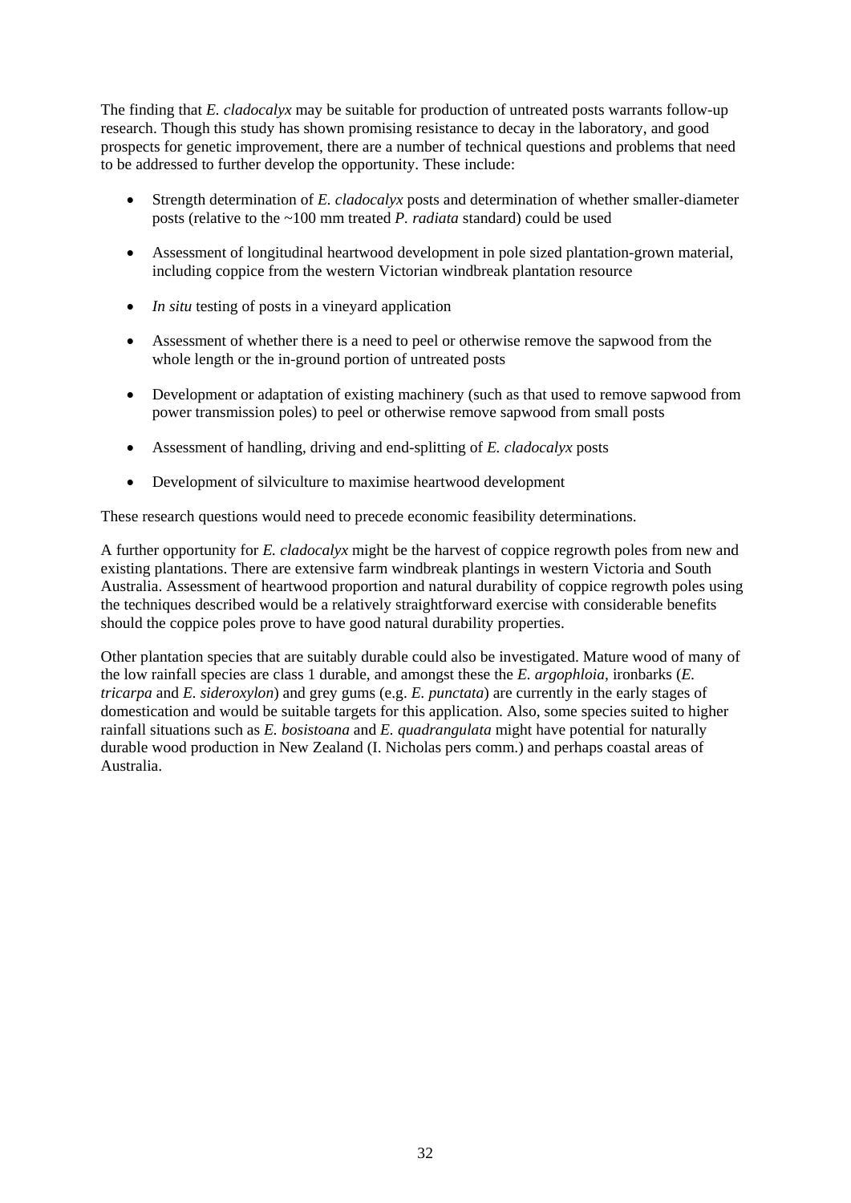The finding that *E. cladocalyx* may be suitable for production of untreated posts warrants follow-up research. Though this study has shown promising resistance to decay in the laboratory, and good prospects for genetic improvement, there are a number of technical questions and problems that need to be addressed to further develop the opportunity. These include:

- Strength determination of *E. cladocalyx* posts and determination of whether smaller-diameter posts (relative to the ~100 mm treated *P. radiata* standard) could be used
- Assessment of longitudinal heartwood development in pole sized plantation-grown material, including coppice from the western Victorian windbreak plantation resource
- *In situ* testing of posts in a vineyard application
- Assessment of whether there is a need to peel or otherwise remove the sapwood from the whole length or the in-ground portion of untreated posts
- Development or adaptation of existing machinery (such as that used to remove sapwood from power transmission poles) to peel or otherwise remove sapwood from small posts
- Assessment of handling, driving and end-splitting of *E. cladocalyx* posts
- Development of silviculture to maximise heartwood development

These research questions would need to precede economic feasibility determinations.

A further opportunity for *E. cladocalyx* might be the harvest of coppice regrowth poles from new and existing plantations. There are extensive farm windbreak plantings in western Victoria and South Australia. Assessment of heartwood proportion and natural durability of coppice regrowth poles using the techniques described would be a relatively straightforward exercise with considerable benefits should the coppice poles prove to have good natural durability properties.

Other plantation species that are suitably durable could also be investigated. Mature wood of many of the low rainfall species are class 1 durable, and amongst these the *E. argophloia*, ironbarks (*E. tricarpa* and *E. sideroxylon*) and grey gums (e.g. *E. punctata*) are currently in the early stages of domestication and would be suitable targets for this application. Also, some species suited to higher rainfall situations such as *E. bosistoana* and *E. quadrangulata* might have potential for naturally durable wood production in New Zealand (I. Nicholas pers comm.) and perhaps coastal areas of Australia.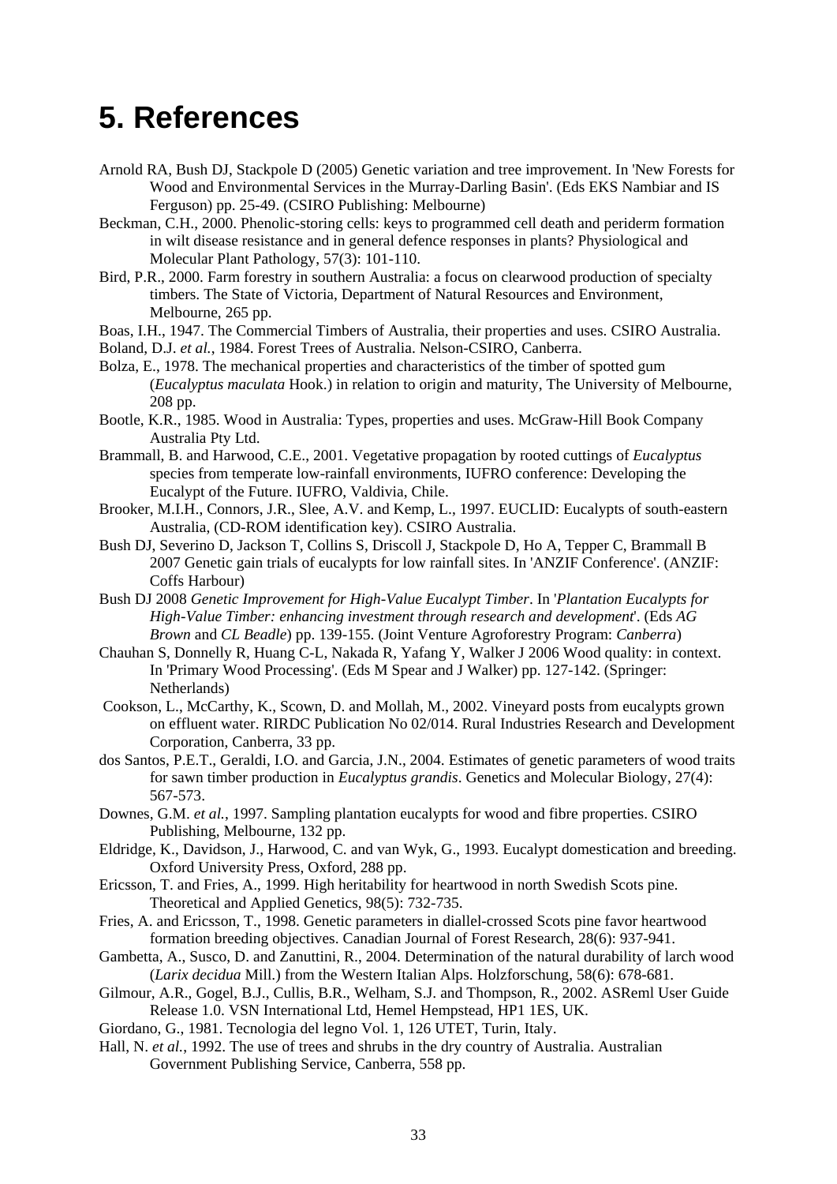# 5. References

Arnold RA, Bush DJ, Stackpole D (2005) Genetic variation and tree improvement. In 'New Forests for Wood and Environmental Services in the Murray-Darling Basin'. (Eds EKS Nambiar and IS Ferguson) pp. 25-49. (CSIRO Publishing: Melbourne)

Beckman, C.H., 2000. Phenolic-storing cells: keys to programmed cell death and periderm formation in wilt disease resistance and in general defence responses in plants? Physiological and Molecular Plant Pathology, 57(3): 101-110.

Bird, P.R., 2000. Farm forestry in southern Australia: a focus on clearwood production of specialty timbers. The State of Victoria, Department of Natural Resources and Environment, Melbourne, 265 pp.

Boas, I.H., 1947. The Commercial Timbers of Australia, their properties and uses. CSIRO Australia.

Boland, D.J. *et al.*, 1984. Forest Trees of Australia. Nelson-CSIRO, Canberra.

Bolza, E., 1978. The mechanical properties and characteristics of the timber of spotted gum (*Eucalyptus maculata* Hook.) in relation to origin and maturity, The University of Melbourne, 208 pp.

Bootle, K.R., 1985. Wood in Australia: Types, properties and uses. McGraw-Hill Book Company Australia Pty Ltd.

Brammall, B. and Harwood, C.E., 2001. Vegetative propagation by rooted cuttings of *Eucalyptus* species from temperate low-rainfall environments, IUFRO conference: Developing the Eucalypt of the Future. IUFRO, Valdivia, Chile.

Brooker, M.I.H., Connors, J.R., Slee, A.V. and Kemp, L., 1997. EUCLID: Eucalypts of south-eastern Australia, (CD-ROM identification key). CSIRO Australia.

Bush DJ, Severino D, Jackson T, Collins S, Driscoll J, Stackpole D, Ho A, Tepper C, Brammall B 2007 Genetic gain trials of eucalypts for low rainfall sites. In 'ANZIF Conference'. (ANZIF: Coffs Harbour)

Bush DJ 2008 *Genetic Improvement for High-Value Eucalypt Timber*. In '*Plantation Eucalypts for High-Value Timber: enhancing investment through research and development*'. (Eds *AG Brown* and *CL Beadle*) pp. 139-155. (Joint Venture Agroforestry Program: *Canberra*)

Chauhan S, Donnelly R, Huang C-L, Nakada R, Yafang Y, Walker J 2006 Wood quality: in context. In 'Primary Wood Processing'. (Eds M Spear and J Walker) pp. 127-142. (Springer: Netherlands)

Cookson, L., McCarthy, K., Scown, D. and Mollah, M., 2002. Vineyard posts from eucalypts grown on effluent water. RIRDC Publication No 02/014. Rural Industries Research and Development Corporation, Canberra, 33 pp.

dos Santos, P.E.T., Geraldi, I.O. and Garcia, J.N., 2004. Estimates of genetic parameters of wood traits for sawn timber production in *Eucalyptus grandis*. Genetics and Molecular Biology, 27(4): 567-573.

Downes, G.M. *et al.*, 1997. Sampling plantation eucalypts for wood and fibre properties. CSIRO Publishing, Melbourne, 132 pp.

Eldridge, K., Davidson, J., Harwood, C. and van Wyk, G., 1993. Eucalypt domestication and breeding. Oxford University Press, Oxford, 288 pp.

Ericsson, T. and Fries, A., 1999. High heritability for heartwood in north Swedish Scots pine. Theoretical and Applied Genetics, 98(5): 732-735.

Fries, A. and Ericsson, T., 1998. Genetic parameters in diallel-crossed Scots pine favor heartwood formation breeding objectives. Canadian Journal of Forest Research, 28(6): 937-941.

Gambetta, A., Susco, D. and Zanuttini, R., 2004. Determination of the natural durability of larch wood (*Larix decidua* Mill.) from the Western Italian Alps. Holzforschung, 58(6): 678-681.

Gilmour, A.R., Gogel, B.J., Cullis, B.R., Welham, S.J. and Thompson, R., 2002. ASReml User Guide Release 1.0. VSN International Ltd, Hemel Hempstead, HP1 1ES, UK.

Giordano, G., 1981. Tecnologia del legno Vol. 1, 126 UTET, Turin, Italy.

Hall, N. *et al.*, 1992. The use of trees and shrubs in the dry country of Australia. Australian Government Publishing Service, Canberra, 558 pp.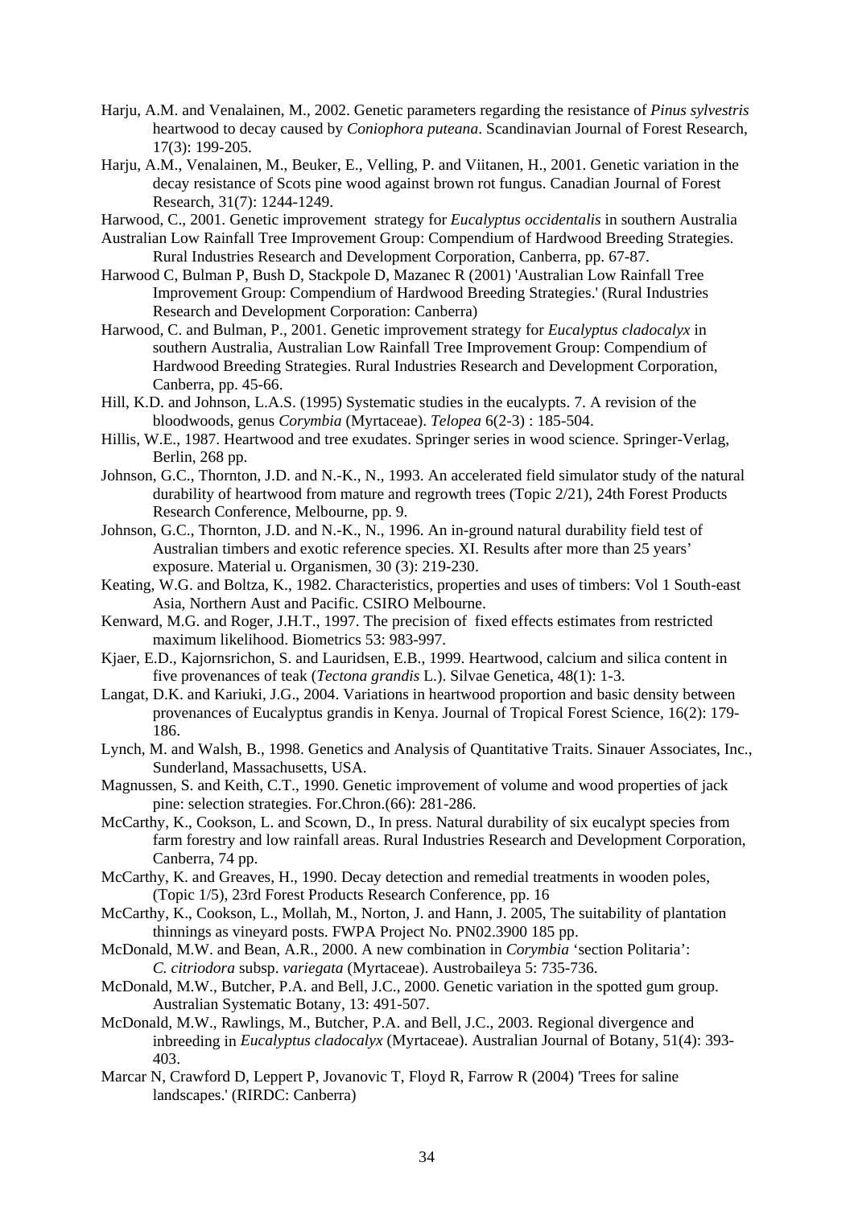Harju, A.M. and Venalainen, M., 2002. Genetic parameters regarding the resistance of *Pinus sylvestris* heartwood to decay caused by *Coniophora puteana*. Scandinavian Journal of Forest Research, 17(3): 199-205.

Harju, A.M., Venalainen, M., Beuker, E., Velling, P. and Viitanen, H., 2001. Genetic variation in the decay resistance of Scots pine wood against brown rot fungus. Canadian Journal of Forest Research, 31(7): 1244-1249.

Harwood, C., 2001. Genetic improvement strategy for *Eucalyptus occidentalis* in southern Australia

Australian Low Rainfall Tree Improvement Group: Compendium of Hardwood Breeding Strategies. Rural Industries Research and Development Corporation, Canberra, pp. 67-87.

Harwood C, Bulman P, Bush D, Stackpole D, Mazanec R (2001) 'Australian Low Rainfall Tree Improvement Group: Compendium of Hardwood Breeding Strategies.' (Rural Industries Research and Development Corporation: Canberra)

Harwood, C. and Bulman, P., 2001. Genetic improvement strategy for *Eucalyptus cladocalyx* in southern Australia, Australian Low Rainfall Tree Improvement Group: Compendium of Hardwood Breeding Strategies. Rural Industries Research and Development Corporation, Canberra, pp. 45-66.

Hill, K.D. and Johnson, L.A.S. (1995) Systematic studies in the eucalypts. 7. A revision of the bloodwoods, genus *Corymbia* (Myrtaceae). *Telopea* 6(2-3) : 185-504.

Hillis, W.E., 1987. Heartwood and tree exudates. Springer series in wood science. Springer-Verlag, Berlin, 268 pp.

Johnson, G.C., Thornton, J.D. and N.-K., N., 1993. An accelerated field simulator study of the natural durability of heartwood from mature and regrowth trees (Topic 2/21), 24th Forest Products Research Conference, Melbourne, pp. 9.

Johnson, G.C., Thornton, J.D. and N.-K., N., 1996. An in-ground natural durability field test of Australian timbers and exotic reference species. XI. Results after more than 25 years' exposure. Material u. Organismen, 30 (3): 219-230.

Keating, W.G. and Boltza, K., 1982. Characteristics, properties and uses of timbers: Vol 1 South-east Asia, Northern Aust and Pacific. CSIRO Melbourne.

Kenward, M.G. and Roger, J.H.T., 1997. The precision of fixed effects estimates from restricted maximum likelihood. Biometrics 53: 983-997.

Kjaer, E.D., Kajornsrichon, S. and Lauridsen, E.B., 1999. Heartwood, calcium and silica content in five provenances of teak (*Tectona grandis* L.). Silvae Genetica, 48(1): 1-3.

Langat, D.K. and Kariuki, J.G., 2004. Variations in heartwood proportion and basic density between provenances of Eucalyptus grandis in Kenya. Journal of Tropical Forest Science, 16(2): 179-186.

Lynch, M. and Walsh, B., 1998. Genetics and Analysis of Quantitative Traits. Sinauer Associates, Inc., Sunderland, Massachusetts, USA.

Magnussen, S. and Keith, C.T., 1990. Genetic improvement of volume and wood properties of jack pine: selection strategies. For.Chron.(66): 281-286.

McCarthy, K., Cookson, L. and Scown, D., In press. Natural durability of six eucalypt species from farm forestry and low rainfall areas. Rural Industries Research and Development Corporation, Canberra, 74 pp.

McCarthy, K. and Greaves, H., 1990. Decay detection and remedial treatments in wooden poles, (Topic 1/5), 23rd Forest Products Research Conference, pp. 16

McCarthy, K., Cookson, L., Mollah, M., Norton, J. and Hann, J. 2005, The suitability of plantation thinnings as vineyard posts. FWPA Project No. PN02.3900 185 pp.

McDonald, M.W. and Bean, A.R., 2000. A new combination in *Corymbia* 'section Politaria': *C. citriodora* subsp. *variegata* (Myrtaceae). Austrobaileya 5: 735-736.

McDonald, M.W., Butcher, P.A. and Bell, J.C., 2000. Genetic variation in the spotted gum group. Australian Systematic Botany, 13: 491-507.

McDonald, M.W., Rawlings, M., Butcher, P.A. and Bell, J.C., 2003. Regional divergence and inbreeding in *Eucalyptus cladocalyx* (Myrtaceae). Australian Journal of Botany, 51(4): 393-403.

Marcar N, Crawford D, Leppert P, Jovanovic T, Floyd R, Farrow R (2004) 'Trees for saline landscapes.' (RIRDC: Canberra)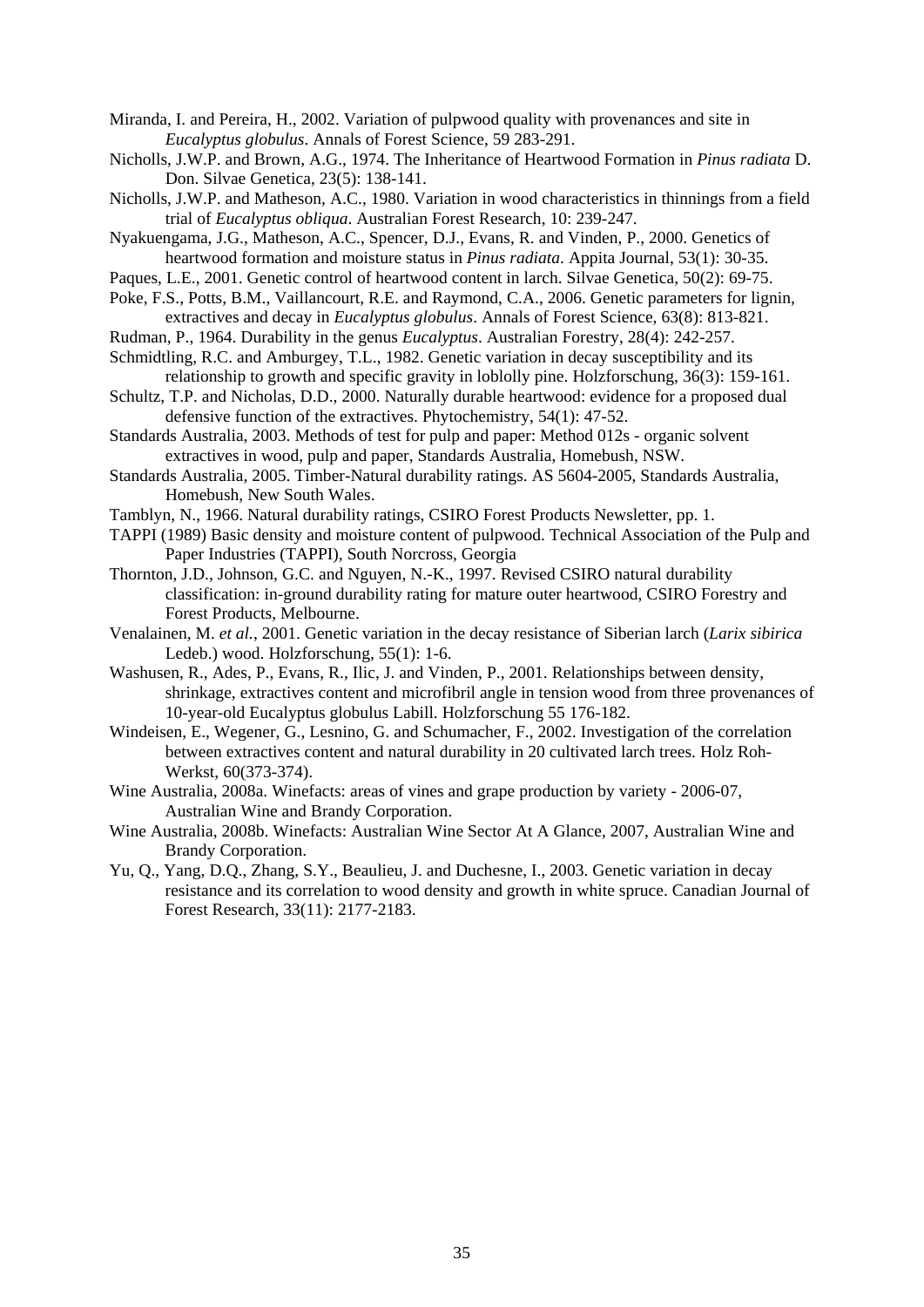Miranda, I. and Pereira, H., 2002. Variation of pulpwood quality with provenances and site in *Eucalyptus globulus*. Annals of Forest Science, 59 283-291.

Nicholls, J.W.P. and Brown, A.G., 1974. The Inheritance of Heartwood Formation in *Pinus radiata* D. Don. Silvae Genetica, 23(5): 138-141.

Nicholls, J.W.P. and Matheson, A.C., 1980. Variation in wood characteristics in thinnings from a field trial of *Eucalyptus obliqua*. Australian Forest Research, 10: 239-247.

Nyakuengama, J.G., Matheson, A.C., Spencer, D.J., Evans, R. and Vinden, P., 2000. Genetics of heartwood formation and moisture status in *Pinus radiata*. Appita Journal, 53(1): 30-35.

Paques, L.E., 2001. Genetic control of heartwood content in larch. Silvae Genetica, 50(2): 69-75.

Poke, F.S., Potts, B.M., Vaillancourt, R.E. and Raymond, C.A., 2006. Genetic parameters for lignin, extractives and decay in *Eucalyptus globulus*. Annals of Forest Science, 63(8): 813-821.

Rudman, P., 1964. Durability in the genus *Eucalyptus*. Australian Forestry, 28(4): 242-257.

Schmidtling, R.C. and Amburgey, T.L., 1982. Genetic variation in decay susceptibility and its relationship to growth and specific gravity in loblolly pine. Holzforschung, 36(3): 159-161.

Schultz, T.P. and Nicholas, D.D., 2000. Naturally durable heartwood: evidence for a proposed dual defensive function of the extractives. Phytochemistry, 54(1): 47-52.

Standards Australia, 2003. Methods of test for pulp and paper: Method 012s - organic solvent extractives in wood, pulp and paper, Standards Australia, Homebush, NSW.

Standards Australia, 2005. Timber-Natural durability ratings. AS 5604-2005, Standards Australia, Homebush, New South Wales.

Tamblyn, N., 1966. Natural durability ratings, CSIRO Forest Products Newsletter, pp. 1.

TAPPI (1989) Basic density and moisture content of pulpwood. Technical Association of the Pulp and Paper Industries (TAPPI), South Norcross, Georgia

Thornton, J.D., Johnson, G.C. and Nguyen, N.-K., 1997. Revised CSIRO natural durability classification: in-ground durability rating for mature outer heartwood, CSIRO Forestry and Forest Products, Melbourne.

Venalainen, M. *et al.*, 2001. Genetic variation in the decay resistance of Siberian larch (*Larix sibirica* Ledeb.) wood. Holzforschung, 55(1): 1-6.

Washusen, R., Ades, P., Evans, R., Ilic, J. and Vinden, P., 2001. Relationships between density, shrinkage, extractives content and microfibril angle in tension wood from three provenances of 10-year-old Eucalyptus globulus Labill. Holzforschung 55 176-182.

Windeisen, E., Wegener, G., Lesnino, G. and Schumacher, F., 2002. Investigation of the correlation between extractives content and natural durability in 20 cultivated larch trees. Holz Roh-Werkst, 60(373-374).

Wine Australia, 2008a. Winefacts: areas of vines and grape production by variety - 2006-07, Australian Wine and Brandy Corporation.

Wine Australia, 2008b. Winefacts: Australian Wine Sector At A Glance, 2007, Australian Wine and Brandy Corporation.

Yu, Q., Yang, D.Q., Zhang, S.Y., Beaulieu, J. and Duchesne, I., 2003. Genetic variation in decay resistance and its correlation to wood density and growth in white spruce. Canadian Journal of Forest Research, 33(11): 2177-2183.